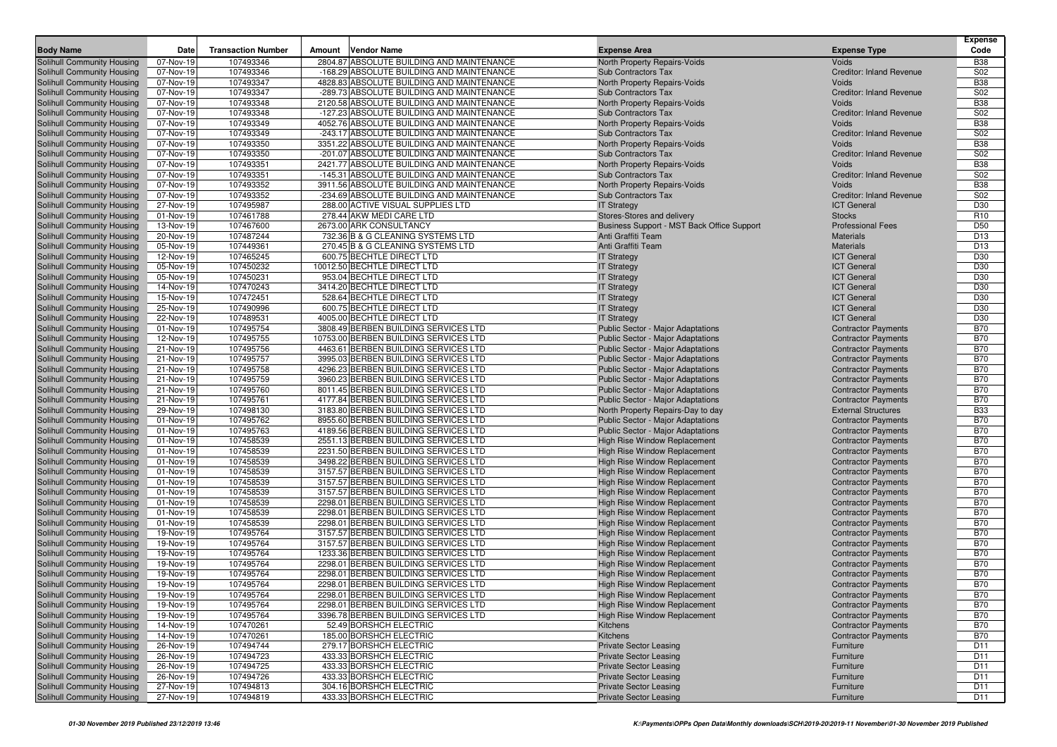| Body Name | Date | Transaction Number | Amount | Vendor Name | Expense Area | Expense Type | Expense Code |
|---|---|---|---|---|---|---|---|
| Solihull Community Housing | 07-Nov-19 | 107493346 | 2804.87 | ABSOLUTE BUILDING AND MAINTENANCE | North Property Repairs-Voids | Voids | B38 |
| Solihull Community Housing | 07-Nov-19 | 107493346 | -168.29 | ABSOLUTE BUILDING AND MAINTENANCE | Sub Contractors Tax | Creditor: Inland Revenue | S02 |
| Solihull Community Housing | 07-Nov-19 | 107493347 | 4828.83 | ABSOLUTE BUILDING AND MAINTENANCE | North Property Repairs-Voids | Voids | B38 |
| Solihull Community Housing | 07-Nov-19 | 107493347 | -289.73 | ABSOLUTE BUILDING AND MAINTENANCE | Sub Contractors Tax | Creditor: Inland Revenue | S02 |
| Solihull Community Housing | 07-Nov-19 | 107493348 | 2120.58 | ABSOLUTE BUILDING AND MAINTENANCE | North Property Repairs-Voids | Voids | B38 |
| Solihull Community Housing | 07-Nov-19 | 107493348 | -127.23 | ABSOLUTE BUILDING AND MAINTENANCE | Sub Contractors Tax | Creditor: Inland Revenue | S02 |
| Solihull Community Housing | 07-Nov-19 | 107493349 | 4052.76 | ABSOLUTE BUILDING AND MAINTENANCE | North Property Repairs-Voids | Voids | B38 |
| Solihull Community Housing | 07-Nov-19 | 107493349 | -243.17 | ABSOLUTE BUILDING AND MAINTENANCE | Sub Contractors Tax | Creditor: Inland Revenue | S02 |
| Solihull Community Housing | 07-Nov-19 | 107493350 | 3351.22 | ABSOLUTE BUILDING AND MAINTENANCE | North Property Repairs-Voids | Voids | B38 |
| Solihull Community Housing | 07-Nov-19 | 107493350 | -201.07 | ABSOLUTE BUILDING AND MAINTENANCE | Sub Contractors Tax | Creditor: Inland Revenue | S02 |
| Solihull Community Housing | 07-Nov-19 | 107493351 | 2421.77 | ABSOLUTE BUILDING AND MAINTENANCE | North Property Repairs-Voids | Voids | B38 |
| Solihull Community Housing | 07-Nov-19 | 107493351 | -145.31 | ABSOLUTE BUILDING AND MAINTENANCE | Sub Contractors Tax | Creditor: Inland Revenue | S02 |
| Solihull Community Housing | 07-Nov-19 | 107493352 | 3911.56 | ABSOLUTE BUILDING AND MAINTENANCE | North Property Repairs-Voids | Voids | B38 |
| Solihull Community Housing | 07-Nov-19 | 107493352 | -234.69 | ABSOLUTE BUILDING AND MAINTENANCE | Sub Contractors Tax | Creditor: Inland Revenue | S02 |
| Solihull Community Housing | 27-Nov-19 | 107495987 | 288.00 | ACTIVE VISUAL SUPPLIES LTD | IT Strategy | ICT General | D30 |
| Solihull Community Housing | 01-Nov-19 | 107461788 | 278.44 | AKW MEDI CARE LTD | Stores-Stores and delivery | Stocks | R10 |
| Solihull Community Housing | 13-Nov-19 | 107467600 | 2673.00 | ARK CONSULTANCY | Business Support - MST Back Office Support | Professional Fees | D50 |
| Solihull Community Housing | 20-Nov-19 | 107487244 | 732.36 | B & G CLEANING SYSTEMS LTD | Anti Graffiti Team | Materials | D13 |
| Solihull Community Housing | 05-Nov-19 | 107449361 | 270.45 | B & G CLEANING SYSTEMS LTD | Anti Graffiti Team | Materials | D13 |
| Solihull Community Housing | 12-Nov-19 | 107465245 | 600.75 | BECHTLE DIRECT LTD | IT Strategy | ICT General | D30 |
| Solihull Community Housing | 05-Nov-19 | 107450232 | 10012.50 | BECHTLE DIRECT LTD | IT Strategy | ICT General | D30 |
| Solihull Community Housing | 05-Nov-19 | 107450231 | 953.04 | BECHTLE DIRECT LTD | IT Strategy | ICT General | D30 |
| Solihull Community Housing | 14-Nov-19 | 107470243 | 3414.20 | BECHTLE DIRECT LTD | IT Strategy | ICT General | D30 |
| Solihull Community Housing | 15-Nov-19 | 107472451 | 528.64 | BECHTLE DIRECT LTD | IT Strategy | ICT General | D30 |
| Solihull Community Housing | 25-Nov-19 | 107490996 | 600.75 | BECHTLE DIRECT LTD | IT Strategy | ICT General | D30 |
| Solihull Community Housing | 22-Nov-19 | 107489531 | 4005.00 | BECHTLE DIRECT LTD | IT Strategy | ICT General | D30 |
| Solihull Community Housing | 01-Nov-19 | 107495754 | 3808.49 | BERBEN BUILDING SERVICES LTD | Public Sector - Major Adaptations | Contractor Payments | B70 |
| Solihull Community Housing | 12-Nov-19 | 107495755 | 10753.00 | BERBEN BUILDING SERVICES LTD | Public Sector - Major Adaptations | Contractor Payments | B70 |
| Solihull Community Housing | 21-Nov-19 | 107495756 | 4463.61 | BERBEN BUILDING SERVICES LTD | Public Sector - Major Adaptations | Contractor Payments | B70 |
| Solihull Community Housing | 21-Nov-19 | 107495757 | 3995.03 | BERBEN BUILDING SERVICES LTD | Public Sector - Major Adaptations | Contractor Payments | B70 |
| Solihull Community Housing | 21-Nov-19 | 107495758 | 4296.23 | BERBEN BUILDING SERVICES LTD | Public Sector - Major Adaptations | Contractor Payments | B70 |
| Solihull Community Housing | 21-Nov-19 | 107495759 | 3960.23 | BERBEN BUILDING SERVICES LTD | Public Sector - Major Adaptations | Contractor Payments | B70 |
| Solihull Community Housing | 21-Nov-19 | 107495760 | 8011.45 | BERBEN BUILDING SERVICES LTD | Public Sector - Major Adaptations | Contractor Payments | B70 |
| Solihull Community Housing | 21-Nov-19 | 107495761 | 4177.84 | BERBEN BUILDING SERVICES LTD | Public Sector - Major Adaptations | Contractor Payments | B70 |
| Solihull Community Housing | 29-Nov-19 | 107498130 | 3183.80 | BERBEN BUILDING SERVICES LTD | North Property Repairs-Day to day | External Structures | B33 |
| Solihull Community Housing | 01-Nov-19 | 107495762 | 8955.60 | BERBEN BUILDING SERVICES LTD | Public Sector - Major Adaptations | Contractor Payments | B70 |
| Solihull Community Housing | 01-Nov-19 | 107495763 | 4189.56 | BERBEN BUILDING SERVICES LTD | Public Sector - Major Adaptations | Contractor Payments | B70 |
| Solihull Community Housing | 01-Nov-19 | 107458539 | 2551.13 | BERBEN BUILDING SERVICES LTD | High Rise Window Replacement | Contractor Payments | B70 |
| Solihull Community Housing | 01-Nov-19 | 107458539 | 2231.50 | BERBEN BUILDING SERVICES LTD | High Rise Window Replacement | Contractor Payments | B70 |
| Solihull Community Housing | 01-Nov-19 | 107458539 | 3498.22 | BERBEN BUILDING SERVICES LTD | High Rise Window Replacement | Contractor Payments | B70 |
| Solihull Community Housing | 01-Nov-19 | 107458539 | 3157.57 | BERBEN BUILDING SERVICES LTD | High Rise Window Replacement | Contractor Payments | B70 |
| Solihull Community Housing | 01-Nov-19 | 107458539 | 3157.57 | BERBEN BUILDING SERVICES LTD | High Rise Window Replacement | Contractor Payments | B70 |
| Solihull Community Housing | 01-Nov-19 | 107458539 | 3157.57 | BERBEN BUILDING SERVICES LTD | High Rise Window Replacement | Contractor Payments | B70 |
| Solihull Community Housing | 01-Nov-19 | 107458539 | 2298.01 | BERBEN BUILDING SERVICES LTD | High Rise Window Replacement | Contractor Payments | B70 |
| Solihull Community Housing | 01-Nov-19 | 107458539 | 2298.01 | BERBEN BUILDING SERVICES LTD | High Rise Window Replacement | Contractor Payments | B70 |
| Solihull Community Housing | 01-Nov-19 | 107458539 | 2298.01 | BERBEN BUILDING SERVICES LTD | High Rise Window Replacement | Contractor Payments | B70 |
| Solihull Community Housing | 19-Nov-19 | 107495764 | 3157.57 | BERBEN BUILDING SERVICES LTD | High Rise Window Replacement | Contractor Payments | B70 |
| Solihull Community Housing | 19-Nov-19 | 107495764 | 3157.57 | BERBEN BUILDING SERVICES LTD | High Rise Window Replacement | Contractor Payments | B70 |
| Solihull Community Housing | 19-Nov-19 | 107495764 | 1233.36 | BERBEN BUILDING SERVICES LTD | High Rise Window Replacement | Contractor Payments | B70 |
| Solihull Community Housing | 19-Nov-19 | 107495764 | 2298.01 | BERBEN BUILDING SERVICES LTD | High Rise Window Replacement | Contractor Payments | B70 |
| Solihull Community Housing | 19-Nov-19 | 107495764 | 2298.01 | BERBEN BUILDING SERVICES LTD | High Rise Window Replacement | Contractor Payments | B70 |
| Solihull Community Housing | 19-Nov-19 | 107495764 | 2298.01 | BERBEN BUILDING SERVICES LTD | High Rise Window Replacement | Contractor Payments | B70 |
| Solihull Community Housing | 19-Nov-19 | 107495764 | 2298.01 | BERBEN BUILDING SERVICES LTD | High Rise Window Replacement | Contractor Payments | B70 |
| Solihull Community Housing | 19-Nov-19 | 107495764 | 2298.01 | BERBEN BUILDING SERVICES LTD | High Rise Window Replacement | Contractor Payments | B70 |
| Solihull Community Housing | 19-Nov-19 | 107495764 | 3396.78 | BERBEN BUILDING SERVICES LTD | High Rise Window Replacement | Contractor Payments | B70 |
| Solihull Community Housing | 14-Nov-19 | 107470261 | 52.49 | BORSHCH ELECTRIC | Kitchens | Contractor Payments | B70 |
| Solihull Community Housing | 14-Nov-19 | 107470261 | 185.00 | BORSHCH ELECTRIC | Kitchens | Contractor Payments | B70 |
| Solihull Community Housing | 26-Nov-19 | 107494744 | 279.17 | BORSHCH ELECTRIC | Private Sector Leasing | Furniture | D11 |
| Solihull Community Housing | 26-Nov-19 | 107494723 | 433.33 | BORSHCH ELECTRIC | Private Sector Leasing | Furniture | D11 |
| Solihull Community Housing | 26-Nov-19 | 107494725 | 433.33 | BORSHCH ELECTRIC | Private Sector Leasing | Furniture | D11 |
| Solihull Community Housing | 26-Nov-19 | 107494726 | 433.33 | BORSHCH ELECTRIC | Private Sector Leasing | Furniture | D11 |
| Solihull Community Housing | 27-Nov-19 | 107494813 | 304.16 | BORSHCH ELECTRIC | Private Sector Leasing | Furniture | D11 |
| Solihull Community Housing | 27-Nov-19 | 107494819 | 433.33 | BORSHCH ELECTRIC | Private Sector Leasing | Furniture | D11 |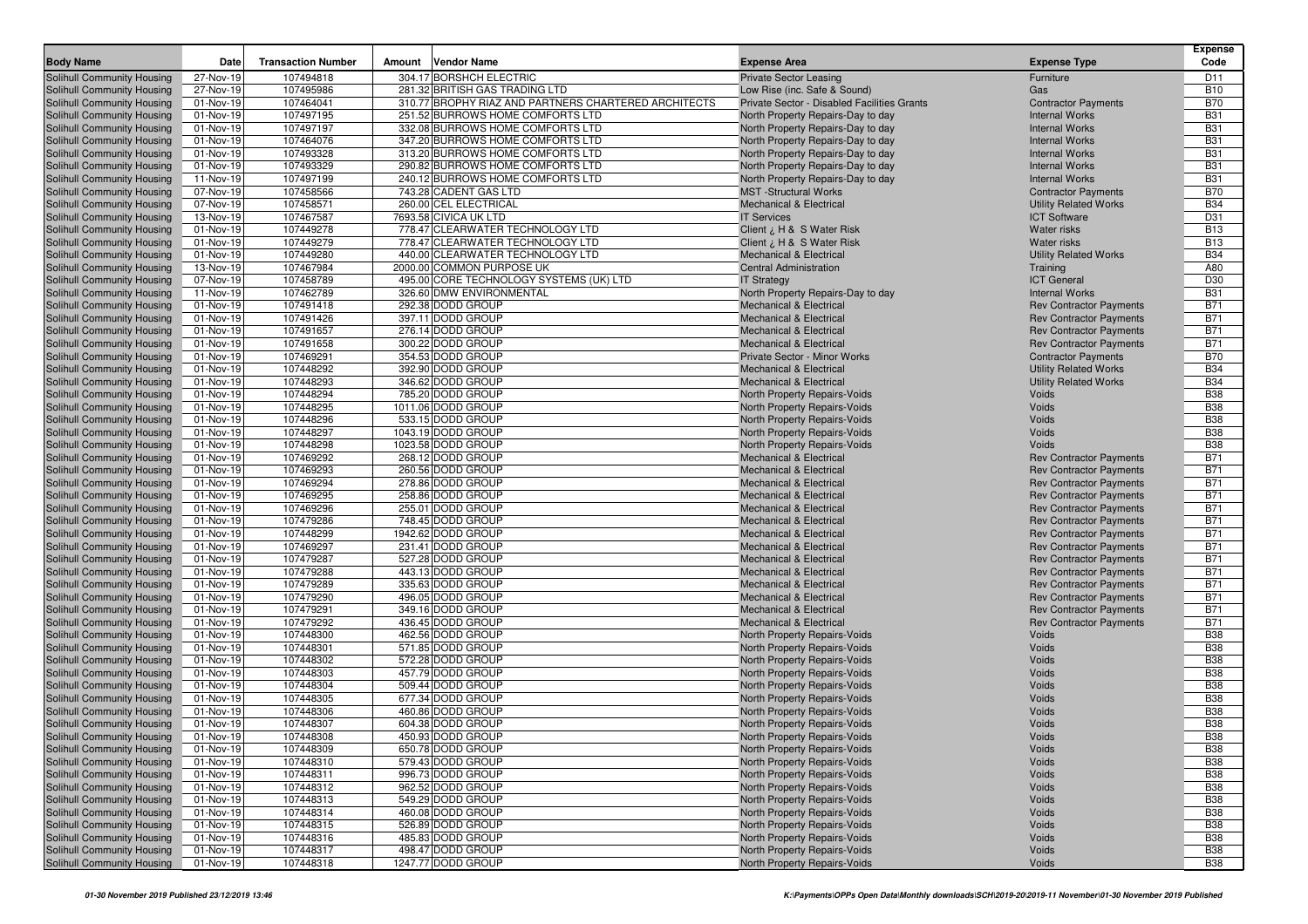| Body Name | Date | Transaction Number | Amount | Vendor Name | Expense Area | Expense Type | Expense Code |
|---|---|---|---|---|---|---|---|
| Solihull Community Housing | 27-Nov-19 | 107494818 | 304.17 | BORSHCH ELECTRIC | Private Sector Leasing | Furniture | D11 |
| Solihull Community Housing | 27-Nov-19 | 107495986 | 281.32 | BRITISH GAS TRADING LTD | Low Rise (inc. Safe & Sound) | Gas | B10 |
| Solihull Community Housing | 01-Nov-19 | 107464041 | 310.77 | BROPHY RIAZ AND PARTNERS CHARTERED ARCHITECTS | Private Sector - Disabled Facilities Grants | Contractor Payments | B70 |
| Solihull Community Housing | 01-Nov-19 | 107497195 | 251.52 | BURROWS HOME COMFORTS LTD | North Property Repairs-Day to day | Internal Works | B31 |
| Solihull Community Housing | 01-Nov-19 | 107497197 | 332.08 | BURROWS HOME COMFORTS LTD | North Property Repairs-Day to day | Internal Works | B31 |
| Solihull Community Housing | 01-Nov-19 | 107464076 | 347.20 | BURROWS HOME COMFORTS LTD | North Property Repairs-Day to day | Internal Works | B31 |
| Solihull Community Housing | 01-Nov-19 | 107493328 | 313.20 | BURROWS HOME COMFORTS LTD | North Property Repairs-Day to day | Internal Works | B31 |
| Solihull Community Housing | 01-Nov-19 | 107493329 | 290.82 | BURROWS HOME COMFORTS LTD | North Property Repairs-Day to day | Internal Works | B31 |
| Solihull Community Housing | 11-Nov-19 | 107497199 | 240.12 | BURROWS HOME COMFORTS LTD | North Property Repairs-Day to day | Internal Works | B31 |
| Solihull Community Housing | 07-Nov-19 | 107458566 | 743.28 | CADENT GAS LTD | MST -Structural Works | Contractor Payments | B70 |
| Solihull Community Housing | 07-Nov-19 | 107458571 | 260.00 | CEL ELECTRICAL | Mechanical & Electrical | Utility Related Works | B34 |
| Solihull Community Housing | 13-Nov-19 | 107467587 | 7693.58 | CIVICA UK LTD | IT Services | ICT Software | D31 |
| Solihull Community Housing | 01-Nov-19 | 107449278 | 778.47 | CLEARWATER TECHNOLOGY LTD | Client ¿ H & S Water Risk | Water risks | B13 |
| Solihull Community Housing | 01-Nov-19 | 107449279 | 778.47 | CLEARWATER TECHNOLOGY LTD | Client ¿ H & S Water Risk | Water risks | B13 |
| Solihull Community Housing | 01-Nov-19 | 107449280 | 440.00 | CLEARWATER TECHNOLOGY LTD | Mechanical & Electrical | Utility Related Works | B34 |
| Solihull Community Housing | 13-Nov-19 | 107467984 | 2000.00 | COMMON PURPOSE UK | Central Administration | Training | A80 |
| Solihull Community Housing | 07-Nov-19 | 107458789 | 495.00 | CORE TECHNOLOGY SYSTEMS (UK) LTD | IT Strategy | ICT General | D30 |
| Solihull Community Housing | 11-Nov-19 | 107462789 | 326.60 | DMW ENVIRONMENTAL | North Property Repairs-Day to day | Internal Works | B31 |
| Solihull Community Housing | 01-Nov-19 | 107491418 | 292.38 | DODD GROUP | Mechanical & Electrical | Rev Contractor Payments | B71 |
| Solihull Community Housing | 01-Nov-19 | 107491426 | 397.11 | DODD GROUP | Mechanical & Electrical | Rev Contractor Payments | B71 |
| Solihull Community Housing | 01-Nov-19 | 107491657 | 276.14 | DODD GROUP | Mechanical & Electrical | Rev Contractor Payments | B71 |
| Solihull Community Housing | 01-Nov-19 | 107491658 | 300.22 | DODD GROUP | Mechanical & Electrical | Rev Contractor Payments | B71 |
| Solihull Community Housing | 01-Nov-19 | 107469291 | 354.53 | DODD GROUP | Private Sector - Minor Works | Contractor Payments | B70 |
| Solihull Community Housing | 01-Nov-19 | 107448292 | 392.90 | DODD GROUP | Mechanical & Electrical | Utility Related Works | B34 |
| Solihull Community Housing | 01-Nov-19 | 107448293 | 346.62 | DODD GROUP | Mechanical & Electrical | Utility Related Works | B34 |
| Solihull Community Housing | 01-Nov-19 | 107448294 | 785.20 | DODD GROUP | North Property Repairs-Voids | Voids | B38 |
| Solihull Community Housing | 01-Nov-19 | 107448295 | 1011.06 | DODD GROUP | North Property Repairs-Voids | Voids | B38 |
| Solihull Community Housing | 01-Nov-19 | 107448296 | 533.15 | DODD GROUP | North Property Repairs-Voids | Voids | B38 |
| Solihull Community Housing | 01-Nov-19 | 107448297 | 1043.19 | DODD GROUP | North Property Repairs-Voids | Voids | B38 |
| Solihull Community Housing | 01-Nov-19 | 107448298 | 1023.58 | DODD GROUP | North Property Repairs-Voids | Voids | B38 |
| Solihull Community Housing | 01-Nov-19 | 107469292 | 268.12 | DODD GROUP | Mechanical & Electrical | Rev Contractor Payments | B71 |
| Solihull Community Housing | 01-Nov-19 | 107469293 | 260.56 | DODD GROUP | Mechanical & Electrical | Rev Contractor Payments | B71 |
| Solihull Community Housing | 01-Nov-19 | 107469294 | 278.86 | DODD GROUP | Mechanical & Electrical | Rev Contractor Payments | B71 |
| Solihull Community Housing | 01-Nov-19 | 107469295 | 258.86 | DODD GROUP | Mechanical & Electrical | Rev Contractor Payments | B71 |
| Solihull Community Housing | 01-Nov-19 | 107469296 | 255.01 | DODD GROUP | Mechanical & Electrical | Rev Contractor Payments | B71 |
| Solihull Community Housing | 01-Nov-19 | 107479286 | 748.45 | DODD GROUP | Mechanical & Electrical | Rev Contractor Payments | B71 |
| Solihull Community Housing | 01-Nov-19 | 107448299 | 1942.62 | DODD GROUP | Mechanical & Electrical | Rev Contractor Payments | B71 |
| Solihull Community Housing | 01-Nov-19 | 107469297 | 231.41 | DODD GROUP | Mechanical & Electrical | Rev Contractor Payments | B71 |
| Solihull Community Housing | 01-Nov-19 | 107479287 | 527.28 | DODD GROUP | Mechanical & Electrical | Rev Contractor Payments | B71 |
| Solihull Community Housing | 01-Nov-19 | 107479288 | 443.13 | DODD GROUP | Mechanical & Electrical | Rev Contractor Payments | B71 |
| Solihull Community Housing | 01-Nov-19 | 107479289 | 335.63 | DODD GROUP | Mechanical & Electrical | Rev Contractor Payments | B71 |
| Solihull Community Housing | 01-Nov-19 | 107479290 | 496.05 | DODD GROUP | Mechanical & Electrical | Rev Contractor Payments | B71 |
| Solihull Community Housing | 01-Nov-19 | 107479291 | 349.16 | DODD GROUP | Mechanical & Electrical | Rev Contractor Payments | B71 |
| Solihull Community Housing | 01-Nov-19 | 107479292 | 436.45 | DODD GROUP | Mechanical & Electrical | Rev Contractor Payments | B71 |
| Solihull Community Housing | 01-Nov-19 | 107448300 | 462.56 | DODD GROUP | North Property Repairs-Voids | Voids | B38 |
| Solihull Community Housing | 01-Nov-19 | 107448301 | 571.85 | DODD GROUP | North Property Repairs-Voids | Voids | B38 |
| Solihull Community Housing | 01-Nov-19 | 107448302 | 572.28 | DODD GROUP | North Property Repairs-Voids | Voids | B38 |
| Solihull Community Housing | 01-Nov-19 | 107448303 | 457.79 | DODD GROUP | North Property Repairs-Voids | Voids | B38 |
| Solihull Community Housing | 01-Nov-19 | 107448304 | 509.44 | DODD GROUP | North Property Repairs-Voids | Voids | B38 |
| Solihull Community Housing | 01-Nov-19 | 107448305 | 677.34 | DODD GROUP | North Property Repairs-Voids | Voids | B38 |
| Solihull Community Housing | 01-Nov-19 | 107448306 | 460.86 | DODD GROUP | North Property Repairs-Voids | Voids | B38 |
| Solihull Community Housing | 01-Nov-19 | 107448307 | 604.38 | DODD GROUP | North Property Repairs-Voids | Voids | B38 |
| Solihull Community Housing | 01-Nov-19 | 107448308 | 450.93 | DODD GROUP | North Property Repairs-Voids | Voids | B38 |
| Solihull Community Housing | 01-Nov-19 | 107448309 | 650.78 | DODD GROUP | North Property Repairs-Voids | Voids | B38 |
| Solihull Community Housing | 01-Nov-19 | 107448310 | 579.43 | DODD GROUP | North Property Repairs-Voids | Voids | B38 |
| Solihull Community Housing | 01-Nov-19 | 107448311 | 996.73 | DODD GROUP | North Property Repairs-Voids | Voids | B38 |
| Solihull Community Housing | 01-Nov-19 | 107448312 | 962.52 | DODD GROUP | North Property Repairs-Voids | Voids | B38 |
| Solihull Community Housing | 01-Nov-19 | 107448313 | 549.29 | DODD GROUP | North Property Repairs-Voids | Voids | B38 |
| Solihull Community Housing | 01-Nov-19 | 107448314 | 460.08 | DODD GROUP | North Property Repairs-Voids | Voids | B38 |
| Solihull Community Housing | 01-Nov-19 | 107448315 | 526.89 | DODD GROUP | North Property Repairs-Voids | Voids | B38 |
| Solihull Community Housing | 01-Nov-19 | 107448316 | 485.83 | DODD GROUP | North Property Repairs-Voids | Voids | B38 |
| Solihull Community Housing | 01-Nov-19 | 107448317 | 498.47 | DODD GROUP | North Property Repairs-Voids | Voids | B38 |
| Solihull Community Housing | 01-Nov-19 | 107448318 | 1247.77 | DODD GROUP | North Property Repairs-Voids | Voids | B38 |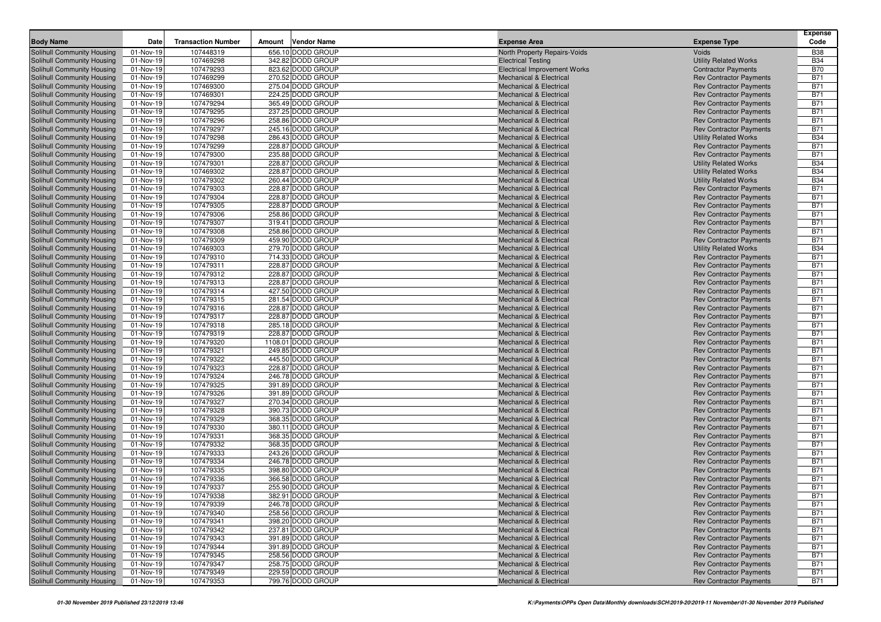| Body Name | Date | Transaction Number | Amount | Vendor Name | Expense Area | Expense Type | Expense Code |
|---|---|---|---|---|---|---|---|
| Solihull Community Housing | 01-Nov-19 | 107448319 | 656.10 | DODD GROUP | North Property Repairs-Voids | Voids | B38 |
| Solihull Community Housing | 01-Nov-19 | 107469298 | 342.82 | DODD GROUP | Electrical Testing | Utility Related Works | B34 |
| Solihull Community Housing | 01-Nov-19 | 107479293 | 823.62 | DODD GROUP | Electrical Improvement Works | Contractor Payments | B70 |
| Solihull Community Housing | 01-Nov-19 | 107469299 | 270.52 | DODD GROUP | Mechanical & Electrical | Rev Contractor Payments | B71 |
| Solihull Community Housing | 01-Nov-19 | 107469300 | 275.04 | DODD GROUP | Mechanical & Electrical | Rev Contractor Payments | B71 |
| Solihull Community Housing | 01-Nov-19 | 107469301 | 224.25 | DODD GROUP | Mechanical & Electrical | Rev Contractor Payments | B71 |
| Solihull Community Housing | 01-Nov-19 | 107479294 | 365.49 | DODD GROUP | Mechanical & Electrical | Rev Contractor Payments | B71 |
| Solihull Community Housing | 01-Nov-19 | 107479295 | 237.25 | DODD GROUP | Mechanical & Electrical | Rev Contractor Payments | B71 |
| Solihull Community Housing | 01-Nov-19 | 107479296 | 258.86 | DODD GROUP | Mechanical & Electrical | Rev Contractor Payments | B71 |
| Solihull Community Housing | 01-Nov-19 | 107479297 | 245.16 | DODD GROUP | Mechanical & Electrical | Rev Contractor Payments | B71 |
| Solihull Community Housing | 01-Nov-19 | 107479298 | 286.43 | DODD GROUP | Mechanical & Electrical | Utility Related Works | B34 |
| Solihull Community Housing | 01-Nov-19 | 107479299 | 228.87 | DODD GROUP | Mechanical & Electrical | Rev Contractor Payments | B71 |
| Solihull Community Housing | 01-Nov-19 | 107479300 | 235.88 | DODD GROUP | Mechanical & Electrical | Rev Contractor Payments | B71 |
| Solihull Community Housing | 01-Nov-19 | 107479301 | 228.87 | DODD GROUP | Mechanical & Electrical | Utility Related Works | B34 |
| Solihull Community Housing | 01-Nov-19 | 107469302 | 228.87 | DODD GROUP | Mechanical & Electrical | Utility Related Works | B34 |
| Solihull Community Housing | 01-Nov-19 | 107479302 | 260.44 | DODD GROUP | Mechanical & Electrical | Utility Related Works | B34 |
| Solihull Community Housing | 01-Nov-19 | 107479303 | 228.87 | DODD GROUP | Mechanical & Electrical | Rev Contractor Payments | B71 |
| Solihull Community Housing | 01-Nov-19 | 107479304 | 228.87 | DODD GROUP | Mechanical & Electrical | Rev Contractor Payments | B71 |
| Solihull Community Housing | 01-Nov-19 | 107479305 | 228.87 | DODD GROUP | Mechanical & Electrical | Rev Contractor Payments | B71 |
| Solihull Community Housing | 01-Nov-19 | 107479306 | 258.86 | DODD GROUP | Mechanical & Electrical | Rev Contractor Payments | B71 |
| Solihull Community Housing | 01-Nov-19 | 107479307 | 319.41 | DODD GROUP | Mechanical & Electrical | Rev Contractor Payments | B71 |
| Solihull Community Housing | 01-Nov-19 | 107479308 | 258.86 | DODD GROUP | Mechanical & Electrical | Rev Contractor Payments | B71 |
| Solihull Community Housing | 01-Nov-19 | 107479309 | 459.90 | DODD GROUP | Mechanical & Electrical | Rev Contractor Payments | B71 |
| Solihull Community Housing | 01-Nov-19 | 107469303 | 279.70 | DODD GROUP | Mechanical & Electrical | Utility Related Works | B34 |
| Solihull Community Housing | 01-Nov-19 | 107479310 | 714.33 | DODD GROUP | Mechanical & Electrical | Rev Contractor Payments | B71 |
| Solihull Community Housing | 01-Nov-19 | 107479311 | 228.87 | DODD GROUP | Mechanical & Electrical | Rev Contractor Payments | B71 |
| Solihull Community Housing | 01-Nov-19 | 107479312 | 228.87 | DODD GROUP | Mechanical & Electrical | Rev Contractor Payments | B71 |
| Solihull Community Housing | 01-Nov-19 | 107479313 | 228.87 | DODD GROUP | Mechanical & Electrical | Rev Contractor Payments | B71 |
| Solihull Community Housing | 01-Nov-19 | 107479314 | 427.50 | DODD GROUP | Mechanical & Electrical | Rev Contractor Payments | B71 |
| Solihull Community Housing | 01-Nov-19 | 107479315 | 281.54 | DODD GROUP | Mechanical & Electrical | Rev Contractor Payments | B71 |
| Solihull Community Housing | 01-Nov-19 | 107479316 | 228.87 | DODD GROUP | Mechanical & Electrical | Rev Contractor Payments | B71 |
| Solihull Community Housing | 01-Nov-19 | 107479317 | 228.87 | DODD GROUP | Mechanical & Electrical | Rev Contractor Payments | B71 |
| Solihull Community Housing | 01-Nov-19 | 107479318 | 285.18 | DODD GROUP | Mechanical & Electrical | Rev Contractor Payments | B71 |
| Solihull Community Housing | 01-Nov-19 | 107479319 | 228.87 | DODD GROUP | Mechanical & Electrical | Rev Contractor Payments | B71 |
| Solihull Community Housing | 01-Nov-19 | 107479320 | 1108.01 | DODD GROUP | Mechanical & Electrical | Rev Contractor Payments | B71 |
| Solihull Community Housing | 01-Nov-19 | 107479321 | 249.85 | DODD GROUP | Mechanical & Electrical | Rev Contractor Payments | B71 |
| Solihull Community Housing | 01-Nov-19 | 107479322 | 445.50 | DODD GROUP | Mechanical & Electrical | Rev Contractor Payments | B71 |
| Solihull Community Housing | 01-Nov-19 | 107479323 | 228.87 | DODD GROUP | Mechanical & Electrical | Rev Contractor Payments | B71 |
| Solihull Community Housing | 01-Nov-19 | 107479324 | 246.78 | DODD GROUP | Mechanical & Electrical | Rev Contractor Payments | B71 |
| Solihull Community Housing | 01-Nov-19 | 107479325 | 391.89 | DODD GROUP | Mechanical & Electrical | Rev Contractor Payments | B71 |
| Solihull Community Housing | 01-Nov-19 | 107479326 | 391.89 | DODD GROUP | Mechanical & Electrical | Rev Contractor Payments | B71 |
| Solihull Community Housing | 01-Nov-19 | 107479327 | 270.34 | DODD GROUP | Mechanical & Electrical | Rev Contractor Payments | B71 |
| Solihull Community Housing | 01-Nov-19 | 107479328 | 390.73 | DODD GROUP | Mechanical & Electrical | Rev Contractor Payments | B71 |
| Solihull Community Housing | 01-Nov-19 | 107479329 | 368.35 | DODD GROUP | Mechanical & Electrical | Rev Contractor Payments | B71 |
| Solihull Community Housing | 01-Nov-19 | 107479330 | 380.11 | DODD GROUP | Mechanical & Electrical | Rev Contractor Payments | B71 |
| Solihull Community Housing | 01-Nov-19 | 107479331 | 368.35 | DODD GROUP | Mechanical & Electrical | Rev Contractor Payments | B71 |
| Solihull Community Housing | 01-Nov-19 | 107479332 | 368.35 | DODD GROUP | Mechanical & Electrical | Rev Contractor Payments | B71 |
| Solihull Community Housing | 01-Nov-19 | 107479333 | 243.26 | DODD GROUP | Mechanical & Electrical | Rev Contractor Payments | B71 |
| Solihull Community Housing | 01-Nov-19 | 107479334 | 246.78 | DODD GROUP | Mechanical & Electrical | Rev Contractor Payments | B71 |
| Solihull Community Housing | 01-Nov-19 | 107479335 | 398.80 | DODD GROUP | Mechanical & Electrical | Rev Contractor Payments | B71 |
| Solihull Community Housing | 01-Nov-19 | 107479336 | 366.58 | DODD GROUP | Mechanical & Electrical | Rev Contractor Payments | B71 |
| Solihull Community Housing | 01-Nov-19 | 107479337 | 255.90 | DODD GROUP | Mechanical & Electrical | Rev Contractor Payments | B71 |
| Solihull Community Housing | 01-Nov-19 | 107479338 | 382.91 | DODD GROUP | Mechanical & Electrical | Rev Contractor Payments | B71 |
| Solihull Community Housing | 01-Nov-19 | 107479339 | 246.78 | DODD GROUP | Mechanical & Electrical | Rev Contractor Payments | B71 |
| Solihull Community Housing | 01-Nov-19 | 107479340 | 258.56 | DODD GROUP | Mechanical & Electrical | Rev Contractor Payments | B71 |
| Solihull Community Housing | 01-Nov-19 | 107479341 | 398.20 | DODD GROUP | Mechanical & Electrical | Rev Contractor Payments | B71 |
| Solihull Community Housing | 01-Nov-19 | 107479342 | 237.81 | DODD GROUP | Mechanical & Electrical | Rev Contractor Payments | B71 |
| Solihull Community Housing | 01-Nov-19 | 107479343 | 391.89 | DODD GROUP | Mechanical & Electrical | Rev Contractor Payments | B71 |
| Solihull Community Housing | 01-Nov-19 | 107479344 | 391.89 | DODD GROUP | Mechanical & Electrical | Rev Contractor Payments | B71 |
| Solihull Community Housing | 01-Nov-19 | 107479345 | 258.56 | DODD GROUP | Mechanical & Electrical | Rev Contractor Payments | B71 |
| Solihull Community Housing | 01-Nov-19 | 107479347 | 258.75 | DODD GROUP | Mechanical & Electrical | Rev Contractor Payments | B71 |
| Solihull Community Housing | 01-Nov-19 | 107479349 | 229.59 | DODD GROUP | Mechanical & Electrical | Rev Contractor Payments | B71 |
| Solihull Community Housing | 01-Nov-19 | 107479353 | 799.76 | DODD GROUP | Mechanical & Electrical | Rev Contractor Payments | B71 |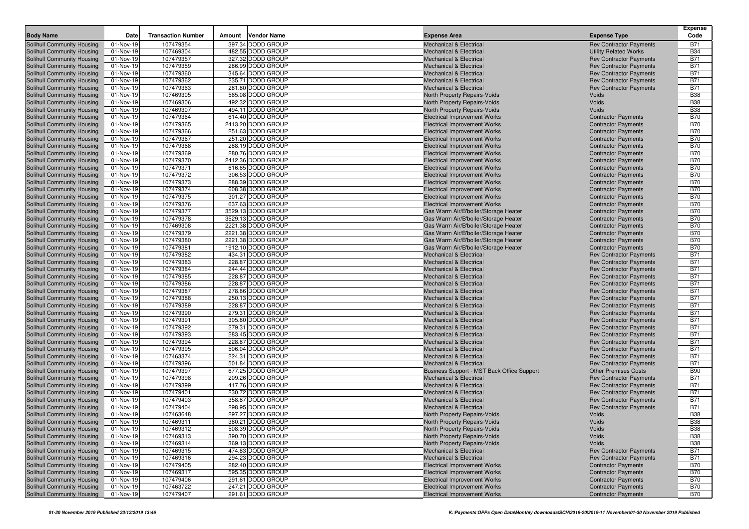| Body Name | Date | Transaction Number | Amount | Vendor Name | Expense Area | Expense Type | Expense Code |
|---|---|---|---|---|---|---|---|
| Solihull Community Housing | 01-Nov-19 | 107479354 | 397.34 | DODD GROUP | Mechanical & Electrical | Rev Contractor Payments | B71 |
| Solihull Community Housing | 01-Nov-19 | 107469304 | 482.55 | DODD GROUP | Mechanical & Electrical | Utility Related Works | B34 |
| Solihull Community Housing | 01-Nov-19 | 107479357 | 327.32 | DODD GROUP | Mechanical & Electrical | Rev Contractor Payments | B71 |
| Solihull Community Housing | 01-Nov-19 | 107479359 | 286.99 | DODD GROUP | Mechanical & Electrical | Rev Contractor Payments | B71 |
| Solihull Community Housing | 01-Nov-19 | 107479360 | 345.64 | DODD GROUP | Mechanical & Electrical | Rev Contractor Payments | B71 |
| Solihull Community Housing | 01-Nov-19 | 107479362 | 235.71 | DODD GROUP | Mechanical & Electrical | Rev Contractor Payments | B71 |
| Solihull Community Housing | 01-Nov-19 | 107479363 | 281.80 | DODD GROUP | Mechanical & Electrical | Rev Contractor Payments | B71 |
| Solihull Community Housing | 01-Nov-19 | 107469305 | 565.08 | DODD GROUP | North Property Repairs-Voids | Voids | B38 |
| Solihull Community Housing | 01-Nov-19 | 107469306 | 492.32 | DODD GROUP | North Property Repairs-Voids | Voids | B38 |
| Solihull Community Housing | 01-Nov-19 | 107469307 | 494.11 | DODD GROUP | North Property Repairs-Voids | Voids | B38 |
| Solihull Community Housing | 01-Nov-19 | 107479364 | 614.40 | DODD GROUP | Electrical Improvement Works | Contractor Payments | B70 |
| Solihull Community Housing | 01-Nov-19 | 107479365 | 2413.20 | DODD GROUP | Electrical Improvement Works | Contractor Payments | B70 |
| Solihull Community Housing | 01-Nov-19 | 107479366 | 251.63 | DODD GROUP | Electrical Improvement Works | Contractor Payments | B70 |
| Solihull Community Housing | 01-Nov-19 | 107479367 | 251.20 | DODD GROUP | Electrical Improvement Works | Contractor Payments | B70 |
| Solihull Community Housing | 01-Nov-19 | 107479368 | 288.19 | DODD GROUP | Electrical Improvement Works | Contractor Payments | B70 |
| Solihull Community Housing | 01-Nov-19 | 107479369 | 280.76 | DODD GROUP | Electrical Improvement Works | Contractor Payments | B70 |
| Solihull Community Housing | 01-Nov-19 | 107479370 | 2412.36 | DODD GROUP | Electrical Improvement Works | Contractor Payments | B70 |
| Solihull Community Housing | 01-Nov-19 | 107479371 | 616.65 | DODD GROUP | Electrical Improvement Works | Contractor Payments | B70 |
| Solihull Community Housing | 01-Nov-19 | 107479372 | 306.53 | DODD GROUP | Electrical Improvement Works | Contractor Payments | B70 |
| Solihull Community Housing | 01-Nov-19 | 107479373 | 288.39 | DODD GROUP | Electrical Improvement Works | Contractor Payments | B70 |
| Solihull Community Housing | 01-Nov-19 | 107479374 | 608.38 | DODD GROUP | Electrical Improvement Works | Contractor Payments | B70 |
| Solihull Community Housing | 01-Nov-19 | 107479375 | 301.27 | DODD GROUP | Electrical Improvement Works | Contractor Payments | B70 |
| Solihull Community Housing | 01-Nov-19 | 107479376 | 637.63 | DODD GROUP | Electrical Improvement Works | Contractor Payments | B70 |
| Solihull Community Housing | 01-Nov-19 | 107479377 | 3529.13 | DODD GROUP | Gas Warm Air/B'boiler/Storage Heater | Contractor Payments | B70 |
| Solihull Community Housing | 01-Nov-19 | 107479378 | 3529.13 | DODD GROUP | Gas Warm Air/B'boiler/Storage Heater | Contractor Payments | B70 |
| Solihull Community Housing | 01-Nov-19 | 107469308 | 2221.38 | DODD GROUP | Gas Warm Air/B'boiler/Storage Heater | Contractor Payments | B70 |
| Solihull Community Housing | 01-Nov-19 | 107479379 | 2221.38 | DODD GROUP | Gas Warm Air/B'boiler/Storage Heater | Contractor Payments | B70 |
| Solihull Community Housing | 01-Nov-19 | 107479380 | 2221.38 | DODD GROUP | Gas Warm Air/B'boiler/Storage Heater | Contractor Payments | B70 |
| Solihull Community Housing | 01-Nov-19 | 107479381 | 1912.10 | DODD GROUP | Gas Warm Air/B'boiler/Storage Heater | Contractor Payments | B70 |
| Solihull Community Housing | 01-Nov-19 | 107479382 | 434.31 | DODD GROUP | Mechanical & Electrical | Rev Contractor Payments | B71 |
| Solihull Community Housing | 01-Nov-19 | 107479383 | 228.87 | DODD GROUP | Mechanical & Electrical | Rev Contractor Payments | B71 |
| Solihull Community Housing | 01-Nov-19 | 107479384 | 244.44 | DODD GROUP | Mechanical & Electrical | Rev Contractor Payments | B71 |
| Solihull Community Housing | 01-Nov-19 | 107479385 | 228.87 | DODD GROUP | Mechanical & Electrical | Rev Contractor Payments | B71 |
| Solihull Community Housing | 01-Nov-19 | 107479386 | 228.87 | DODD GROUP | Mechanical & Electrical | Rev Contractor Payments | B71 |
| Solihull Community Housing | 01-Nov-19 | 107479387 | 278.86 | DODD GROUP | Mechanical & Electrical | Rev Contractor Payments | B71 |
| Solihull Community Housing | 01-Nov-19 | 107479388 | 250.13 | DODD GROUP | Mechanical & Electrical | Rev Contractor Payments | B71 |
| Solihull Community Housing | 01-Nov-19 | 107479389 | 228.87 | DODD GROUP | Mechanical & Electrical | Rev Contractor Payments | B71 |
| Solihull Community Housing | 01-Nov-19 | 107479390 | 279.31 | DODD GROUP | Mechanical & Electrical | Rev Contractor Payments | B71 |
| Solihull Community Housing | 01-Nov-19 | 107479391 | 305.80 | DODD GROUP | Mechanical & Electrical | Rev Contractor Payments | B71 |
| Solihull Community Housing | 01-Nov-19 | 107479392 | 279.31 | DODD GROUP | Mechanical & Electrical | Rev Contractor Payments | B71 |
| Solihull Community Housing | 01-Nov-19 | 107479393 | 283.45 | DODD GROUP | Mechanical & Electrical | Rev Contractor Payments | B71 |
| Solihull Community Housing | 01-Nov-19 | 107479394 | 228.87 | DODD GROUP | Mechanical & Electrical | Rev Contractor Payments | B71 |
| Solihull Community Housing | 01-Nov-19 | 107479395 | 506.04 | DODD GROUP | Mechanical & Electrical | Rev Contractor Payments | B71 |
| Solihull Community Housing | 01-Nov-19 | 107463374 | 224.31 | DODD GROUP | Mechanical & Electrical | Rev Contractor Payments | B71 |
| Solihull Community Housing | 01-Nov-19 | 107479396 | 501.84 | DODD GROUP | Mechanical & Electrical | Rev Contractor Payments | B71 |
| Solihull Community Housing | 01-Nov-19 | 107479397 | 677.25 | DODD GROUP | Business Support - MST Back Office Support | Other Premises Costs | B90 |
| Solihull Community Housing | 01-Nov-19 | 107479398 | 209.26 | DODD GROUP | Mechanical & Electrical | Rev Contractor Payments | B71 |
| Solihull Community Housing | 01-Nov-19 | 107479399 | 417.76 | DODD GROUP | Mechanical & Electrical | Rev Contractor Payments | B71 |
| Solihull Community Housing | 01-Nov-19 | 107479401 | 230.72 | DODD GROUP | Mechanical & Electrical | Rev Contractor Payments | B71 |
| Solihull Community Housing | 01-Nov-19 | 107479403 | 358.87 | DODD GROUP | Mechanical & Electrical | Rev Contractor Payments | B71 |
| Solihull Community Housing | 01-Nov-19 | 107479404 | 298.95 | DODD GROUP | Mechanical & Electrical | Rev Contractor Payments | B71 |
| Solihull Community Housing | 01-Nov-19 | 107463648 | 297.27 | DODD GROUP | North Property Repairs-Voids | Voids | B38 |
| Solihull Community Housing | 01-Nov-19 | 107469311 | 380.21 | DODD GROUP | North Property Repairs-Voids | Voids | B38 |
| Solihull Community Housing | 01-Nov-19 | 107469312 | 508.39 | DODD GROUP | North Property Repairs-Voids | Voids | B38 |
| Solihull Community Housing | 01-Nov-19 | 107469313 | 390.70 | DODD GROUP | North Property Repairs-Voids | Voids | B38 |
| Solihull Community Housing | 01-Nov-19 | 107469314 | 369.13 | DODD GROUP | North Property Repairs-Voids | Voids | B38 |
| Solihull Community Housing | 01-Nov-19 | 107469315 | 474.83 | DODD GROUP | Mechanical & Electrical | Rev Contractor Payments | B71 |
| Solihull Community Housing | 01-Nov-19 | 107469316 | 294.23 | DODD GROUP | Mechanical & Electrical | Rev Contractor Payments | B71 |
| Solihull Community Housing | 01-Nov-19 | 107479405 | 282.40 | DODD GROUP | Electrical Improvement Works | Contractor Payments | B70 |
| Solihull Community Housing | 01-Nov-19 | 107469317 | 595.35 | DODD GROUP | Electrical Improvement Works | Contractor Payments | B70 |
| Solihull Community Housing | 01-Nov-19 | 107479406 | 291.61 | DODD GROUP | Electrical Improvement Works | Contractor Payments | B70 |
| Solihull Community Housing | 01-Nov-19 | 107463722 | 247.21 | DODD GROUP | Electrical Improvement Works | Contractor Payments | B70 |
| Solihull Community Housing | 01-Nov-19 | 107479407 | 291.61 | DODD GROUP | Electrical Improvement Works | Contractor Payments | B70 |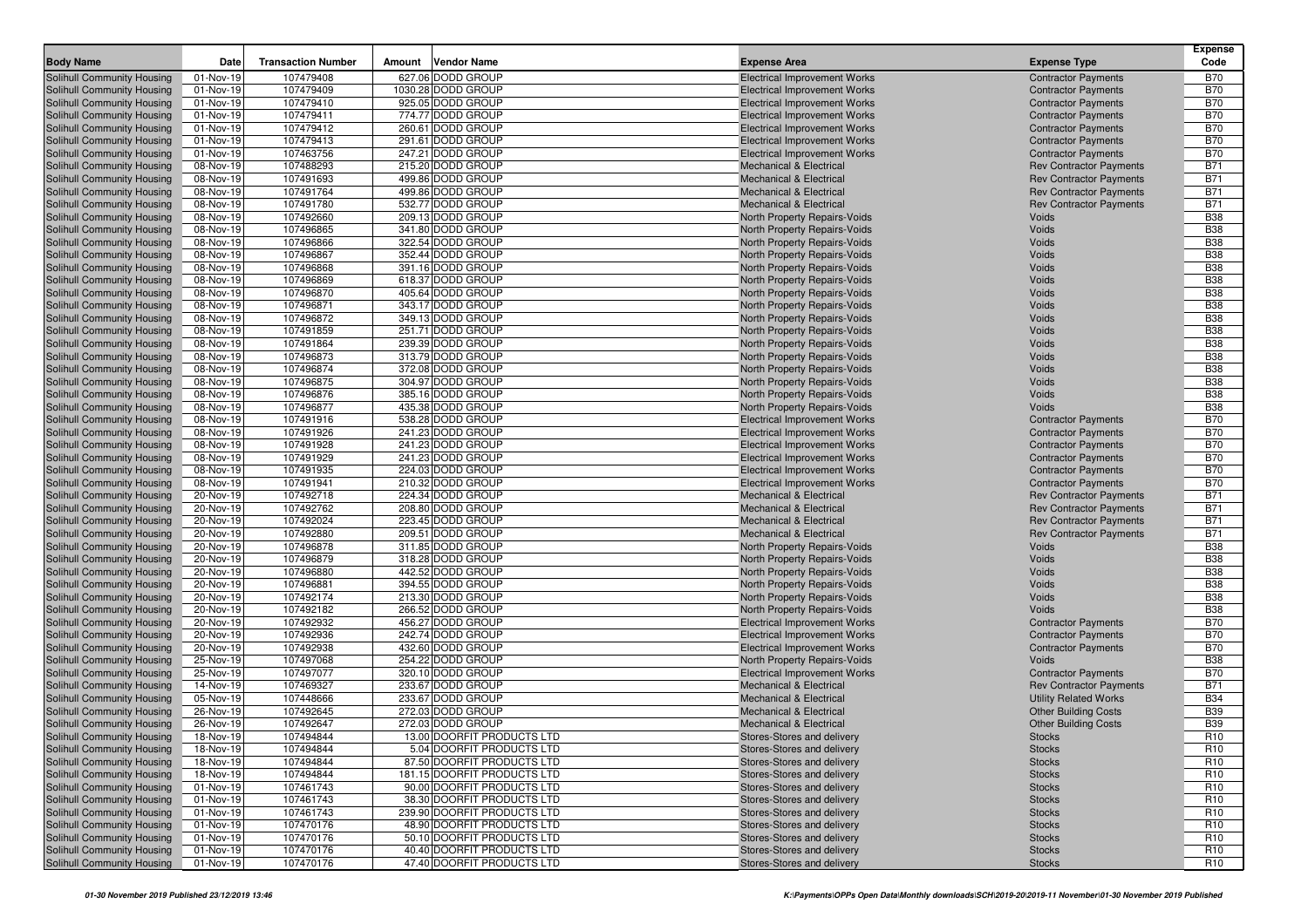| Body Name | Date | Transaction Number | Amount | Vendor Name | Expense Area | Expense Type | Expense Code |
|---|---|---|---|---|---|---|---|
| Solihull Community Housing | 01-Nov-19 | 107479408 | 627.06 | DODD GROUP | Electrical Improvement Works | Contractor Payments | B70 |
| Solihull Community Housing | 01-Nov-19 | 107479409 | 1030.28 | DODD GROUP | Electrical Improvement Works | Contractor Payments | B70 |
| Solihull Community Housing | 01-Nov-19 | 107479410 | 925.05 | DODD GROUP | Electrical Improvement Works | Contractor Payments | B70 |
| Solihull Community Housing | 01-Nov-19 | 107479411 | 774.77 | DODD GROUP | Electrical Improvement Works | Contractor Payments | B70 |
| Solihull Community Housing | 01-Nov-19 | 107479412 | 260.61 | DODD GROUP | Electrical Improvement Works | Contractor Payments | B70 |
| Solihull Community Housing | 01-Nov-19 | 107479413 | 291.61 | DODD GROUP | Electrical Improvement Works | Contractor Payments | B70 |
| Solihull Community Housing | 01-Nov-19 | 107463756 | 247.21 | DODD GROUP | Electrical Improvement Works | Contractor Payments | B70 |
| Solihull Community Housing | 08-Nov-19 | 107488293 | 215.20 | DODD GROUP | Mechanical & Electrical | Rev Contractor Payments | B71 |
| Solihull Community Housing | 08-Nov-19 | 107491693 | 499.86 | DODD GROUP | Mechanical & Electrical | Rev Contractor Payments | B71 |
| Solihull Community Housing | 08-Nov-19 | 107491764 | 499.86 | DODD GROUP | Mechanical & Electrical | Rev Contractor Payments | B71 |
| Solihull Community Housing | 08-Nov-19 | 107491780 | 532.77 | DODD GROUP | Mechanical & Electrical | Rev Contractor Payments | B71 |
| Solihull Community Housing | 08-Nov-19 | 107492660 | 209.13 | DODD GROUP | North Property Repairs-Voids | Voids | B38 |
| Solihull Community Housing | 08-Nov-19 | 107496865 | 341.80 | DODD GROUP | North Property Repairs-Voids | Voids | B38 |
| Solihull Community Housing | 08-Nov-19 | 107496866 | 322.54 | DODD GROUP | North Property Repairs-Voids | Voids | B38 |
| Solihull Community Housing | 08-Nov-19 | 107496867 | 352.44 | DODD GROUP | North Property Repairs-Voids | Voids | B38 |
| Solihull Community Housing | 08-Nov-19 | 107496868 | 391.16 | DODD GROUP | North Property Repairs-Voids | Voids | B38 |
| Solihull Community Housing | 08-Nov-19 | 107496869 | 618.37 | DODD GROUP | North Property Repairs-Voids | Voids | B38 |
| Solihull Community Housing | 08-Nov-19 | 107496870 | 405.64 | DODD GROUP | North Property Repairs-Voids | Voids | B38 |
| Solihull Community Housing | 08-Nov-19 | 107496871 | 343.17 | DODD GROUP | North Property Repairs-Voids | Voids | B38 |
| Solihull Community Housing | 08-Nov-19 | 107496872 | 349.13 | DODD GROUP | North Property Repairs-Voids | Voids | B38 |
| Solihull Community Housing | 08-Nov-19 | 107491859 | 251.71 | DODD GROUP | North Property Repairs-Voids | Voids | B38 |
| Solihull Community Housing | 08-Nov-19 | 107491864 | 239.39 | DODD GROUP | North Property Repairs-Voids | Voids | B38 |
| Solihull Community Housing | 08-Nov-19 | 107496873 | 313.79 | DODD GROUP | North Property Repairs-Voids | Voids | B38 |
| Solihull Community Housing | 08-Nov-19 | 107496874 | 372.08 | DODD GROUP | North Property Repairs-Voids | Voids | B38 |
| Solihull Community Housing | 08-Nov-19 | 107496875 | 304.97 | DODD GROUP | North Property Repairs-Voids | Voids | B38 |
| Solihull Community Housing | 08-Nov-19 | 107496876 | 385.16 | DODD GROUP | North Property Repairs-Voids | Voids | B38 |
| Solihull Community Housing | 08-Nov-19 | 107496877 | 435.38 | DODD GROUP | North Property Repairs-Voids | Voids | B38 |
| Solihull Community Housing | 08-Nov-19 | 107491916 | 538.28 | DODD GROUP | Electrical Improvement Works | Contractor Payments | B70 |
| Solihull Community Housing | 08-Nov-19 | 107491926 | 241.23 | DODD GROUP | Electrical Improvement Works | Contractor Payments | B70 |
| Solihull Community Housing | 08-Nov-19 | 107491928 | 241.23 | DODD GROUP | Electrical Improvement Works | Contractor Payments | B70 |
| Solihull Community Housing | 08-Nov-19 | 107491929 | 241.23 | DODD GROUP | Electrical Improvement Works | Contractor Payments | B70 |
| Solihull Community Housing | 08-Nov-19 | 107491935 | 224.03 | DODD GROUP | Electrical Improvement Works | Contractor Payments | B70 |
| Solihull Community Housing | 08-Nov-19 | 107491941 | 210.32 | DODD GROUP | Electrical Improvement Works | Contractor Payments | B70 |
| Solihull Community Housing | 20-Nov-19 | 107492718 | 224.34 | DODD GROUP | Mechanical & Electrical | Rev Contractor Payments | B71 |
| Solihull Community Housing | 20-Nov-19 | 107492762 | 208.80 | DODD GROUP | Mechanical & Electrical | Rev Contractor Payments | B71 |
| Solihull Community Housing | 20-Nov-19 | 107492024 | 223.45 | DODD GROUP | Mechanical & Electrical | Rev Contractor Payments | B71 |
| Solihull Community Housing | 20-Nov-19 | 107492880 | 209.51 | DODD GROUP | Mechanical & Electrical | Rev Contractor Payments | B71 |
| Solihull Community Housing | 20-Nov-19 | 107496878 | 311.85 | DODD GROUP | North Property Repairs-Voids | Voids | B38 |
| Solihull Community Housing | 20-Nov-19 | 107496879 | 318.28 | DODD GROUP | North Property Repairs-Voids | Voids | B38 |
| Solihull Community Housing | 20-Nov-19 | 107496880 | 442.52 | DODD GROUP | North Property Repairs-Voids | Voids | B38 |
| Solihull Community Housing | 20-Nov-19 | 107496881 | 394.55 | DODD GROUP | North Property Repairs-Voids | Voids | B38 |
| Solihull Community Housing | 20-Nov-19 | 107492174 | 213.30 | DODD GROUP | North Property Repairs-Voids | Voids | B38 |
| Solihull Community Housing | 20-Nov-19 | 107492182 | 266.52 | DODD GROUP | North Property Repairs-Voids | Voids | B38 |
| Solihull Community Housing | 20-Nov-19 | 107492932 | 456.27 | DODD GROUP | Electrical Improvement Works | Contractor Payments | B70 |
| Solihull Community Housing | 20-Nov-19 | 107492936 | 242.74 | DODD GROUP | Electrical Improvement Works | Contractor Payments | B70 |
| Solihull Community Housing | 20-Nov-19 | 107492938 | 432.60 | DODD GROUP | Electrical Improvement Works | Contractor Payments | B70 |
| Solihull Community Housing | 25-Nov-19 | 107497068 | 254.22 | DODD GROUP | North Property Repairs-Voids | Voids | B38 |
| Solihull Community Housing | 25-Nov-19 | 107497077 | 320.10 | DODD GROUP | Electrical Improvement Works | Contractor Payments | B70 |
| Solihull Community Housing | 14-Nov-19 | 107469327 | 233.67 | DODD GROUP | Mechanical & Electrical | Rev Contractor Payments | B71 |
| Solihull Community Housing | 05-Nov-19 | 107448666 | 233.67 | DODD GROUP | Mechanical & Electrical | Utility Related Works | B34 |
| Solihull Community Housing | 26-Nov-19 | 107492645 | 272.03 | DODD GROUP | Mechanical & Electrical | Other Building Costs | B39 |
| Solihull Community Housing | 26-Nov-19 | 107492647 | 272.03 | DODD GROUP | Mechanical & Electrical | Other Building Costs | B39 |
| Solihull Community Housing | 18-Nov-19 | 107494844 | 13.00 | DOORFIT PRODUCTS LTD | Stores-Stores and delivery | Stocks | R10 |
| Solihull Community Housing | 18-Nov-19 | 107494844 | 5.04 | DOORFIT PRODUCTS LTD | Stores-Stores and delivery | Stocks | R10 |
| Solihull Community Housing | 18-Nov-19 | 107494844 | 87.50 | DOORFIT PRODUCTS LTD | Stores-Stores and delivery | Stocks | R10 |
| Solihull Community Housing | 18-Nov-19 | 107494844 | 181.15 | DOORFIT PRODUCTS LTD | Stores-Stores and delivery | Stocks | R10 |
| Solihull Community Housing | 01-Nov-19 | 107461743 | 90.00 | DOORFIT PRODUCTS LTD | Stores-Stores and delivery | Stocks | R10 |
| Solihull Community Housing | 01-Nov-19 | 107461743 | 38.30 | DOORFIT PRODUCTS LTD | Stores-Stores and delivery | Stocks | R10 |
| Solihull Community Housing | 01-Nov-19 | 107461743 | 239.90 | DOORFIT PRODUCTS LTD | Stores-Stores and delivery | Stocks | R10 |
| Solihull Community Housing | 01-Nov-19 | 107470176 | 48.90 | DOORFIT PRODUCTS LTD | Stores-Stores and delivery | Stocks | R10 |
| Solihull Community Housing | 01-Nov-19 | 107470176 | 50.10 | DOORFIT PRODUCTS LTD | Stores-Stores and delivery | Stocks | R10 |
| Solihull Community Housing | 01-Nov-19 | 107470176 | 40.40 | DOORFIT PRODUCTS LTD | Stores-Stores and delivery | Stocks | R10 |
| Solihull Community Housing | 01-Nov-19 | 107470176 | 47.40 | DOORFIT PRODUCTS LTD | Stores-Stores and delivery | Stocks | R10 |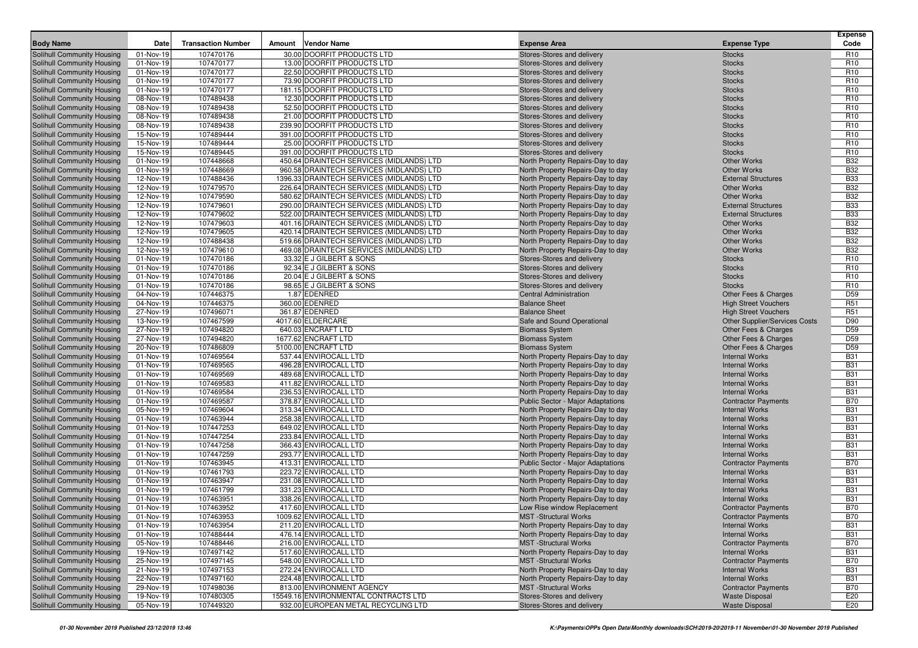| Body Name | Date | Transaction Number | Amount | Vendor Name | Expense Area | Expense Type | Expense Code |
|---|---|---|---|---|---|---|---|
| Solihull Community Housing | 01-Nov-19 | 107470176 | 30.00 | DOORFIT PRODUCTS LTD | Stores-Stores and delivery | Stocks | R10 |
| Solihull Community Housing | 01-Nov-19 | 107470177 | 13.00 | DOORFIT PRODUCTS LTD | Stores-Stores and delivery | Stocks | R10 |
| Solihull Community Housing | 01-Nov-19 | 107470177 | 22.50 | DOORFIT PRODUCTS LTD | Stores-Stores and delivery | Stocks | R10 |
| Solihull Community Housing | 01-Nov-19 | 107470177 | 73.90 | DOORFIT PRODUCTS LTD | Stores-Stores and delivery | Stocks | R10 |
| Solihull Community Housing | 01-Nov-19 | 107470177 | 181.15 | DOORFIT PRODUCTS LTD | Stores-Stores and delivery | Stocks | R10 |
| Solihull Community Housing | 08-Nov-19 | 107489438 | 12.30 | DOORFIT PRODUCTS LTD | Stores-Stores and delivery | Stocks | R10 |
| Solihull Community Housing | 08-Nov-19 | 107489438 | 52.50 | DOORFIT PRODUCTS LTD | Stores-Stores and delivery | Stocks | R10 |
| Solihull Community Housing | 08-Nov-19 | 107489438 | 21.00 | DOORFIT PRODUCTS LTD | Stores-Stores and delivery | Stocks | R10 |
| Solihull Community Housing | 08-Nov-19 | 107489438 | 239.90 | DOORFIT PRODUCTS LTD | Stores-Stores and delivery | Stocks | R10 |
| Solihull Community Housing | 15-Nov-19 | 107489444 | 391.00 | DOORFIT PRODUCTS LTD | Stores-Stores and delivery | Stocks | R10 |
| Solihull Community Housing | 15-Nov-19 | 107489444 | 25.00 | DOORFIT PRODUCTS LTD | Stores-Stores and delivery | Stocks | R10 |
| Solihull Community Housing | 15-Nov-19 | 107489445 | 391.00 | DOORFIT PRODUCTS LTD | Stores-Stores and delivery | Stocks | R10 |
| Solihull Community Housing | 01-Nov-19 | 107448668 | 450.64 | DRAINTECH SERVICES (MIDLANDS) LTD | North Property Repairs-Day to day | Other Works | B32 |
| Solihull Community Housing | 01-Nov-19 | 107448669 | 960.58 | DRAINTECH SERVICES (MIDLANDS) LTD | North Property Repairs-Day to day | Other Works | B32 |
| Solihull Community Housing | 12-Nov-19 | 107488436 | 1396.33 | DRAINTECH SERVICES (MIDLANDS) LTD | North Property Repairs-Day to day | External Structures | B33 |
| Solihull Community Housing | 12-Nov-19 | 107479570 | 226.64 | DRAINTECH SERVICES (MIDLANDS) LTD | North Property Repairs-Day to day | Other Works | B32 |
| Solihull Community Housing | 12-Nov-19 | 107479590 | 580.62 | DRAINTECH SERVICES (MIDLANDS) LTD | North Property Repairs-Day to day | Other Works | B32 |
| Solihull Community Housing | 12-Nov-19 | 107479601 | 290.00 | DRAINTECH SERVICES (MIDLANDS) LTD | North Property Repairs-Day to day | External Structures | B33 |
| Solihull Community Housing | 12-Nov-19 | 107479602 | 522.00 | DRAINTECH SERVICES (MIDLANDS) LTD | North Property Repairs-Day to day | External Structures | B33 |
| Solihull Community Housing | 12-Nov-19 | 107479603 | 401.16 | DRAINTECH SERVICES (MIDLANDS) LTD | North Property Repairs-Day to day | Other Works | B32 |
| Solihull Community Housing | 12-Nov-19 | 107479605 | 420.14 | DRAINTECH SERVICES (MIDLANDS) LTD | North Property Repairs-Day to day | Other Works | B32 |
| Solihull Community Housing | 12-Nov-19 | 107488438 | 519.66 | DRAINTECH SERVICES (MIDLANDS) LTD | North Property Repairs-Day to day | Other Works | B32 |
| Solihull Community Housing | 12-Nov-19 | 107479610 | 469.08 | DRAINTECH SERVICES (MIDLANDS) LTD | North Property Repairs-Day to day | Other Works | B32 |
| Solihull Community Housing | 01-Nov-19 | 107470186 | 33.32 | E J GILBERT & SONS | Stores-Stores and delivery | Stocks | R10 |
| Solihull Community Housing | 01-Nov-19 | 107470186 | 92.34 | E J GILBERT & SONS | Stores-Stores and delivery | Stocks | R10 |
| Solihull Community Housing | 01-Nov-19 | 107470186 | 20.04 | E J GILBERT & SONS | Stores-Stores and delivery | Stocks | R10 |
| Solihull Community Housing | 01-Nov-19 | 107470186 | 98.65 | E J GILBERT & SONS | Stores-Stores and delivery | Stocks | R10 |
| Solihull Community Housing | 04-Nov-19 | 107446375 | 1.87 | EDENRED | Central Administration | Other Fees & Charges | D59 |
| Solihull Community Housing | 04-Nov-19 | 107446375 | 360.00 | EDENRED | Balance Sheet | High Street Vouchers | R51 |
| Solihull Community Housing | 27-Nov-19 | 107496071 | 361.87 | EDENRED | Balance Sheet | High Street Vouchers | R51 |
| Solihull Community Housing | 13-Nov-19 | 107467599 | 4017.60 | ELDERCARE | Safe and Sound Operational | Other Supplier/Services Costs | D90 |
| Solihull Community Housing | 27-Nov-19 | 107494820 | 640.03 | ENCRAFT LTD | Biomass System | Other Fees & Charges | D59 |
| Solihull Community Housing | 27-Nov-19 | 107494820 | 1677.62 | ENCRAFT LTD | Biomass System | Other Fees & Charges | D59 |
| Solihull Community Housing | 20-Nov-19 | 107486809 | 5100.00 | ENCRAFT LTD | Biomass System | Other Fees & Charges | D59 |
| Solihull Community Housing | 01-Nov-19 | 107469564 | 537.44 | ENVIROCALL LTD | North Property Repairs-Day to day | Internal Works | B31 |
| Solihull Community Housing | 01-Nov-19 | 107469565 | 496.28 | ENVIROCALL LTD | North Property Repairs-Day to day | Internal Works | B31 |
| Solihull Community Housing | 01-Nov-19 | 107469569 | 489.68 | ENVIROCALL LTD | North Property Repairs-Day to day | Internal Works | B31 |
| Solihull Community Housing | 01-Nov-19 | 107469583 | 411.82 | ENVIROCALL LTD | North Property Repairs-Day to day | Internal Works | B31 |
| Solihull Community Housing | 01-Nov-19 | 107469584 | 236.53 | ENVIROCALL LTD | North Property Repairs-Day to day | Internal Works | B31 |
| Solihull Community Housing | 01-Nov-19 | 107469587 | 378.87 | ENVIROCALL LTD | Public Sector - Major Adaptations | Contractor Payments | B70 |
| Solihull Community Housing | 05-Nov-19 | 107469604 | 313.34 | ENVIROCALL LTD | North Property Repairs-Day to day | Internal Works | B31 |
| Solihull Community Housing | 01-Nov-19 | 107463944 | 258.38 | ENVIROCALL LTD | North Property Repairs-Day to day | Internal Works | B31 |
| Solihull Community Housing | 01-Nov-19 | 107447253 | 649.02 | ENVIROCALL LTD | North Property Repairs-Day to day | Internal Works | B31 |
| Solihull Community Housing | 01-Nov-19 | 107447254 | 233.84 | ENVIROCALL LTD | North Property Repairs-Day to day | Internal Works | B31 |
| Solihull Community Housing | 01-Nov-19 | 107447258 | 366.43 | ENVIROCALL LTD | North Property Repairs-Day to day | Internal Works | B31 |
| Solihull Community Housing | 01-Nov-19 | 107447259 | 293.77 | ENVIROCALL LTD | North Property Repairs-Day to day | Internal Works | B31 |
| Solihull Community Housing | 01-Nov-19 | 107463945 | 413.31 | ENVIROCALL LTD | Public Sector - Major Adaptations | Contractor Payments | B70 |
| Solihull Community Housing | 01-Nov-19 | 107461793 | 223.72 | ENVIROCALL LTD | North Property Repairs-Day to day | Internal Works | B31 |
| Solihull Community Housing | 01-Nov-19 | 107463947 | 231.08 | ENVIROCALL LTD | North Property Repairs-Day to day | Internal Works | B31 |
| Solihull Community Housing | 01-Nov-19 | 107461799 | 331.23 | ENVIROCALL LTD | North Property Repairs-Day to day | Internal Works | B31 |
| Solihull Community Housing | 01-Nov-19 | 107463951 | 338.26 | ENVIROCALL LTD | North Property Repairs-Day to day | Internal Works | B31 |
| Solihull Community Housing | 01-Nov-19 | 107463952 | 417.60 | ENVIROCALL LTD | Low Rise window Replacement | Contractor Payments | B70 |
| Solihull Community Housing | 01-Nov-19 | 107463953 | 1009.62 | ENVIROCALL LTD | MST -Structural Works | Contractor Payments | B70 |
| Solihull Community Housing | 01-Nov-19 | 107463954 | 211.20 | ENVIROCALL LTD | North Property Repairs-Day to day | Internal Works | B31 |
| Solihull Community Housing | 01-Nov-19 | 107488444 | 476.14 | ENVIROCALL LTD | North Property Repairs-Day to day | Internal Works | B31 |
| Solihull Community Housing | 05-Nov-19 | 107488446 | 216.00 | ENVIROCALL LTD | MST -Structural Works | Contractor Payments | B70 |
| Solihull Community Housing | 19-Nov-19 | 107497142 | 517.60 | ENVIROCALL LTD | North Property Repairs-Day to day | Internal Works | B31 |
| Solihull Community Housing | 25-Nov-19 | 107497145 | 548.00 | ENVIROCALL LTD | MST -Structural Works | Contractor Payments | B70 |
| Solihull Community Housing | 21-Nov-19 | 107497153 | 272.24 | ENVIROCALL LTD | North Property Repairs-Day to day | Internal Works | B31 |
| Solihull Community Housing | 22-Nov-19 | 107497160 | 224.48 | ENVIROCALL LTD | North Property Repairs-Day to day | Internal Works | B31 |
| Solihull Community Housing | 29-Nov-19 | 107498036 | 813.00 | ENVIRONMENT AGENCY | MST -Structural Works | Contractor Payments | B70 |
| Solihull Community Housing | 19-Nov-19 | 107480305 | 15549.16 | ENVIRONMENTAL CONTRACTS LTD | Stores-Stores and delivery | Waste Disposal | E20 |
| Solihull Community Housing | 05-Nov-19 | 107449320 | 932.00 | EUROPEAN METAL RECYCLING LTD | Stores-Stores and delivery | Waste Disposal | E20 |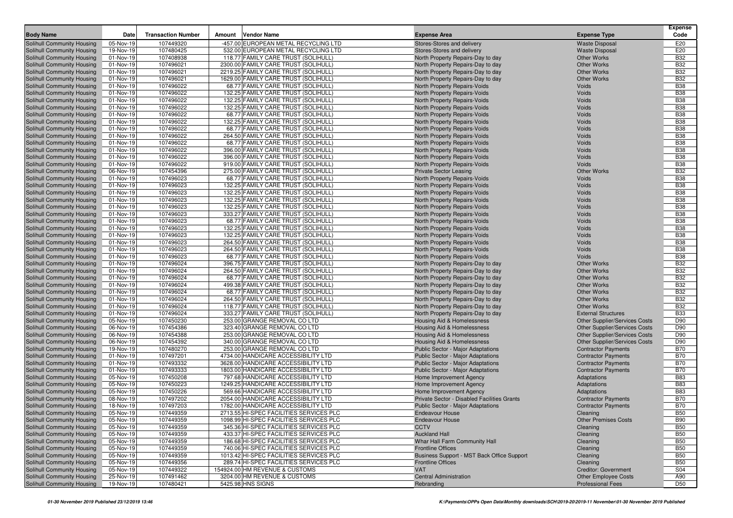| Body Name | Date | Transaction Number | Amount | Vendor Name | Expense Area | Expense Type | Expense Code |
|---|---|---|---|---|---|---|---|
| Solihull Community Housing | 05-Nov-19 | 107449320 | -457.00 | EUROPEAN METAL RECYCLING LTD | Stores-Stores and delivery | Waste Disposal | E20 |
| Solihull Community Housing | 19-Nov-19 | 107480425 | 532.00 | EUROPEAN METAL RECYCLING LTD | Stores-Stores and delivery | Waste Disposal | E20 |
| Solihull Community Housing | 01-Nov-19 | 107408938 | 118.77 | FAMILY CARE TRUST (SOLIHULL) | North Property Repairs-Day to day | Other Works | B32 |
| Solihull Community Housing | 01-Nov-19 | 107496021 | 2300.00 | FAMILY CARE TRUST (SOLIHULL) | North Property Repairs-Day to day | Other Works | B32 |
| Solihull Community Housing | 01-Nov-19 | 107496021 | 2219.25 | FAMILY CARE TRUST (SOLIHULL) | North Property Repairs-Day to day | Other Works | B32 |
| Solihull Community Housing | 01-Nov-19 | 107496021 | 1629.00 | FAMILY CARE TRUST (SOLIHULL) | North Property Repairs-Day to day | Other Works | B32 |
| Solihull Community Housing | 01-Nov-19 | 107496022 | 68.77 | FAMILY CARE TRUST (SOLIHULL) | North Property Repairs-Voids | Voids | B38 |
| Solihull Community Housing | 01-Nov-19 | 107496022 | 132.25 | FAMILY CARE TRUST (SOLIHULL) | North Property Repairs-Voids | Voids | B38 |
| Solihull Community Housing | 01-Nov-19 | 107496022 | 132.25 | FAMILY CARE TRUST (SOLIHULL) | North Property Repairs-Voids | Voids | B38 |
| Solihull Community Housing | 01-Nov-19 | 107496022 | 132.25 | FAMILY CARE TRUST (SOLIHULL) | North Property Repairs-Voids | Voids | B38 |
| Solihull Community Housing | 01-Nov-19 | 107496022 | 68.77 | FAMILY CARE TRUST (SOLIHULL) | North Property Repairs-Voids | Voids | B38 |
| Solihull Community Housing | 01-Nov-19 | 107496022 | 132.25 | FAMILY CARE TRUST (SOLIHULL) | North Property Repairs-Voids | Voids | B38 |
| Solihull Community Housing | 01-Nov-19 | 107496022 | 68.77 | FAMILY CARE TRUST (SOLIHULL) | North Property Repairs-Voids | Voids | B38 |
| Solihull Community Housing | 01-Nov-19 | 107496022 | 264.50 | FAMILY CARE TRUST (SOLIHULL) | North Property Repairs-Voids | Voids | B38 |
| Solihull Community Housing | 01-Nov-19 | 107496022 | 68.77 | FAMILY CARE TRUST (SOLIHULL) | North Property Repairs-Voids | Voids | B38 |
| Solihull Community Housing | 01-Nov-19 | 107496022 | 396.00 | FAMILY CARE TRUST (SOLIHULL) | North Property Repairs-Voids | Voids | B38 |
| Solihull Community Housing | 01-Nov-19 | 107496022 | 396.00 | FAMILY CARE TRUST (SOLIHULL) | North Property Repairs-Voids | Voids | B38 |
| Solihull Community Housing | 01-Nov-19 | 107496022 | 919.00 | FAMILY CARE TRUST (SOLIHULL) | North Property Repairs-Voids | Voids | B38 |
| Solihull Community Housing | 06-Nov-19 | 107454396 | 275.00 | FAMILY CARE TRUST (SOLIHULL) | Private Sector Leasing | Other Works | B32 |
| Solihull Community Housing | 01-Nov-19 | 107496023 | 68.77 | FAMILY CARE TRUST (SOLIHULL) | North Property Repairs-Voids | Voids | B38 |
| Solihull Community Housing | 01-Nov-19 | 107496023 | 132.25 | FAMILY CARE TRUST (SOLIHULL) | North Property Repairs-Voids | Voids | B38 |
| Solihull Community Housing | 01-Nov-19 | 107496023 | 132.25 | FAMILY CARE TRUST (SOLIHULL) | North Property Repairs-Voids | Voids | B38 |
| Solihull Community Housing | 01-Nov-19 | 107496023 | 132.25 | FAMILY CARE TRUST (SOLIHULL) | North Property Repairs-Voids | Voids | B38 |
| Solihull Community Housing | 01-Nov-19 | 107496023 | 132.25 | FAMILY CARE TRUST (SOLIHULL) | North Property Repairs-Voids | Voids | B38 |
| Solihull Community Housing | 01-Nov-19 | 107496023 | 333.27 | FAMILY CARE TRUST (SOLIHULL) | North Property Repairs-Voids | Voids | B38 |
| Solihull Community Housing | 01-Nov-19 | 107496023 | 68.77 | FAMILY CARE TRUST (SOLIHULL) | North Property Repairs-Voids | Voids | B38 |
| Solihull Community Housing | 01-Nov-19 | 107496023 | 132.25 | FAMILY CARE TRUST (SOLIHULL) | North Property Repairs-Voids | Voids | B38 |
| Solihull Community Housing | 01-Nov-19 | 107496023 | 132.25 | FAMILY CARE TRUST (SOLIHULL) | North Property Repairs-Voids | Voids | B38 |
| Solihull Community Housing | 01-Nov-19 | 107496023 | 264.50 | FAMILY CARE TRUST (SOLIHULL) | North Property Repairs-Voids | Voids | B38 |
| Solihull Community Housing | 01-Nov-19 | 107496023 | 264.50 | FAMILY CARE TRUST (SOLIHULL) | North Property Repairs-Voids | Voids | B38 |
| Solihull Community Housing | 01-Nov-19 | 107496023 | 68.77 | FAMILY CARE TRUST (SOLIHULL) | North Property Repairs-Voids | Voids | B38 |
| Solihull Community Housing | 01-Nov-19 | 107496024 | 396.75 | FAMILY CARE TRUST (SOLIHULL) | North Property Repairs-Day to day | Other Works | B32 |
| Solihull Community Housing | 01-Nov-19 | 107496024 | 264.50 | FAMILY CARE TRUST (SOLIHULL) | North Property Repairs-Day to day | Other Works | B32 |
| Solihull Community Housing | 01-Nov-19 | 107496024 | 68.77 | FAMILY CARE TRUST (SOLIHULL) | North Property Repairs-Day to day | Other Works | B32 |
| Solihull Community Housing | 01-Nov-19 | 107496024 | 499.38 | FAMILY CARE TRUST (SOLIHULL) | North Property Repairs-Day to day | Other Works | B32 |
| Solihull Community Housing | 01-Nov-19 | 107496024 | 68.77 | FAMILY CARE TRUST (SOLIHULL) | North Property Repairs-Day to day | Other Works | B32 |
| Solihull Community Housing | 01-Nov-19 | 107496024 | 264.50 | FAMILY CARE TRUST (SOLIHULL) | North Property Repairs-Day to day | Other Works | B32 |
| Solihull Community Housing | 01-Nov-19 | 107496024 | 118.77 | FAMILY CARE TRUST (SOLIHULL) | North Property Repairs-Day to day | Other Works | B32 |
| Solihull Community Housing | 01-Nov-19 | 107496024 | 333.27 | FAMILY CARE TRUST (SOLIHULL) | North Property Repairs-Day to day | External Structures | B33 |
| Solihull Community Housing | 05-Nov-19 | 107450230 | 253.00 | GRANGE REMOVAL CO LTD | Housing Aid & Homelessness | Other Supplier/Services Costs | D90 |
| Solihull Community Housing | 06-Nov-19 | 107454386 | 323.40 | GRANGE REMOVAL CO LTD | Housing Aid & Homelessness | Other Supplier/Services Costs | D90 |
| Solihull Community Housing | 06-Nov-19 | 107454388 | 253.00 | GRANGE REMOVAL CO LTD | Housing Aid & Homelessness | Other Supplier/Services Costs | D90 |
| Solihull Community Housing | 06-Nov-19 | 107454392 | 340.00 | GRANGE REMOVAL CO LTD | Housing Aid & Homelessness | Other Supplier/Services Costs | D90 |
| Solihull Community Housing | 19-Nov-19 | 107480270 | 253.00 | GRANGE REMOVAL CO LTD | Public Sector - Major Adaptations | Contractor Payments | B70 |
| Solihull Community Housing | 01-Nov-19 | 107497201 | 4734.00 | HANDICARE ACCESSIBILITY LTD | Public Sector - Major Adaptations | Contractor Payments | B70 |
| Solihull Community Housing | 01-Nov-19 | 107493332 | 3628.00 | HANDICARE ACCESSIBILITY LTD | Public Sector - Major Adaptations | Contractor Payments | B70 |
| Solihull Community Housing | 01-Nov-19 | 107493333 | 1803.00 | HANDICARE ACCESSIBILITY LTD | Public Sector - Major Adaptations | Contractor Payments | B70 |
| Solihull Community Housing | 05-Nov-19 | 107450208 | 797.68 | HANDICARE ACCESSIBILITY LTD | Home Improvement Agency | Adaptations | B83 |
| Solihull Community Housing | 05-Nov-19 | 107450223 | 1249.25 | HANDICARE ACCESSIBILITY LTD | Home Improvement Agency | Adaptations | B83 |
| Solihull Community Housing | 05-Nov-19 | 107450226 | 569.66 | HANDICARE ACCESSIBILITY LTD | Home Improvement Agency | Adaptations | B83 |
| Solihull Community Housing | 08-Nov-19 | 107497202 | 2054.00 | HANDICARE ACCESSIBILITY LTD | Private Sector - Disabled Facilities Grants | Contractor Payments | B70 |
| Solihull Community Housing | 18-Nov-19 | 107497203 | 1782.00 | HANDICARE ACCESSIBILITY LTD | Public Sector - Major Adaptations | Contractor Payments | B70 |
| Solihull Community Housing | 05-Nov-19 | 107449359 | 2713.55 | HI-SPEC FACILITIES SERVICES PLC | Endeavour House | Cleaning | B50 |
| Solihull Community Housing | 05-Nov-19 | 107449359 | 1098.99 | HI-SPEC FACILITIES SERVICES PLC | Endeavour House | Other Premises Costs | B90 |
| Solihull Community Housing | 05-Nov-19 | 107449359 | 345.36 | HI-SPEC FACILITIES SERVICES PLC | CCTV | Cleaning | B50 |
| Solihull Community Housing | 05-Nov-19 | 107449359 | 433.37 | HI-SPEC FACILITIES SERVICES PLC | Auckland Hall | Cleaning | B50 |
| Solihull Community Housing | 05-Nov-19 | 107449359 | 186.68 | HI-SPEC FACILITIES SERVICES PLC | Whar Hall Farm Community Hall | Cleaning | B50 |
| Solihull Community Housing | 05-Nov-19 | 107449359 | 740.06 | HI-SPEC FACILITIES SERVICES PLC | Frontline Offices | Cleaning | B50 |
| Solihull Community Housing | 05-Nov-19 | 107449359 | 1013.42 | HI-SPEC FACILITIES SERVICES PLC | Business Support - MST Back Office Support | Cleaning | B50 |
| Solihull Community Housing | 05-Nov-19 | 107449356 | 289.74 | HI-SPEC FACILITIES SERVICES PLC | Frontline Offices | Cleaning | B50 |
| Solihull Community Housing | 05-Nov-19 | 107449322 | 154924.00 | HM REVENUE & CUSTOMS | VAT | Creditor: Government | S04 |
| Solihull Community Housing | 25-Nov-19 | 107491462 | 3204.00 | HM REVENUE & CUSTOMS | Central Administration | Other Employee Costs | A90 |
| Solihull Community Housing | 19-Nov-19 | 107480421 | 5425.98 | HNS SIGNS | Rebranding | Professional Fees | D50 |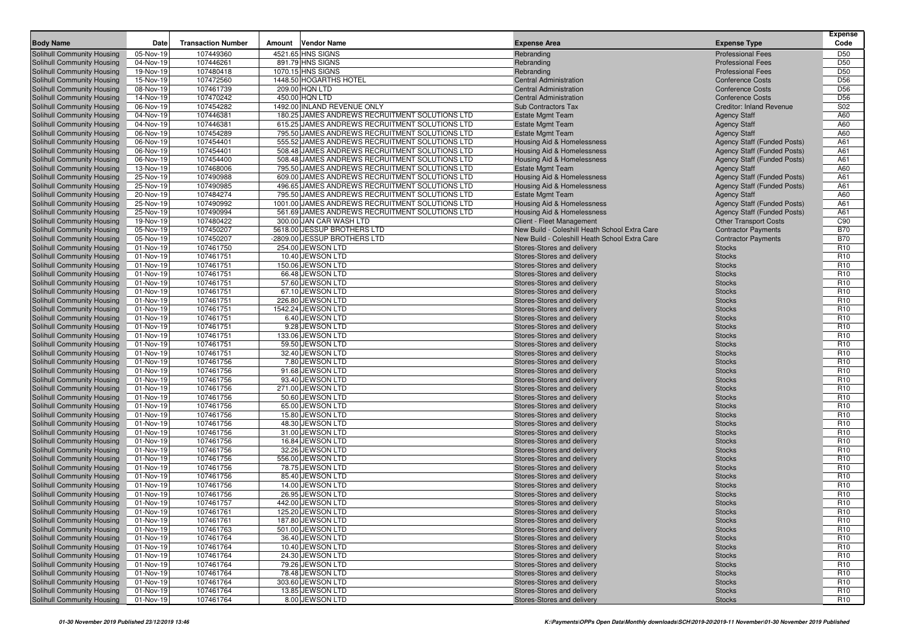| Body Name | Date | Transaction Number | Amount | Vendor Name | Expense Area | Expense Type | Expense Code |
|---|---|---|---|---|---|---|---|
| Solihull Community Housing | 05-Nov-19 | 107449360 | 4521.65 | HNS SIGNS | Rebranding | Professional Fees | D50 |
| Solihull Community Housing | 04-Nov-19 | 107446261 | 891.79 | HNS SIGNS | Rebranding | Professional Fees | D50 |
| Solihull Community Housing | 19-Nov-19 | 107480418 | 1070.15 | HNS SIGNS | Rebranding | Professional Fees | D50 |
| Solihull Community Housing | 15-Nov-19 | 107472560 | 1448.50 | HOGARTHS HOTEL | Central Administration | Conference Costs | D56 |
| Solihull Community Housing | 08-Nov-19 | 107461739 | 209.00 | HQN LTD | Central Administration | Conference Costs | D56 |
| Solihull Community Housing | 14-Nov-19 | 107470242 | 450.00 | HQN LTD | Central Administration | Conference Costs | D56 |
| Solihull Community Housing | 06-Nov-19 | 107454282 | 1492.00 | INLAND REVENUE ONLY | Sub Contractors Tax | Creditor: Inland Revenue | S02 |
| Solihull Community Housing | 04-Nov-19 | 107446381 | 180.25 | JAMES ANDREWS RECRUITMENT SOLUTIONS LTD | Estate Mgmt Team | Agency Staff | A60 |
| Solihull Community Housing | 04-Nov-19 | 107446381 | 615.25 | JAMES ANDREWS RECRUITMENT SOLUTIONS LTD | Estate Mgmt Team | Agency Staff | A60 |
| Solihull Community Housing | 06-Nov-19 | 107454289 | 795.50 | JAMES ANDREWS RECRUITMENT SOLUTIONS LTD | Estate Mgmt Team | Agency Staff | A60 |
| Solihull Community Housing | 06-Nov-19 | 107454401 | 555.52 | JAMES ANDREWS RECRUITMENT SOLUTIONS LTD | Housing Aid & Homelessness | Agency Staff (Funded Posts) | A61 |
| Solihull Community Housing | 06-Nov-19 | 107454401 | 508.48 | JAMES ANDREWS RECRUITMENT SOLUTIONS LTD | Housing Aid & Homelessness | Agency Staff (Funded Posts) | A61 |
| Solihull Community Housing | 06-Nov-19 | 107454400 | 508.48 | JAMES ANDREWS RECRUITMENT SOLUTIONS LTD | Housing Aid & Homelessness | Agency Staff (Funded Posts) | A61 |
| Solihull Community Housing | 13-Nov-19 | 107468006 | 795.50 | JAMES ANDREWS RECRUITMENT SOLUTIONS LTD | Estate Mgmt Team | Agency Staff | A60 |
| Solihull Community Housing | 25-Nov-19 | 107490988 | 609.00 | JAMES ANDREWS RECRUITMENT SOLUTIONS LTD | Housing Aid & Homelessness | Agency Staff (Funded Posts) | A61 |
| Solihull Community Housing | 25-Nov-19 | 107490985 | 496.65 | JAMES ANDREWS RECRUITMENT SOLUTIONS LTD | Housing Aid & Homelessness | Agency Staff (Funded Posts) | A61 |
| Solihull Community Housing | 20-Nov-19 | 107484274 | 795.50 | JAMES ANDREWS RECRUITMENT SOLUTIONS LTD | Estate Mgmt Team | Agency Staff | A60 |
| Solihull Community Housing | 25-Nov-19 | 107490992 | 1001.00 | JAMES ANDREWS RECRUITMENT SOLUTIONS LTD | Housing Aid & Homelessness | Agency Staff (Funded Posts) | A61 |
| Solihull Community Housing | 25-Nov-19 | 107490994 | 561.69 | JAMES ANDREWS RECRUITMENT SOLUTIONS LTD | Housing Aid & Homelessness | Agency Staff (Funded Posts) | A61 |
| Solihull Community Housing | 19-Nov-19 | 107480422 | 300.00 | JAN CAR WASH LTD | Client - Fleet Management | Other Transport Costs | C90 |
| Solihull Community Housing | 05-Nov-19 | 107450207 | 5618.00 | JESSUP BROTHERS LTD | New Build - Coleshill Heath School Extra Care | Contractor Payments | B70 |
| Solihull Community Housing | 05-Nov-19 | 107450207 | -2809.00 | JESSUP BROTHERS LTD | New Build - Coleshill Heath School Extra Care | Contractor Payments | B70 |
| Solihull Community Housing | 01-Nov-19 | 107461750 | 254.00 | JEWSON LTD | Stores-Stores and delivery | Stocks | R10 |
| Solihull Community Housing | 01-Nov-19 | 107461751 | 10.40 | JEWSON LTD | Stores-Stores and delivery | Stocks | R10 |
| Solihull Community Housing | 01-Nov-19 | 107461751 | 150.06 | JEWSON LTD | Stores-Stores and delivery | Stocks | R10 |
| Solihull Community Housing | 01-Nov-19 | 107461751 | 66.48 | JEWSON LTD | Stores-Stores and delivery | Stocks | R10 |
| Solihull Community Housing | 01-Nov-19 | 107461751 | 57.60 | JEWSON LTD | Stores-Stores and delivery | Stocks | R10 |
| Solihull Community Housing | 01-Nov-19 | 107461751 | 67.10 | JEWSON LTD | Stores-Stores and delivery | Stocks | R10 |
| Solihull Community Housing | 01-Nov-19 | 107461751 | 226.80 | JEWSON LTD | Stores-Stores and delivery | Stocks | R10 |
| Solihull Community Housing | 01-Nov-19 | 107461751 | 1542.24 | JEWSON LTD | Stores-Stores and delivery | Stocks | R10 |
| Solihull Community Housing | 01-Nov-19 | 107461751 | 6.40 | JEWSON LTD | Stores-Stores and delivery | Stocks | R10 |
| Solihull Community Housing | 01-Nov-19 | 107461751 | 9.28 | JEWSON LTD | Stores-Stores and delivery | Stocks | R10 |
| Solihull Community Housing | 01-Nov-19 | 107461751 | 133.06 | JEWSON LTD | Stores-Stores and delivery | Stocks | R10 |
| Solihull Community Housing | 01-Nov-19 | 107461751 | 59.50 | JEWSON LTD | Stores-Stores and delivery | Stocks | R10 |
| Solihull Community Housing | 01-Nov-19 | 107461751 | 32.40 | JEWSON LTD | Stores-Stores and delivery | Stocks | R10 |
| Solihull Community Housing | 01-Nov-19 | 107461756 | 7.80 | JEWSON LTD | Stores-Stores and delivery | Stocks | R10 |
| Solihull Community Housing | 01-Nov-19 | 107461756 | 91.68 | JEWSON LTD | Stores-Stores and delivery | Stocks | R10 |
| Solihull Community Housing | 01-Nov-19 | 107461756 | 93.40 | JEWSON LTD | Stores-Stores and delivery | Stocks | R10 |
| Solihull Community Housing | 01-Nov-19 | 107461756 | 271.00 | JEWSON LTD | Stores-Stores and delivery | Stocks | R10 |
| Solihull Community Housing | 01-Nov-19 | 107461756 | 50.60 | JEWSON LTD | Stores-Stores and delivery | Stocks | R10 |
| Solihull Community Housing | 01-Nov-19 | 107461756 | 65.00 | JEWSON LTD | Stores-Stores and delivery | Stocks | R10 |
| Solihull Community Housing | 01-Nov-19 | 107461756 | 15.80 | JEWSON LTD | Stores-Stores and delivery | Stocks | R10 |
| Solihull Community Housing | 01-Nov-19 | 107461756 | 48.30 | JEWSON LTD | Stores-Stores and delivery | Stocks | R10 |
| Solihull Community Housing | 01-Nov-19 | 107461756 | 31.00 | JEWSON LTD | Stores-Stores and delivery | Stocks | R10 |
| Solihull Community Housing | 01-Nov-19 | 107461756 | 16.84 | JEWSON LTD | Stores-Stores and delivery | Stocks | R10 |
| Solihull Community Housing | 01-Nov-19 | 107461756 | 32.26 | JEWSON LTD | Stores-Stores and delivery | Stocks | R10 |
| Solihull Community Housing | 01-Nov-19 | 107461756 | 556.00 | JEWSON LTD | Stores-Stores and delivery | Stocks | R10 |
| Solihull Community Housing | 01-Nov-19 | 107461756 | 78.75 | JEWSON LTD | Stores-Stores and delivery | Stocks | R10 |
| Solihull Community Housing | 01-Nov-19 | 107461756 | 85.40 | JEWSON LTD | Stores-Stores and delivery | Stocks | R10 |
| Solihull Community Housing | 01-Nov-19 | 107461756 | 14.00 | JEWSON LTD | Stores-Stores and delivery | Stocks | R10 |
| Solihull Community Housing | 01-Nov-19 | 107461756 | 26.95 | JEWSON LTD | Stores-Stores and delivery | Stocks | R10 |
| Solihull Community Housing | 01-Nov-19 | 107461757 | 442.00 | JEWSON LTD | Stores-Stores and delivery | Stocks | R10 |
| Solihull Community Housing | 01-Nov-19 | 107461761 | 125.20 | JEWSON LTD | Stores-Stores and delivery | Stocks | R10 |
| Solihull Community Housing | 01-Nov-19 | 107461761 | 187.80 | JEWSON LTD | Stores-Stores and delivery | Stocks | R10 |
| Solihull Community Housing | 01-Nov-19 | 107461763 | 501.00 | JEWSON LTD | Stores-Stores and delivery | Stocks | R10 |
| Solihull Community Housing | 01-Nov-19 | 107461764 | 36.40 | JEWSON LTD | Stores-Stores and delivery | Stocks | R10 |
| Solihull Community Housing | 01-Nov-19 | 107461764 | 10.40 | JEWSON LTD | Stores-Stores and delivery | Stocks | R10 |
| Solihull Community Housing | 01-Nov-19 | 107461764 | 24.30 | JEWSON LTD | Stores-Stores and delivery | Stocks | R10 |
| Solihull Community Housing | 01-Nov-19 | 107461764 | 79.26 | JEWSON LTD | Stores-Stores and delivery | Stocks | R10 |
| Solihull Community Housing | 01-Nov-19 | 107461764 | 78.48 | JEWSON LTD | Stores-Stores and delivery | Stocks | R10 |
| Solihull Community Housing | 01-Nov-19 | 107461764 | 303.60 | JEWSON LTD | Stores-Stores and delivery | Stocks | R10 |
| Solihull Community Housing | 01-Nov-19 | 107461764 | 13.85 | JEWSON LTD | Stores-Stores and delivery | Stocks | R10 |
| Solihull Community Housing | 01-Nov-19 | 107461764 | 8.00 | JEWSON LTD | Stores-Stores and delivery | Stocks | R10 |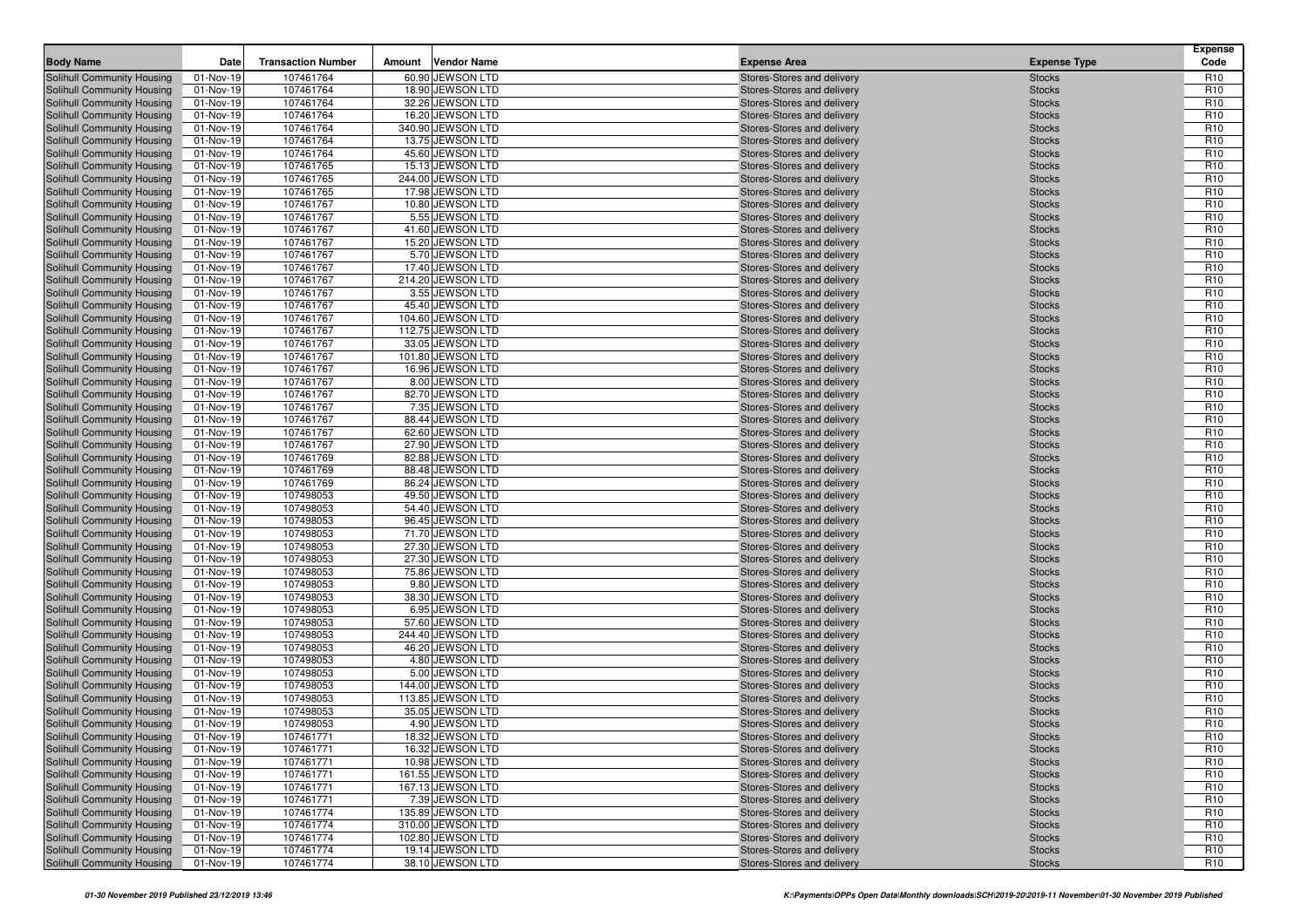| Body Name | Date | Transaction Number | Amount | Vendor Name | Expense Area | Expense Type | Expense Code |
|---|---|---|---|---|---|---|---|
| Solihull Community Housing | 01-Nov-19 | 107461764 | 60.90 | JEWSON LTD | Stores-Stores and delivery | Stocks | R10 |
| Solihull Community Housing | 01-Nov-19 | 107461764 | 18.90 | JEWSON LTD | Stores-Stores and delivery | Stocks | R10 |
| Solihull Community Housing | 01-Nov-19 | 107461764 | 32.26 | JEWSON LTD | Stores-Stores and delivery | Stocks | R10 |
| Solihull Community Housing | 01-Nov-19 | 107461764 | 16.20 | JEWSON LTD | Stores-Stores and delivery | Stocks | R10 |
| Solihull Community Housing | 01-Nov-19 | 107461764 | 340.90 | JEWSON LTD | Stores-Stores and delivery | Stocks | R10 |
| Solihull Community Housing | 01-Nov-19 | 107461764 | 13.75 | JEWSON LTD | Stores-Stores and delivery | Stocks | R10 |
| Solihull Community Housing | 01-Nov-19 | 107461764 | 45.60 | JEWSON LTD | Stores-Stores and delivery | Stocks | R10 |
| Solihull Community Housing | 01-Nov-19 | 107461765 | 15.13 | JEWSON LTD | Stores-Stores and delivery | Stocks | R10 |
| Solihull Community Housing | 01-Nov-19 | 107461765 | 244.00 | JEWSON LTD | Stores-Stores and delivery | Stocks | R10 |
| Solihull Community Housing | 01-Nov-19 | 107461765 | 17.98 | JEWSON LTD | Stores-Stores and delivery | Stocks | R10 |
| Solihull Community Housing | 01-Nov-19 | 107461767 | 10.80 | JEWSON LTD | Stores-Stores and delivery | Stocks | R10 |
| Solihull Community Housing | 01-Nov-19 | 107461767 | 5.55 | JEWSON LTD | Stores-Stores and delivery | Stocks | R10 |
| Solihull Community Housing | 01-Nov-19 | 107461767 | 41.60 | JEWSON LTD | Stores-Stores and delivery | Stocks | R10 |
| Solihull Community Housing | 01-Nov-19 | 107461767 | 15.20 | JEWSON LTD | Stores-Stores and delivery | Stocks | R10 |
| Solihull Community Housing | 01-Nov-19 | 107461767 | 5.70 | JEWSON LTD | Stores-Stores and delivery | Stocks | R10 |
| Solihull Community Housing | 01-Nov-19 | 107461767 | 17.40 | JEWSON LTD | Stores-Stores and delivery | Stocks | R10 |
| Solihull Community Housing | 01-Nov-19 | 107461767 | 214.20 | JEWSON LTD | Stores-Stores and delivery | Stocks | R10 |
| Solihull Community Housing | 01-Nov-19 | 107461767 | 3.55 | JEWSON LTD | Stores-Stores and delivery | Stocks | R10 |
| Solihull Community Housing | 01-Nov-19 | 107461767 | 45.40 | JEWSON LTD | Stores-Stores and delivery | Stocks | R10 |
| Solihull Community Housing | 01-Nov-19 | 107461767 | 104.60 | JEWSON LTD | Stores-Stores and delivery | Stocks | R10 |
| Solihull Community Housing | 01-Nov-19 | 107461767 | 112.75 | JEWSON LTD | Stores-Stores and delivery | Stocks | R10 |
| Solihull Community Housing | 01-Nov-19 | 107461767 | 33.05 | JEWSON LTD | Stores-Stores and delivery | Stocks | R10 |
| Solihull Community Housing | 01-Nov-19 | 107461767 | 101.80 | JEWSON LTD | Stores-Stores and delivery | Stocks | R10 |
| Solihull Community Housing | 01-Nov-19 | 107461767 | 16.96 | JEWSON LTD | Stores-Stores and delivery | Stocks | R10 |
| Solihull Community Housing | 01-Nov-19 | 107461767 | 8.00 | JEWSON LTD | Stores-Stores and delivery | Stocks | R10 |
| Solihull Community Housing | 01-Nov-19 | 107461767 | 82.70 | JEWSON LTD | Stores-Stores and delivery | Stocks | R10 |
| Solihull Community Housing | 01-Nov-19 | 107461767 | 7.35 | JEWSON LTD | Stores-Stores and delivery | Stocks | R10 |
| Solihull Community Housing | 01-Nov-19 | 107461767 | 88.44 | JEWSON LTD | Stores-Stores and delivery | Stocks | R10 |
| Solihull Community Housing | 01-Nov-19 | 107461767 | 62.60 | JEWSON LTD | Stores-Stores and delivery | Stocks | R10 |
| Solihull Community Housing | 01-Nov-19 | 107461767 | 27.90 | JEWSON LTD | Stores-Stores and delivery | Stocks | R10 |
| Solihull Community Housing | 01-Nov-19 | 107461769 | 82.88 | JEWSON LTD | Stores-Stores and delivery | Stocks | R10 |
| Solihull Community Housing | 01-Nov-19 | 107461769 | 88.48 | JEWSON LTD | Stores-Stores and delivery | Stocks | R10 |
| Solihull Community Housing | 01-Nov-19 | 107461769 | 86.24 | JEWSON LTD | Stores-Stores and delivery | Stocks | R10 |
| Solihull Community Housing | 01-Nov-19 | 107498053 | 49.50 | JEWSON LTD | Stores-Stores and delivery | Stocks | R10 |
| Solihull Community Housing | 01-Nov-19 | 107498053 | 54.40 | JEWSON LTD | Stores-Stores and delivery | Stocks | R10 |
| Solihull Community Housing | 01-Nov-19 | 107498053 | 96.45 | JEWSON LTD | Stores-Stores and delivery | Stocks | R10 |
| Solihull Community Housing | 01-Nov-19 | 107498053 | 71.70 | JEWSON LTD | Stores-Stores and delivery | Stocks | R10 |
| Solihull Community Housing | 01-Nov-19 | 107498053 | 27.30 | JEWSON LTD | Stores-Stores and delivery | Stocks | R10 |
| Solihull Community Housing | 01-Nov-19 | 107498053 | 27.30 | JEWSON LTD | Stores-Stores and delivery | Stocks | R10 |
| Solihull Community Housing | 01-Nov-19 | 107498053 | 75.86 | JEWSON LTD | Stores-Stores and delivery | Stocks | R10 |
| Solihull Community Housing | 01-Nov-19 | 107498053 | 9.80 | JEWSON LTD | Stores-Stores and delivery | Stocks | R10 |
| Solihull Community Housing | 01-Nov-19 | 107498053 | 38.30 | JEWSON LTD | Stores-Stores and delivery | Stocks | R10 |
| Solihull Community Housing | 01-Nov-19 | 107498053 | 6.95 | JEWSON LTD | Stores-Stores and delivery | Stocks | R10 |
| Solihull Community Housing | 01-Nov-19 | 107498053 | 57.60 | JEWSON LTD | Stores-Stores and delivery | Stocks | R10 |
| Solihull Community Housing | 01-Nov-19 | 107498053 | 244.40 | JEWSON LTD | Stores-Stores and delivery | Stocks | R10 |
| Solihull Community Housing | 01-Nov-19 | 107498053 | 46.20 | JEWSON LTD | Stores-Stores and delivery | Stocks | R10 |
| Solihull Community Housing | 01-Nov-19 | 107498053 | 4.80 | JEWSON LTD | Stores-Stores and delivery | Stocks | R10 |
| Solihull Community Housing | 01-Nov-19 | 107498053 | 5.00 | JEWSON LTD | Stores-Stores and delivery | Stocks | R10 |
| Solihull Community Housing | 01-Nov-19 | 107498053 | 144.00 | JEWSON LTD | Stores-Stores and delivery | Stocks | R10 |
| Solihull Community Housing | 01-Nov-19 | 107498053 | 113.85 | JEWSON LTD | Stores-Stores and delivery | Stocks | R10 |
| Solihull Community Housing | 01-Nov-19 | 107498053 | 35.05 | JEWSON LTD | Stores-Stores and delivery | Stocks | R10 |
| Solihull Community Housing | 01-Nov-19 | 107498053 | 4.90 | JEWSON LTD | Stores-Stores and delivery | Stocks | R10 |
| Solihull Community Housing | 01-Nov-19 | 107461771 | 18.32 | JEWSON LTD | Stores-Stores and delivery | Stocks | R10 |
| Solihull Community Housing | 01-Nov-19 | 107461771 | 16.32 | JEWSON LTD | Stores-Stores and delivery | Stocks | R10 |
| Solihull Community Housing | 01-Nov-19 | 107461771 | 10.98 | JEWSON LTD | Stores-Stores and delivery | Stocks | R10 |
| Solihull Community Housing | 01-Nov-19 | 107461771 | 161.55 | JEWSON LTD | Stores-Stores and delivery | Stocks | R10 |
| Solihull Community Housing | 01-Nov-19 | 107461771 | 167.13 | JEWSON LTD | Stores-Stores and delivery | Stocks | R10 |
| Solihull Community Housing | 01-Nov-19 | 107461771 | 7.39 | JEWSON LTD | Stores-Stores and delivery | Stocks | R10 |
| Solihull Community Housing | 01-Nov-19 | 107461774 | 135.89 | JEWSON LTD | Stores-Stores and delivery | Stocks | R10 |
| Solihull Community Housing | 01-Nov-19 | 107461774 | 310.00 | JEWSON LTD | Stores-Stores and delivery | Stocks | R10 |
| Solihull Community Housing | 01-Nov-19 | 107461774 | 102.80 | JEWSON LTD | Stores-Stores and delivery | Stocks | R10 |
| Solihull Community Housing | 01-Nov-19 | 107461774 | 19.14 | JEWSON LTD | Stores-Stores and delivery | Stocks | R10 |
| Solihull Community Housing | 01-Nov-19 | 107461774 | 38.10 | JEWSON LTD | Stores-Stores and delivery | Stocks | R10 |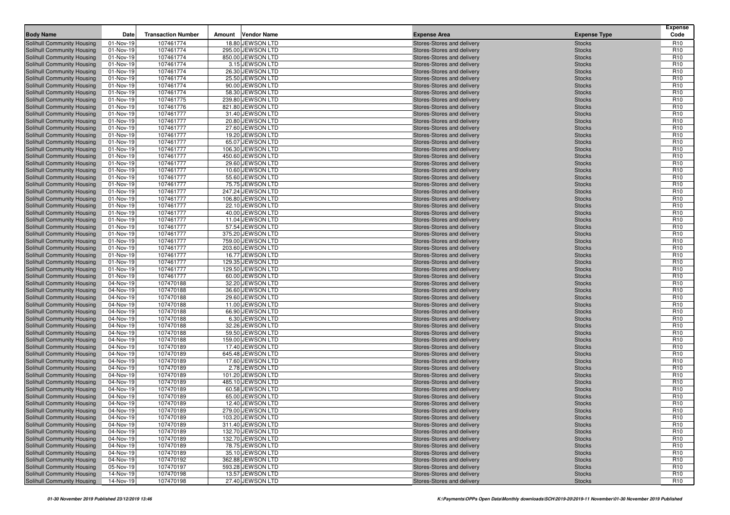| Body Name | Date | Transaction Number | Amount | Vendor Name | Expense Area | Expense Type | Expense Code |
|---|---|---|---|---|---|---|---|
| Solihull Community Housing | 01-Nov-19 | 107461774 | 18.80 | JEWSON LTD | Stores-Stores and delivery | Stocks | R10 |
| Solihull Community Housing | 01-Nov-19 | 107461774 | 295.00 | JEWSON LTD | Stores-Stores and delivery | Stocks | R10 |
| Solihull Community Housing | 01-Nov-19 | 107461774 | 850.00 | JEWSON LTD | Stores-Stores and delivery | Stocks | R10 |
| Solihull Community Housing | 01-Nov-19 | 107461774 | 3.15 | JEWSON LTD | Stores-Stores and delivery | Stocks | R10 |
| Solihull Community Housing | 01-Nov-19 | 107461774 | 26.30 | JEWSON LTD | Stores-Stores and delivery | Stocks | R10 |
| Solihull Community Housing | 01-Nov-19 | 107461774 | 25.50 | JEWSON LTD | Stores-Stores and delivery | Stocks | R10 |
| Solihull Community Housing | 01-Nov-19 | 107461774 | 90.00 | JEWSON LTD | Stores-Stores and delivery | Stocks | R10 |
| Solihull Community Housing | 01-Nov-19 | 107461774 | 58.30 | JEWSON LTD | Stores-Stores and delivery | Stocks | R10 |
| Solihull Community Housing | 01-Nov-19 | 107461775 | 239.80 | JEWSON LTD | Stores-Stores and delivery | Stocks | R10 |
| Solihull Community Housing | 01-Nov-19 | 107461776 | 821.80 | JEWSON LTD | Stores-Stores and delivery | Stocks | R10 |
| Solihull Community Housing | 01-Nov-19 | 107461777 | 31.40 | JEWSON LTD | Stores-Stores and delivery | Stocks | R10 |
| Solihull Community Housing | 01-Nov-19 | 107461777 | 20.80 | JEWSON LTD | Stores-Stores and delivery | Stocks | R10 |
| Solihull Community Housing | 01-Nov-19 | 107461777 | 27.60 | JEWSON LTD | Stores-Stores and delivery | Stocks | R10 |
| Solihull Community Housing | 01-Nov-19 | 107461777 | 19.20 | JEWSON LTD | Stores-Stores and delivery | Stocks | R10 |
| Solihull Community Housing | 01-Nov-19 | 107461777 | 65.07 | JEWSON LTD | Stores-Stores and delivery | Stocks | R10 |
| Solihull Community Housing | 01-Nov-19 | 107461777 | 106.30 | JEWSON LTD | Stores-Stores and delivery | Stocks | R10 |
| Solihull Community Housing | 01-Nov-19 | 107461777 | 450.60 | JEWSON LTD | Stores-Stores and delivery | Stocks | R10 |
| Solihull Community Housing | 01-Nov-19 | 107461777 | 29.60 | JEWSON LTD | Stores-Stores and delivery | Stocks | R10 |
| Solihull Community Housing | 01-Nov-19 | 107461777 | 10.60 | JEWSON LTD | Stores-Stores and delivery | Stocks | R10 |
| Solihull Community Housing | 01-Nov-19 | 107461777 | 55.60 | JEWSON LTD | Stores-Stores and delivery | Stocks | R10 |
| Solihull Community Housing | 01-Nov-19 | 107461777 | 75.75 | JEWSON LTD | Stores-Stores and delivery | Stocks | R10 |
| Solihull Community Housing | 01-Nov-19 | 107461777 | 247.24 | JEWSON LTD | Stores-Stores and delivery | Stocks | R10 |
| Solihull Community Housing | 01-Nov-19 | 107461777 | 106.80 | JEWSON LTD | Stores-Stores and delivery | Stocks | R10 |
| Solihull Community Housing | 01-Nov-19 | 107461777 | 22.10 | JEWSON LTD | Stores-Stores and delivery | Stocks | R10 |
| Solihull Community Housing | 01-Nov-19 | 107461777 | 40.00 | JEWSON LTD | Stores-Stores and delivery | Stocks | R10 |
| Solihull Community Housing | 01-Nov-19 | 107461777 | 11.04 | JEWSON LTD | Stores-Stores and delivery | Stocks | R10 |
| Solihull Community Housing | 01-Nov-19 | 107461777 | 57.54 | JEWSON LTD | Stores-Stores and delivery | Stocks | R10 |
| Solihull Community Housing | 01-Nov-19 | 107461777 | 375.20 | JEWSON LTD | Stores-Stores and delivery | Stocks | R10 |
| Solihull Community Housing | 01-Nov-19 | 107461777 | 759.00 | JEWSON LTD | Stores-Stores and delivery | Stocks | R10 |
| Solihull Community Housing | 01-Nov-19 | 107461777 | 203.60 | JEWSON LTD | Stores-Stores and delivery | Stocks | R10 |
| Solihull Community Housing | 01-Nov-19 | 107461777 | 16.77 | JEWSON LTD | Stores-Stores and delivery | Stocks | R10 |
| Solihull Community Housing | 01-Nov-19 | 107461777 | 129.35 | JEWSON LTD | Stores-Stores and delivery | Stocks | R10 |
| Solihull Community Housing | 01-Nov-19 | 107461777 | 129.50 | JEWSON LTD | Stores-Stores and delivery | Stocks | R10 |
| Solihull Community Housing | 01-Nov-19 | 107461777 | 60.00 | JEWSON LTD | Stores-Stores and delivery | Stocks | R10 |
| Solihull Community Housing | 04-Nov-19 | 107470188 | 32.20 | JEWSON LTD | Stores-Stores and delivery | Stocks | R10 |
| Solihull Community Housing | 04-Nov-19 | 107470188 | 36.60 | JEWSON LTD | Stores-Stores and delivery | Stocks | R10 |
| Solihull Community Housing | 04-Nov-19 | 107470188 | 29.60 | JEWSON LTD | Stores-Stores and delivery | Stocks | R10 |
| Solihull Community Housing | 04-Nov-19 | 107470188 | 11.00 | JEWSON LTD | Stores-Stores and delivery | Stocks | R10 |
| Solihull Community Housing | 04-Nov-19 | 107470188 | 66.90 | JEWSON LTD | Stores-Stores and delivery | Stocks | R10 |
| Solihull Community Housing | 04-Nov-19 | 107470188 | 6.30 | JEWSON LTD | Stores-Stores and delivery | Stocks | R10 |
| Solihull Community Housing | 04-Nov-19 | 107470188 | 32.26 | JEWSON LTD | Stores-Stores and delivery | Stocks | R10 |
| Solihull Community Housing | 04-Nov-19 | 107470188 | 59.50 | JEWSON LTD | Stores-Stores and delivery | Stocks | R10 |
| Solihull Community Housing | 04-Nov-19 | 107470188 | 159.00 | JEWSON LTD | Stores-Stores and delivery | Stocks | R10 |
| Solihull Community Housing | 04-Nov-19 | 107470189 | 17.40 | JEWSON LTD | Stores-Stores and delivery | Stocks | R10 |
| Solihull Community Housing | 04-Nov-19 | 107470189 | 645.48 | JEWSON LTD | Stores-Stores and delivery | Stocks | R10 |
| Solihull Community Housing | 04-Nov-19 | 107470189 | 17.60 | JEWSON LTD | Stores-Stores and delivery | Stocks | R10 |
| Solihull Community Housing | 04-Nov-19 | 107470189 | 2.78 | JEWSON LTD | Stores-Stores and delivery | Stocks | R10 |
| Solihull Community Housing | 04-Nov-19 | 107470189 | 101.20 | JEWSON LTD | Stores-Stores and delivery | Stocks | R10 |
| Solihull Community Housing | 04-Nov-19 | 107470189 | 485.10 | JEWSON LTD | Stores-Stores and delivery | Stocks | R10 |
| Solihull Community Housing | 04-Nov-19 | 107470189 | 60.58 | JEWSON LTD | Stores-Stores and delivery | Stocks | R10 |
| Solihull Community Housing | 04-Nov-19 | 107470189 | 65.00 | JEWSON LTD | Stores-Stores and delivery | Stocks | R10 |
| Solihull Community Housing | 04-Nov-19 | 107470189 | 12.40 | JEWSON LTD | Stores-Stores and delivery | Stocks | R10 |
| Solihull Community Housing | 04-Nov-19 | 107470189 | 279.00 | JEWSON LTD | Stores-Stores and delivery | Stocks | R10 |
| Solihull Community Housing | 04-Nov-19 | 107470189 | 103.20 | JEWSON LTD | Stores-Stores and delivery | Stocks | R10 |
| Solihull Community Housing | 04-Nov-19 | 107470189 | 311.40 | JEWSON LTD | Stores-Stores and delivery | Stocks | R10 |
| Solihull Community Housing | 04-Nov-19 | 107470189 | 132.70 | JEWSON LTD | Stores-Stores and delivery | Stocks | R10 |
| Solihull Community Housing | 04-Nov-19 | 107470189 | 132.70 | JEWSON LTD | Stores-Stores and delivery | Stocks | R10 |
| Solihull Community Housing | 04-Nov-19 | 107470189 | 78.75 | JEWSON LTD | Stores-Stores and delivery | Stocks | R10 |
| Solihull Community Housing | 04-Nov-19 | 107470189 | 35.10 | JEWSON LTD | Stores-Stores and delivery | Stocks | R10 |
| Solihull Community Housing | 04-Nov-19 | 107470192 | 362.88 | JEWSON LTD | Stores-Stores and delivery | Stocks | R10 |
| Solihull Community Housing | 05-Nov-19 | 107470197 | 593.28 | JEWSON LTD | Stores-Stores and delivery | Stocks | R10 |
| Solihull Community Housing | 14-Nov-19 | 107470198 | 13.57 | JEWSON LTD | Stores-Stores and delivery | Stocks | R10 |
| Solihull Community Housing | 14-Nov-19 | 107470198 | 27.40 | JEWSON LTD | Stores-Stores and delivery | Stocks | R10 |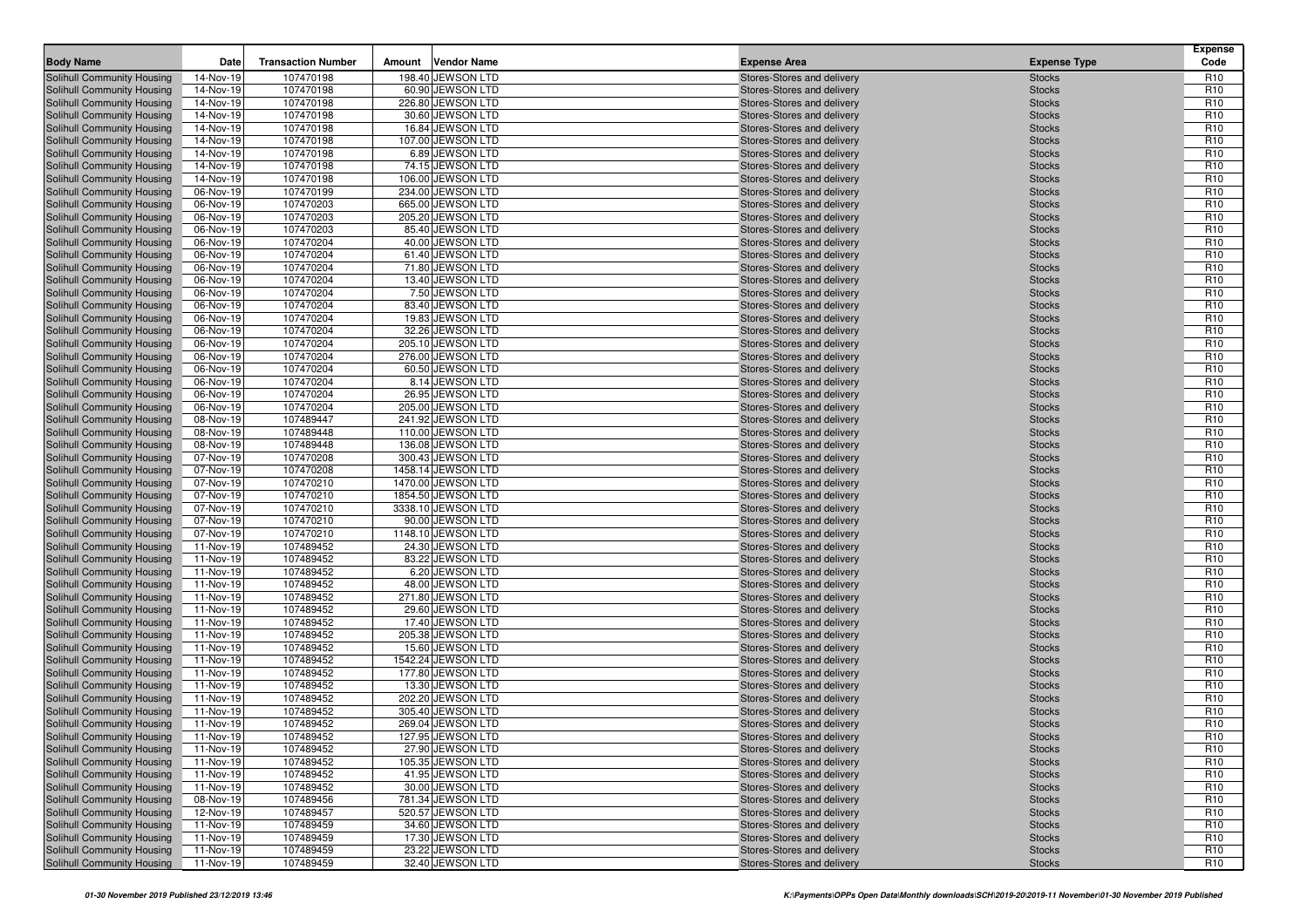| Body Name | Date | Transaction Number | Amount | Vendor Name | Expense Area | Expense Type | Expense Code |
|---|---|---|---|---|---|---|---|
| Solihull Community Housing | 14-Nov-19 | 107470198 | 198.40 | JEWSON LTD | Stores-Stores and delivery | Stocks | R10 |
| Solihull Community Housing | 14-Nov-19 | 107470198 | 60.90 | JEWSON LTD | Stores-Stores and delivery | Stocks | R10 |
| Solihull Community Housing | 14-Nov-19 | 107470198 | 226.80 | JEWSON LTD | Stores-Stores and delivery | Stocks | R10 |
| Solihull Community Housing | 14-Nov-19 | 107470198 | 30.60 | JEWSON LTD | Stores-Stores and delivery | Stocks | R10 |
| Solihull Community Housing | 14-Nov-19 | 107470198 | 16.84 | JEWSON LTD | Stores-Stores and delivery | Stocks | R10 |
| Solihull Community Housing | 14-Nov-19 | 107470198 | 107.00 | JEWSON LTD | Stores-Stores and delivery | Stocks | R10 |
| Solihull Community Housing | 14-Nov-19 | 107470198 | 6.89 | JEWSON LTD | Stores-Stores and delivery | Stocks | R10 |
| Solihull Community Housing | 14-Nov-19 | 107470198 | 74.15 | JEWSON LTD | Stores-Stores and delivery | Stocks | R10 |
| Solihull Community Housing | 14-Nov-19 | 107470198 | 106.00 | JEWSON LTD | Stores-Stores and delivery | Stocks | R10 |
| Solihull Community Housing | 06-Nov-19 | 107470199 | 234.00 | JEWSON LTD | Stores-Stores and delivery | Stocks | R10 |
| Solihull Community Housing | 06-Nov-19 | 107470203 | 665.00 | JEWSON LTD | Stores-Stores and delivery | Stocks | R10 |
| Solihull Community Housing | 06-Nov-19 | 107470203 | 205.20 | JEWSON LTD | Stores-Stores and delivery | Stocks | R10 |
| Solihull Community Housing | 06-Nov-19 | 107470203 | 85.40 | JEWSON LTD | Stores-Stores and delivery | Stocks | R10 |
| Solihull Community Housing | 06-Nov-19 | 107470204 | 40.00 | JEWSON LTD | Stores-Stores and delivery | Stocks | R10 |
| Solihull Community Housing | 06-Nov-19 | 107470204 | 61.40 | JEWSON LTD | Stores-Stores and delivery | Stocks | R10 |
| Solihull Community Housing | 06-Nov-19 | 107470204 | 71.80 | JEWSON LTD | Stores-Stores and delivery | Stocks | R10 |
| Solihull Community Housing | 06-Nov-19 | 107470204 | 13.40 | JEWSON LTD | Stores-Stores and delivery | Stocks | R10 |
| Solihull Community Housing | 06-Nov-19 | 107470204 | 7.50 | JEWSON LTD | Stores-Stores and delivery | Stocks | R10 |
| Solihull Community Housing | 06-Nov-19 | 107470204 | 83.40 | JEWSON LTD | Stores-Stores and delivery | Stocks | R10 |
| Solihull Community Housing | 06-Nov-19 | 107470204 | 19.83 | JEWSON LTD | Stores-Stores and delivery | Stocks | R10 |
| Solihull Community Housing | 06-Nov-19 | 107470204 | 32.26 | JEWSON LTD | Stores-Stores and delivery | Stocks | R10 |
| Solihull Community Housing | 06-Nov-19 | 107470204 | 205.10 | JEWSON LTD | Stores-Stores and delivery | Stocks | R10 |
| Solihull Community Housing | 06-Nov-19 | 107470204 | 276.00 | JEWSON LTD | Stores-Stores and delivery | Stocks | R10 |
| Solihull Community Housing | 06-Nov-19 | 107470204 | 60.50 | JEWSON LTD | Stores-Stores and delivery | Stocks | R10 |
| Solihull Community Housing | 06-Nov-19 | 107470204 | 8.14 | JEWSON LTD | Stores-Stores and delivery | Stocks | R10 |
| Solihull Community Housing | 06-Nov-19 | 107470204 | 26.95 | JEWSON LTD | Stores-Stores and delivery | Stocks | R10 |
| Solihull Community Housing | 06-Nov-19 | 107470204 | 205.00 | JEWSON LTD | Stores-Stores and delivery | Stocks | R10 |
| Solihull Community Housing | 08-Nov-19 | 107489447 | 241.92 | JEWSON LTD | Stores-Stores and delivery | Stocks | R10 |
| Solihull Community Housing | 08-Nov-19 | 107489448 | 110.00 | JEWSON LTD | Stores-Stores and delivery | Stocks | R10 |
| Solihull Community Housing | 08-Nov-19 | 107489448 | 136.08 | JEWSON LTD | Stores-Stores and delivery | Stocks | R10 |
| Solihull Community Housing | 07-Nov-19 | 107470208 | 300.43 | JEWSON LTD | Stores-Stores and delivery | Stocks | R10 |
| Solihull Community Housing | 07-Nov-19 | 107470208 | 1458.14 | JEWSON LTD | Stores-Stores and delivery | Stocks | R10 |
| Solihull Community Housing | 07-Nov-19 | 107470210 | 1470.00 | JEWSON LTD | Stores-Stores and delivery | Stocks | R10 |
| Solihull Community Housing | 07-Nov-19 | 107470210 | 1854.50 | JEWSON LTD | Stores-Stores and delivery | Stocks | R10 |
| Solihull Community Housing | 07-Nov-19 | 107470210 | 3338.10 | JEWSON LTD | Stores-Stores and delivery | Stocks | R10 |
| Solihull Community Housing | 07-Nov-19 | 107470210 | 90.00 | JEWSON LTD | Stores-Stores and delivery | Stocks | R10 |
| Solihull Community Housing | 07-Nov-19 | 107470210 | 1148.10 | JEWSON LTD | Stores-Stores and delivery | Stocks | R10 |
| Solihull Community Housing | 11-Nov-19 | 107489452 | 24.30 | JEWSON LTD | Stores-Stores and delivery | Stocks | R10 |
| Solihull Community Housing | 11-Nov-19 | 107489452 | 83.22 | JEWSON LTD | Stores-Stores and delivery | Stocks | R10 |
| Solihull Community Housing | 11-Nov-19 | 107489452 | 6.20 | JEWSON LTD | Stores-Stores and delivery | Stocks | R10 |
| Solihull Community Housing | 11-Nov-19 | 107489452 | 48.00 | JEWSON LTD | Stores-Stores and delivery | Stocks | R10 |
| Solihull Community Housing | 11-Nov-19 | 107489452 | 271.80 | JEWSON LTD | Stores-Stores and delivery | Stocks | R10 |
| Solihull Community Housing | 11-Nov-19 | 107489452 | 29.60 | JEWSON LTD | Stores-Stores and delivery | Stocks | R10 |
| Solihull Community Housing | 11-Nov-19 | 107489452 | 17.40 | JEWSON LTD | Stores-Stores and delivery | Stocks | R10 |
| Solihull Community Housing | 11-Nov-19 | 107489452 | 205.38 | JEWSON LTD | Stores-Stores and delivery | Stocks | R10 |
| Solihull Community Housing | 11-Nov-19 | 107489452 | 15.60 | JEWSON LTD | Stores-Stores and delivery | Stocks | R10 |
| Solihull Community Housing | 11-Nov-19 | 107489452 | 1542.24 | JEWSON LTD | Stores-Stores and delivery | Stocks | R10 |
| Solihull Community Housing | 11-Nov-19 | 107489452 | 177.80 | JEWSON LTD | Stores-Stores and delivery | Stocks | R10 |
| Solihull Community Housing | 11-Nov-19 | 107489452 | 13.30 | JEWSON LTD | Stores-Stores and delivery | Stocks | R10 |
| Solihull Community Housing | 11-Nov-19 | 107489452 | 202.20 | JEWSON LTD | Stores-Stores and delivery | Stocks | R10 |
| Solihull Community Housing | 11-Nov-19 | 107489452 | 305.40 | JEWSON LTD | Stores-Stores and delivery | Stocks | R10 |
| Solihull Community Housing | 11-Nov-19 | 107489452 | 269.04 | JEWSON LTD | Stores-Stores and delivery | Stocks | R10 |
| Solihull Community Housing | 11-Nov-19 | 107489452 | 127.95 | JEWSON LTD | Stores-Stores and delivery | Stocks | R10 |
| Solihull Community Housing | 11-Nov-19 | 107489452 | 27.90 | JEWSON LTD | Stores-Stores and delivery | Stocks | R10 |
| Solihull Community Housing | 11-Nov-19 | 107489452 | 105.35 | JEWSON LTD | Stores-Stores and delivery | Stocks | R10 |
| Solihull Community Housing | 11-Nov-19 | 107489452 | 41.95 | JEWSON LTD | Stores-Stores and delivery | Stocks | R10 |
| Solihull Community Housing | 11-Nov-19 | 107489452 | 30.00 | JEWSON LTD | Stores-Stores and delivery | Stocks | R10 |
| Solihull Community Housing | 08-Nov-19 | 107489456 | 781.34 | JEWSON LTD | Stores-Stores and delivery | Stocks | R10 |
| Solihull Community Housing | 12-Nov-19 | 107489457 | 520.57 | JEWSON LTD | Stores-Stores and delivery | Stocks | R10 |
| Solihull Community Housing | 11-Nov-19 | 107489459 | 34.60 | JEWSON LTD | Stores-Stores and delivery | Stocks | R10 |
| Solihull Community Housing | 11-Nov-19 | 107489459 | 17.30 | JEWSON LTD | Stores-Stores and delivery | Stocks | R10 |
| Solihull Community Housing | 11-Nov-19 | 107489459 | 23.22 | JEWSON LTD | Stores-Stores and delivery | Stocks | R10 |
| Solihull Community Housing | 11-Nov-19 | 107489459 | 32.40 | JEWSON LTD | Stores-Stores and delivery | Stocks | R10 |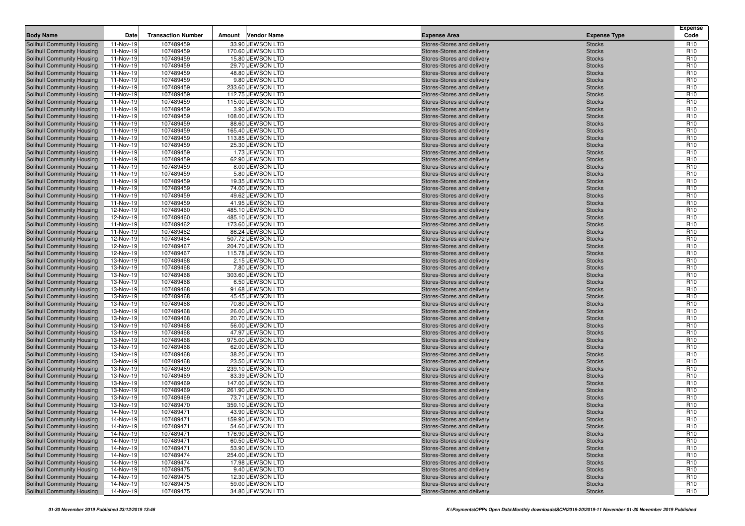| Body Name | Date | Transaction Number | Amount | Vendor Name | Expense Area | Expense Type | Expense Code |
|---|---|---|---|---|---|---|---|
| Solihull Community Housing | 11-Nov-19 | 107489459 | 33.90 | JEWSON LTD | Stores-Stores and delivery | Stocks | R10 |
| Solihull Community Housing | 11-Nov-19 | 107489459 | 170.60 | JEWSON LTD | Stores-Stores and delivery | Stocks | R10 |
| Solihull Community Housing | 11-Nov-19 | 107489459 | 15.80 | JEWSON LTD | Stores-Stores and delivery | Stocks | R10 |
| Solihull Community Housing | 11-Nov-19 | 107489459 | 29.70 | JEWSON LTD | Stores-Stores and delivery | Stocks | R10 |
| Solihull Community Housing | 11-Nov-19 | 107489459 | 48.80 | JEWSON LTD | Stores-Stores and delivery | Stocks | R10 |
| Solihull Community Housing | 11-Nov-19 | 107489459 | 9.80 | JEWSON LTD | Stores-Stores and delivery | Stocks | R10 |
| Solihull Community Housing | 11-Nov-19 | 107489459 | 233.60 | JEWSON LTD | Stores-Stores and delivery | Stocks | R10 |
| Solihull Community Housing | 11-Nov-19 | 107489459 | 112.75 | JEWSON LTD | Stores-Stores and delivery | Stocks | R10 |
| Solihull Community Housing | 11-Nov-19 | 107489459 | 115.00 | JEWSON LTD | Stores-Stores and delivery | Stocks | R10 |
| Solihull Community Housing | 11-Nov-19 | 107489459 | 3.90 | JEWSON LTD | Stores-Stores and delivery | Stocks | R10 |
| Solihull Community Housing | 11-Nov-19 | 107489459 | 108.00 | JEWSON LTD | Stores-Stores and delivery | Stocks | R10 |
| Solihull Community Housing | 11-Nov-19 | 107489459 | 88.60 | JEWSON LTD | Stores-Stores and delivery | Stocks | R10 |
| Solihull Community Housing | 11-Nov-19 | 107489459 | 165.40 | JEWSON LTD | Stores-Stores and delivery | Stocks | R10 |
| Solihull Community Housing | 11-Nov-19 | 107489459 | 113.85 | JEWSON LTD | Stores-Stores and delivery | Stocks | R10 |
| Solihull Community Housing | 11-Nov-19 | 107489459 | 25.30 | JEWSON LTD | Stores-Stores and delivery | Stocks | R10 |
| Solihull Community Housing | 11-Nov-19 | 107489459 | 1.73 | JEWSON LTD | Stores-Stores and delivery | Stocks | R10 |
| Solihull Community Housing | 11-Nov-19 | 107489459 | 62.90 | JEWSON LTD | Stores-Stores and delivery | Stocks | R10 |
| Solihull Community Housing | 11-Nov-19 | 107489459 | 8.00 | JEWSON LTD | Stores-Stores and delivery | Stocks | R10 |
| Solihull Community Housing | 11-Nov-19 | 107489459 | 5.80 | JEWSON LTD | Stores-Stores and delivery | Stocks | R10 |
| Solihull Community Housing | 11-Nov-19 | 107489459 | 19.35 | JEWSON LTD | Stores-Stores and delivery | Stocks | R10 |
| Solihull Community Housing | 11-Nov-19 | 107489459 | 74.00 | JEWSON LTD | Stores-Stores and delivery | Stocks | R10 |
| Solihull Community Housing | 11-Nov-19 | 107489459 | 49.62 | JEWSON LTD | Stores-Stores and delivery | Stocks | R10 |
| Solihull Community Housing | 11-Nov-19 | 107489459 | 41.95 | JEWSON LTD | Stores-Stores and delivery | Stocks | R10 |
| Solihull Community Housing | 12-Nov-19 | 107489460 | 485.10 | JEWSON LTD | Stores-Stores and delivery | Stocks | R10 |
| Solihull Community Housing | 12-Nov-19 | 107489460 | 485.10 | JEWSON LTD | Stores-Stores and delivery | Stocks | R10 |
| Solihull Community Housing | 11-Nov-19 | 107489462 | 173.60 | JEWSON LTD | Stores-Stores and delivery | Stocks | R10 |
| Solihull Community Housing | 11-Nov-19 | 107489462 | 86.24 | JEWSON LTD | Stores-Stores and delivery | Stocks | R10 |
| Solihull Community Housing | 12-Nov-19 | 107489464 | 507.72 | JEWSON LTD | Stores-Stores and delivery | Stocks | R10 |
| Solihull Community Housing | 12-Nov-19 | 107489467 | 204.70 | JEWSON LTD | Stores-Stores and delivery | Stocks | R10 |
| Solihull Community Housing | 12-Nov-19 | 107489467 | 115.78 | JEWSON LTD | Stores-Stores and delivery | Stocks | R10 |
| Solihull Community Housing | 13-Nov-19 | 107489468 | 2.15 | JEWSON LTD | Stores-Stores and delivery | Stocks | R10 |
| Solihull Community Housing | 13-Nov-19 | 107489468 | 7.80 | JEWSON LTD | Stores-Stores and delivery | Stocks | R10 |
| Solihull Community Housing | 13-Nov-19 | 107489468 | 303.60 | JEWSON LTD | Stores-Stores and delivery | Stocks | R10 |
| Solihull Community Housing | 13-Nov-19 | 107489468 | 6.50 | JEWSON LTD | Stores-Stores and delivery | Stocks | R10 |
| Solihull Community Housing | 13-Nov-19 | 107489468 | 91.68 | JEWSON LTD | Stores-Stores and delivery | Stocks | R10 |
| Solihull Community Housing | 13-Nov-19 | 107489468 | 45.45 | JEWSON LTD | Stores-Stores and delivery | Stocks | R10 |
| Solihull Community Housing | 13-Nov-19 | 107489468 | 70.80 | JEWSON LTD | Stores-Stores and delivery | Stocks | R10 |
| Solihull Community Housing | 13-Nov-19 | 107489468 | 26.00 | JEWSON LTD | Stores-Stores and delivery | Stocks | R10 |
| Solihull Community Housing | 13-Nov-19 | 107489468 | 20.70 | JEWSON LTD | Stores-Stores and delivery | Stocks | R10 |
| Solihull Community Housing | 13-Nov-19 | 107489468 | 56.00 | JEWSON LTD | Stores-Stores and delivery | Stocks | R10 |
| Solihull Community Housing | 13-Nov-19 | 107489468 | 47.97 | JEWSON LTD | Stores-Stores and delivery | Stocks | R10 |
| Solihull Community Housing | 13-Nov-19 | 107489468 | 975.00 | JEWSON LTD | Stores-Stores and delivery | Stocks | R10 |
| Solihull Community Housing | 13-Nov-19 | 107489468 | 62.00 | JEWSON LTD | Stores-Stores and delivery | Stocks | R10 |
| Solihull Community Housing | 13-Nov-19 | 107489468 | 38.20 | JEWSON LTD | Stores-Stores and delivery | Stocks | R10 |
| Solihull Community Housing | 13-Nov-19 | 107489468 | 23.50 | JEWSON LTD | Stores-Stores and delivery | Stocks | R10 |
| Solihull Community Housing | 13-Nov-19 | 107489469 | 239.10 | JEWSON LTD | Stores-Stores and delivery | Stocks | R10 |
| Solihull Community Housing | 13-Nov-19 | 107489469 | 83.39 | JEWSON LTD | Stores-Stores and delivery | Stocks | R10 |
| Solihull Community Housing | 13-Nov-19 | 107489469 | 147.00 | JEWSON LTD | Stores-Stores and delivery | Stocks | R10 |
| Solihull Community Housing | 13-Nov-19 | 107489469 | 261.90 | JEWSON LTD | Stores-Stores and delivery | Stocks | R10 |
| Solihull Community Housing | 13-Nov-19 | 107489469 | 73.71 | JEWSON LTD | Stores-Stores and delivery | Stocks | R10 |
| Solihull Community Housing | 13-Nov-19 | 107489470 | 359.10 | JEWSON LTD | Stores-Stores and delivery | Stocks | R10 |
| Solihull Community Housing | 14-Nov-19 | 107489471 | 43.90 | JEWSON LTD | Stores-Stores and delivery | Stocks | R10 |
| Solihull Community Housing | 14-Nov-19 | 107489471 | 159.90 | JEWSON LTD | Stores-Stores and delivery | Stocks | R10 |
| Solihull Community Housing | 14-Nov-19 | 107489471 | 54.60 | JEWSON LTD | Stores-Stores and delivery | Stocks | R10 |
| Solihull Community Housing | 14-Nov-19 | 107489471 | 176.90 | JEWSON LTD | Stores-Stores and delivery | Stocks | R10 |
| Solihull Community Housing | 14-Nov-19 | 107489471 | 60.50 | JEWSON LTD | Stores-Stores and delivery | Stocks | R10 |
| Solihull Community Housing | 14-Nov-19 | 107489471 | 53.90 | JEWSON LTD | Stores-Stores and delivery | Stocks | R10 |
| Solihull Community Housing | 14-Nov-19 | 107489474 | 254.00 | JEWSON LTD | Stores-Stores and delivery | Stocks | R10 |
| Solihull Community Housing | 14-Nov-19 | 107489474 | 17.98 | JEWSON LTD | Stores-Stores and delivery | Stocks | R10 |
| Solihull Community Housing | 14-Nov-19 | 107489475 | 9.40 | JEWSON LTD | Stores-Stores and delivery | Stocks | R10 |
| Solihull Community Housing | 14-Nov-19 | 107489475 | 12.30 | JEWSON LTD | Stores-Stores and delivery | Stocks | R10 |
| Solihull Community Housing | 14-Nov-19 | 107489475 | 59.00 | JEWSON LTD | Stores-Stores and delivery | Stocks | R10 |
| Solihull Community Housing | 14-Nov-19 | 107489475 | 34.80 | JEWSON LTD | Stores-Stores and delivery | Stocks | R10 |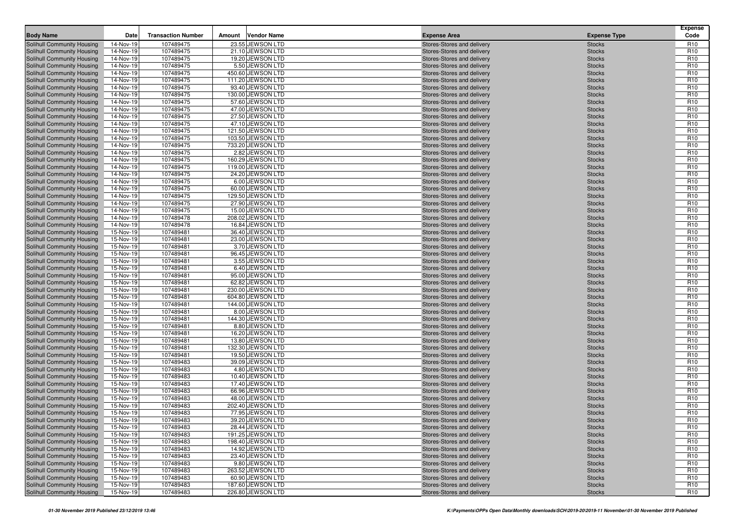| Body Name | Date | Transaction Number | Amount | Vendor Name | Expense Area | Expense Type | Expense Code |
|---|---|---|---|---|---|---|---|
| Solihull Community Housing | 14-Nov-19 | 107489475 | 23.55 | JEWSON LTD | Stores-Stores and delivery | Stocks | R10 |
| Solihull Community Housing | 14-Nov-19 | 107489475 | 21.10 | JEWSON LTD | Stores-Stores and delivery | Stocks | R10 |
| Solihull Community Housing | 14-Nov-19 | 107489475 | 19.20 | JEWSON LTD | Stores-Stores and delivery | Stocks | R10 |
| Solihull Community Housing | 14-Nov-19 | 107489475 | 5.50 | JEWSON LTD | Stores-Stores and delivery | Stocks | R10 |
| Solihull Community Housing | 14-Nov-19 | 107489475 | 450.60 | JEWSON LTD | Stores-Stores and delivery | Stocks | R10 |
| Solihull Community Housing | 14-Nov-19 | 107489475 | 111.20 | JEWSON LTD | Stores-Stores and delivery | Stocks | R10 |
| Solihull Community Housing | 14-Nov-19 | 107489475 | 93.40 | JEWSON LTD | Stores-Stores and delivery | Stocks | R10 |
| Solihull Community Housing | 14-Nov-19 | 107489475 | 130.00 | JEWSON LTD | Stores-Stores and delivery | Stocks | R10 |
| Solihull Community Housing | 14-Nov-19 | 107489475 | 57.60 | JEWSON LTD | Stores-Stores and delivery | Stocks | R10 |
| Solihull Community Housing | 14-Nov-19 | 107489475 | 47.00 | JEWSON LTD | Stores-Stores and delivery | Stocks | R10 |
| Solihull Community Housing | 14-Nov-19 | 107489475 | 27.50 | JEWSON LTD | Stores-Stores and delivery | Stocks | R10 |
| Solihull Community Housing | 14-Nov-19 | 107489475 | 47.10 | JEWSON LTD | Stores-Stores and delivery | Stocks | R10 |
| Solihull Community Housing | 14-Nov-19 | 107489475 | 121.50 | JEWSON LTD | Stores-Stores and delivery | Stocks | R10 |
| Solihull Community Housing | 14-Nov-19 | 107489475 | 103.50 | JEWSON LTD | Stores-Stores and delivery | Stocks | R10 |
| Solihull Community Housing | 14-Nov-19 | 107489475 | 733.20 | JEWSON LTD | Stores-Stores and delivery | Stocks | R10 |
| Solihull Community Housing | 14-Nov-19 | 107489475 | 2.82 | JEWSON LTD | Stores-Stores and delivery | Stocks | R10 |
| Solihull Community Housing | 14-Nov-19 | 107489475 | 160.29 | JEWSON LTD | Stores-Stores and delivery | Stocks | R10 |
| Solihull Community Housing | 14-Nov-19 | 107489475 | 119.00 | JEWSON LTD | Stores-Stores and delivery | Stocks | R10 |
| Solihull Community Housing | 14-Nov-19 | 107489475 | 24.20 | JEWSON LTD | Stores-Stores and delivery | Stocks | R10 |
| Solihull Community Housing | 14-Nov-19 | 107489475 | 6.00 | JEWSON LTD | Stores-Stores and delivery | Stocks | R10 |
| Solihull Community Housing | 14-Nov-19 | 107489475 | 60.00 | JEWSON LTD | Stores-Stores and delivery | Stocks | R10 |
| Solihull Community Housing | 14-Nov-19 | 107489475 | 129.50 | JEWSON LTD | Stores-Stores and delivery | Stocks | R10 |
| Solihull Community Housing | 14-Nov-19 | 107489475 | 27.90 | JEWSON LTD | Stores-Stores and delivery | Stocks | R10 |
| Solihull Community Housing | 14-Nov-19 | 107489475 | 15.00 | JEWSON LTD | Stores-Stores and delivery | Stocks | R10 |
| Solihull Community Housing | 14-Nov-19 | 107489478 | 208.02 | JEWSON LTD | Stores-Stores and delivery | Stocks | R10 |
| Solihull Community Housing | 14-Nov-19 | 107489478 | 16.84 | JEWSON LTD | Stores-Stores and delivery | Stocks | R10 |
| Solihull Community Housing | 15-Nov-19 | 107489481 | 36.40 | JEWSON LTD | Stores-Stores and delivery | Stocks | R10 |
| Solihull Community Housing | 15-Nov-19 | 107489481 | 23.00 | JEWSON LTD | Stores-Stores and delivery | Stocks | R10 |
| Solihull Community Housing | 15-Nov-19 | 107489481 | 3.70 | JEWSON LTD | Stores-Stores and delivery | Stocks | R10 |
| Solihull Community Housing | 15-Nov-19 | 107489481 | 96.45 | JEWSON LTD | Stores-Stores and delivery | Stocks | R10 |
| Solihull Community Housing | 15-Nov-19 | 107489481 | 3.55 | JEWSON LTD | Stores-Stores and delivery | Stocks | R10 |
| Solihull Community Housing | 15-Nov-19 | 107489481 | 6.40 | JEWSON LTD | Stores-Stores and delivery | Stocks | R10 |
| Solihull Community Housing | 15-Nov-19 | 107489481 | 95.00 | JEWSON LTD | Stores-Stores and delivery | Stocks | R10 |
| Solihull Community Housing | 15-Nov-19 | 107489481 | 62.82 | JEWSON LTD | Stores-Stores and delivery | Stocks | R10 |
| Solihull Community Housing | 15-Nov-19 | 107489481 | 230.00 | JEWSON LTD | Stores-Stores and delivery | Stocks | R10 |
| Solihull Community Housing | 15-Nov-19 | 107489481 | 604.80 | JEWSON LTD | Stores-Stores and delivery | Stocks | R10 |
| Solihull Community Housing | 15-Nov-19 | 107489481 | 144.00 | JEWSON LTD | Stores-Stores and delivery | Stocks | R10 |
| Solihull Community Housing | 15-Nov-19 | 107489481 | 8.00 | JEWSON LTD | Stores-Stores and delivery | Stocks | R10 |
| Solihull Community Housing | 15-Nov-19 | 107489481 | 144.30 | JEWSON LTD | Stores-Stores and delivery | Stocks | R10 |
| Solihull Community Housing | 15-Nov-19 | 107489481 | 8.80 | JEWSON LTD | Stores-Stores and delivery | Stocks | R10 |
| Solihull Community Housing | 15-Nov-19 | 107489481 | 16.20 | JEWSON LTD | Stores-Stores and delivery | Stocks | R10 |
| Solihull Community Housing | 15-Nov-19 | 107489481 | 13.80 | JEWSON LTD | Stores-Stores and delivery | Stocks | R10 |
| Solihull Community Housing | 15-Nov-19 | 107489481 | 132.30 | JEWSON LTD | Stores-Stores and delivery | Stocks | R10 |
| Solihull Community Housing | 15-Nov-19 | 107489481 | 19.50 | JEWSON LTD | Stores-Stores and delivery | Stocks | R10 |
| Solihull Community Housing | 15-Nov-19 | 107489483 | 39.09 | JEWSON LTD | Stores-Stores and delivery | Stocks | R10 |
| Solihull Community Housing | 15-Nov-19 | 107489483 | 4.80 | JEWSON LTD | Stores-Stores and delivery | Stocks | R10 |
| Solihull Community Housing | 15-Nov-19 | 107489483 | 10.40 | JEWSON LTD | Stores-Stores and delivery | Stocks | R10 |
| Solihull Community Housing | 15-Nov-19 | 107489483 | 17.40 | JEWSON LTD | Stores-Stores and delivery | Stocks | R10 |
| Solihull Community Housing | 15-Nov-19 | 107489483 | 66.96 | JEWSON LTD | Stores-Stores and delivery | Stocks | R10 |
| Solihull Community Housing | 15-Nov-19 | 107489483 | 48.00 | JEWSON LTD | Stores-Stores and delivery | Stocks | R10 |
| Solihull Community Housing | 15-Nov-19 | 107489483 | 202.40 | JEWSON LTD | Stores-Stores and delivery | Stocks | R10 |
| Solihull Community Housing | 15-Nov-19 | 107489483 | 77.95 | JEWSON LTD | Stores-Stores and delivery | Stocks | R10 |
| Solihull Community Housing | 15-Nov-19 | 107489483 | 39.20 | JEWSON LTD | Stores-Stores and delivery | Stocks | R10 |
| Solihull Community Housing | 15-Nov-19 | 107489483 | 28.44 | JEWSON LTD | Stores-Stores and delivery | Stocks | R10 |
| Solihull Community Housing | 15-Nov-19 | 107489483 | 191.25 | JEWSON LTD | Stores-Stores and delivery | Stocks | R10 |
| Solihull Community Housing | 15-Nov-19 | 107489483 | 198.40 | JEWSON LTD | Stores-Stores and delivery | Stocks | R10 |
| Solihull Community Housing | 15-Nov-19 | 107489483 | 14.92 | JEWSON LTD | Stores-Stores and delivery | Stocks | R10 |
| Solihull Community Housing | 15-Nov-19 | 107489483 | 23.40 | JEWSON LTD | Stores-Stores and delivery | Stocks | R10 |
| Solihull Community Housing | 15-Nov-19 | 107489483 | 9.80 | JEWSON LTD | Stores-Stores and delivery | Stocks | R10 |
| Solihull Community Housing | 15-Nov-19 | 107489483 | 263.52 | JEWSON LTD | Stores-Stores and delivery | Stocks | R10 |
| Solihull Community Housing | 15-Nov-19 | 107489483 | 60.90 | JEWSON LTD | Stores-Stores and delivery | Stocks | R10 |
| Solihull Community Housing | 15-Nov-19 | 107489483 | 187.60 | JEWSON LTD | Stores-Stores and delivery | Stocks | R10 |
| Solihull Community Housing | 15-Nov-19 | 107489483 | 226.80 | JEWSON LTD | Stores-Stores and delivery | Stocks | R10 |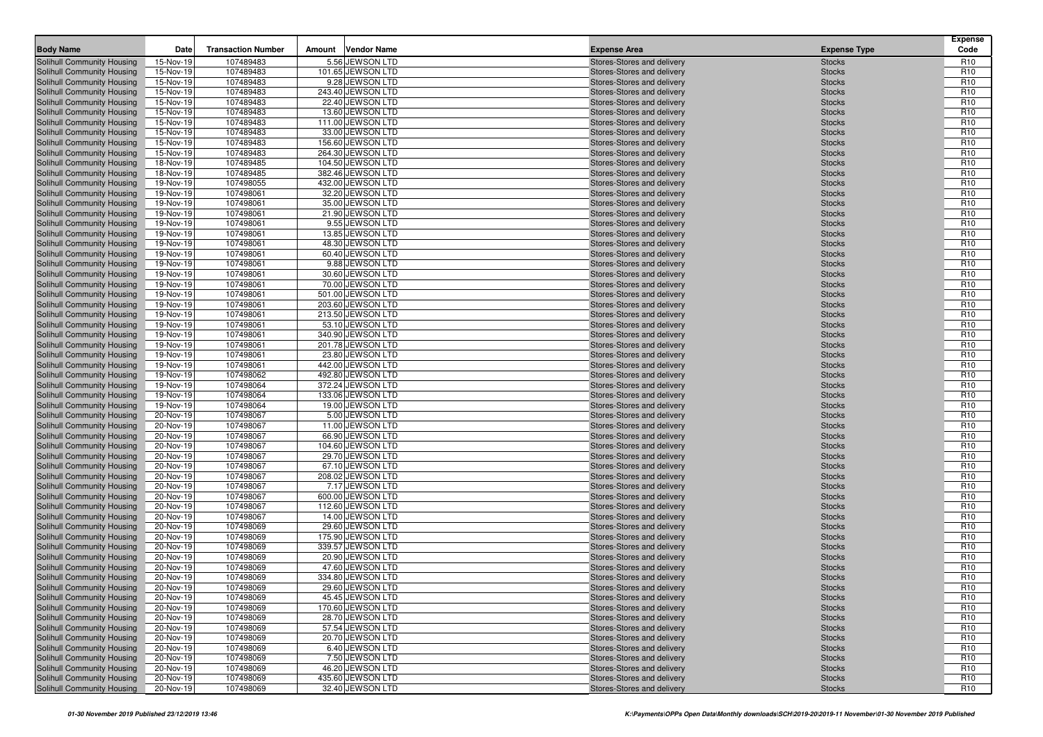| Body Name | Date | Transaction Number | Amount | Vendor Name | Expense Area | Expense Type | Expense Code |
|---|---|---|---|---|---|---|---|
| Solihull Community Housing | 15-Nov-19 | 107489483 | 5.56 | JEWSON LTD | Stores-Stores and delivery | Stocks | R10 |
| Solihull Community Housing | 15-Nov-19 | 107489483 | 101.65 | JEWSON LTD | Stores-Stores and delivery | Stocks | R10 |
| Solihull Community Housing | 15-Nov-19 | 107489483 | 9.28 | JEWSON LTD | Stores-Stores and delivery | Stocks | R10 |
| Solihull Community Housing | 15-Nov-19 | 107489483 | 243.40 | JEWSON LTD | Stores-Stores and delivery | Stocks | R10 |
| Solihull Community Housing | 15-Nov-19 | 107489483 | 22.40 | JEWSON LTD | Stores-Stores and delivery | Stocks | R10 |
| Solihull Community Housing | 15-Nov-19 | 107489483 | 13.60 | JEWSON LTD | Stores-Stores and delivery | Stocks | R10 |
| Solihull Community Housing | 15-Nov-19 | 107489483 | 111.00 | JEWSON LTD | Stores-Stores and delivery | Stocks | R10 |
| Solihull Community Housing | 15-Nov-19 | 107489483 | 33.00 | JEWSON LTD | Stores-Stores and delivery | Stocks | R10 |
| Solihull Community Housing | 15-Nov-19 | 107489483 | 156.60 | JEWSON LTD | Stores-Stores and delivery | Stocks | R10 |
| Solihull Community Housing | 15-Nov-19 | 107489483 | 264.30 | JEWSON LTD | Stores-Stores and delivery | Stocks | R10 |
| Solihull Community Housing | 18-Nov-19 | 107489485 | 104.50 | JEWSON LTD | Stores-Stores and delivery | Stocks | R10 |
| Solihull Community Housing | 18-Nov-19 | 107489485 | 382.46 | JEWSON LTD | Stores-Stores and delivery | Stocks | R10 |
| Solihull Community Housing | 19-Nov-19 | 107498055 | 432.00 | JEWSON LTD | Stores-Stores and delivery | Stocks | R10 |
| Solihull Community Housing | 19-Nov-19 | 107498061 | 32.20 | JEWSON LTD | Stores-Stores and delivery | Stocks | R10 |
| Solihull Community Housing | 19-Nov-19 | 107498061 | 35.00 | JEWSON LTD | Stores-Stores and delivery | Stocks | R10 |
| Solihull Community Housing | 19-Nov-19 | 107498061 | 21.90 | JEWSON LTD | Stores-Stores and delivery | Stocks | R10 |
| Solihull Community Housing | 19-Nov-19 | 107498061 | 9.55 | JEWSON LTD | Stores-Stores and delivery | Stocks | R10 |
| Solihull Community Housing | 19-Nov-19 | 107498061 | 13.85 | JEWSON LTD | Stores-Stores and delivery | Stocks | R10 |
| Solihull Community Housing | 19-Nov-19 | 107498061 | 48.30 | JEWSON LTD | Stores-Stores and delivery | Stocks | R10 |
| Solihull Community Housing | 19-Nov-19 | 107498061 | 60.40 | JEWSON LTD | Stores-Stores and delivery | Stocks | R10 |
| Solihull Community Housing | 19-Nov-19 | 107498061 | 9.88 | JEWSON LTD | Stores-Stores and delivery | Stocks | R10 |
| Solihull Community Housing | 19-Nov-19 | 107498061 | 30.60 | JEWSON LTD | Stores-Stores and delivery | Stocks | R10 |
| Solihull Community Housing | 19-Nov-19 | 107498061 | 70.00 | JEWSON LTD | Stores-Stores and delivery | Stocks | R10 |
| Solihull Community Housing | 19-Nov-19 | 107498061 | 501.00 | JEWSON LTD | Stores-Stores and delivery | Stocks | R10 |
| Solihull Community Housing | 19-Nov-19 | 107498061 | 203.60 | JEWSON LTD | Stores-Stores and delivery | Stocks | R10 |
| Solihull Community Housing | 19-Nov-19 | 107498061 | 213.50 | JEWSON LTD | Stores-Stores and delivery | Stocks | R10 |
| Solihull Community Housing | 19-Nov-19 | 107498061 | 53.10 | JEWSON LTD | Stores-Stores and delivery | Stocks | R10 |
| Solihull Community Housing | 19-Nov-19 | 107498061 | 340.90 | JEWSON LTD | Stores-Stores and delivery | Stocks | R10 |
| Solihull Community Housing | 19-Nov-19 | 107498061 | 201.78 | JEWSON LTD | Stores-Stores and delivery | Stocks | R10 |
| Solihull Community Housing | 19-Nov-19 | 107498061 | 23.80 | JEWSON LTD | Stores-Stores and delivery | Stocks | R10 |
| Solihull Community Housing | 19-Nov-19 | 107498061 | 442.00 | JEWSON LTD | Stores-Stores and delivery | Stocks | R10 |
| Solihull Community Housing | 19-Nov-19 | 107498062 | 492.80 | JEWSON LTD | Stores-Stores and delivery | Stocks | R10 |
| Solihull Community Housing | 19-Nov-19 | 107498064 | 372.24 | JEWSON LTD | Stores-Stores and delivery | Stocks | R10 |
| Solihull Community Housing | 19-Nov-19 | 107498064 | 133.06 | JEWSON LTD | Stores-Stores and delivery | Stocks | R10 |
| Solihull Community Housing | 19-Nov-19 | 107498064 | 19.00 | JEWSON LTD | Stores-Stores and delivery | Stocks | R10 |
| Solihull Community Housing | 20-Nov-19 | 107498067 | 5.00 | JEWSON LTD | Stores-Stores and delivery | Stocks | R10 |
| Solihull Community Housing | 20-Nov-19 | 107498067 | 11.00 | JEWSON LTD | Stores-Stores and delivery | Stocks | R10 |
| Solihull Community Housing | 20-Nov-19 | 107498067 | 66.90 | JEWSON LTD | Stores-Stores and delivery | Stocks | R10 |
| Solihull Community Housing | 20-Nov-19 | 107498067 | 104.60 | JEWSON LTD | Stores-Stores and delivery | Stocks | R10 |
| Solihull Community Housing | 20-Nov-19 | 107498067 | 29.70 | JEWSON LTD | Stores-Stores and delivery | Stocks | R10 |
| Solihull Community Housing | 20-Nov-19 | 107498067 | 67.10 | JEWSON LTD | Stores-Stores and delivery | Stocks | R10 |
| Solihull Community Housing | 20-Nov-19 | 107498067 | 208.02 | JEWSON LTD | Stores-Stores and delivery | Stocks | R10 |
| Solihull Community Housing | 20-Nov-19 | 107498067 | 7.17 | JEWSON LTD | Stores-Stores and delivery | Stocks | R10 |
| Solihull Community Housing | 20-Nov-19 | 107498067 | 600.00 | JEWSON LTD | Stores-Stores and delivery | Stocks | R10 |
| Solihull Community Housing | 20-Nov-19 | 107498067 | 112.60 | JEWSON LTD | Stores-Stores and delivery | Stocks | R10 |
| Solihull Community Housing | 20-Nov-19 | 107498067 | 14.00 | JEWSON LTD | Stores-Stores and delivery | Stocks | R10 |
| Solihull Community Housing | 20-Nov-19 | 107498069 | 29.60 | JEWSON LTD | Stores-Stores and delivery | Stocks | R10 |
| Solihull Community Housing | 20-Nov-19 | 107498069 | 175.90 | JEWSON LTD | Stores-Stores and delivery | Stocks | R10 |
| Solihull Community Housing | 20-Nov-19 | 107498069 | 339.57 | JEWSON LTD | Stores-Stores and delivery | Stocks | R10 |
| Solihull Community Housing | 20-Nov-19 | 107498069 | 20.90 | JEWSON LTD | Stores-Stores and delivery | Stocks | R10 |
| Solihull Community Housing | 20-Nov-19 | 107498069 | 47.60 | JEWSON LTD | Stores-Stores and delivery | Stocks | R10 |
| Solihull Community Housing | 20-Nov-19 | 107498069 | 334.80 | JEWSON LTD | Stores-Stores and delivery | Stocks | R10 |
| Solihull Community Housing | 20-Nov-19 | 107498069 | 29.60 | JEWSON LTD | Stores-Stores and delivery | Stocks | R10 |
| Solihull Community Housing | 20-Nov-19 | 107498069 | 45.45 | JEWSON LTD | Stores-Stores and delivery | Stocks | R10 |
| Solihull Community Housing | 20-Nov-19 | 107498069 | 170.60 | JEWSON LTD | Stores-Stores and delivery | Stocks | R10 |
| Solihull Community Housing | 20-Nov-19 | 107498069 | 28.70 | JEWSON LTD | Stores-Stores and delivery | Stocks | R10 |
| Solihull Community Housing | 20-Nov-19 | 107498069 | 57.54 | JEWSON LTD | Stores-Stores and delivery | Stocks | R10 |
| Solihull Community Housing | 20-Nov-19 | 107498069 | 20.70 | JEWSON LTD | Stores-Stores and delivery | Stocks | R10 |
| Solihull Community Housing | 20-Nov-19 | 107498069 | 6.40 | JEWSON LTD | Stores-Stores and delivery | Stocks | R10 |
| Solihull Community Housing | 20-Nov-19 | 107498069 | 7.50 | JEWSON LTD | Stores-Stores and delivery | Stocks | R10 |
| Solihull Community Housing | 20-Nov-19 | 107498069 | 46.20 | JEWSON LTD | Stores-Stores and delivery | Stocks | R10 |
| Solihull Community Housing | 20-Nov-19 | 107498069 | 435.60 | JEWSON LTD | Stores-Stores and delivery | Stocks | R10 |
| Solihull Community Housing | 20-Nov-19 | 107498069 | 32.40 | JEWSON LTD | Stores-Stores and delivery | Stocks | R10 |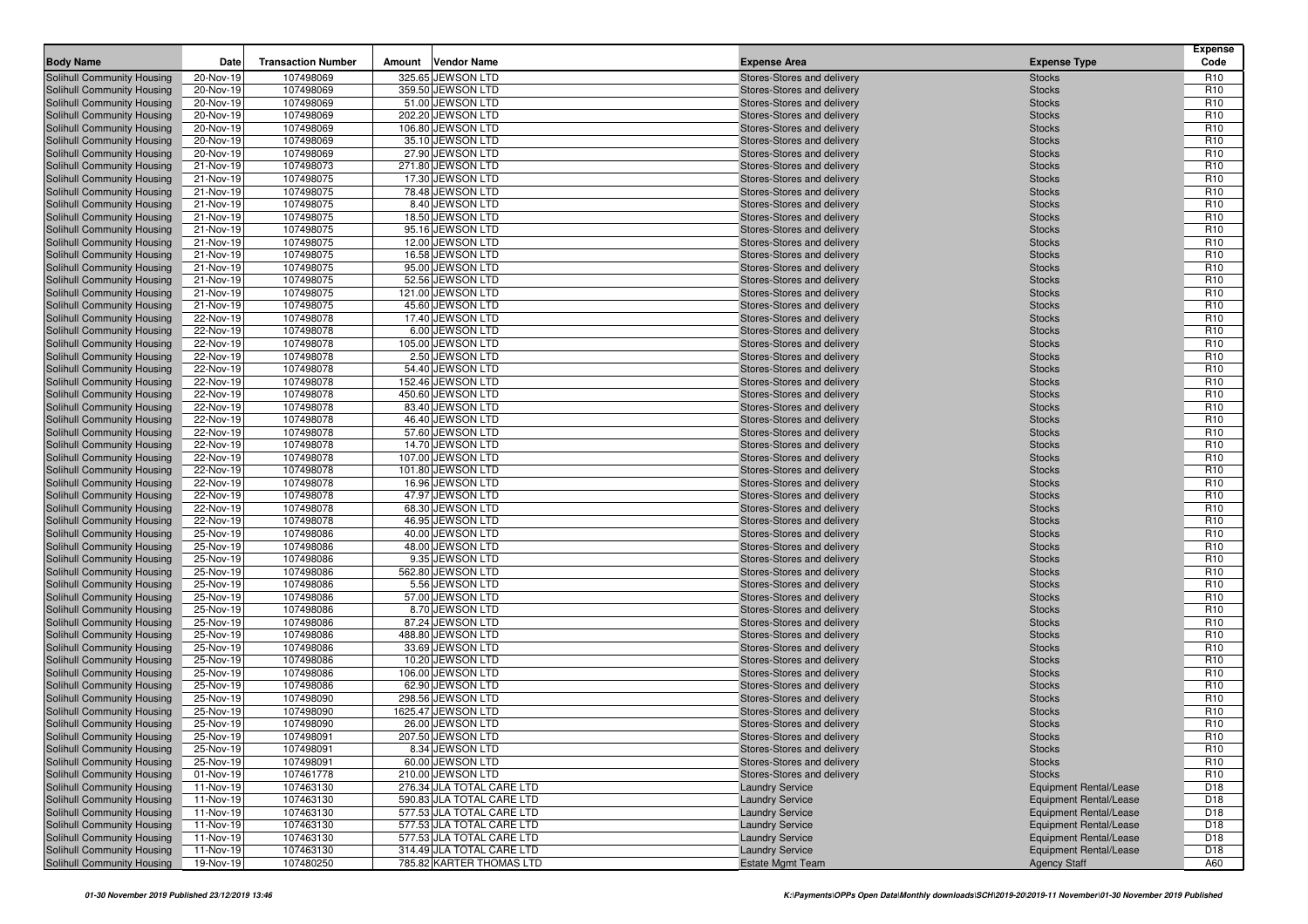| Body Name | Date | Transaction Number | Amount | Vendor Name | Expense Area | Expense Type | Expense Code |
|---|---|---|---|---|---|---|---|
| Solihull Community Housing | 20-Nov-19 | 107498069 | 325.65 | JEWSON LTD | Stores-Stores and delivery | Stocks | R10 |
| Solihull Community Housing | 20-Nov-19 | 107498069 | 359.50 | JEWSON LTD | Stores-Stores and delivery | Stocks | R10 |
| Solihull Community Housing | 20-Nov-19 | 107498069 | 51.00 | JEWSON LTD | Stores-Stores and delivery | Stocks | R10 |
| Solihull Community Housing | 20-Nov-19 | 107498069 | 202.20 | JEWSON LTD | Stores-Stores and delivery | Stocks | R10 |
| Solihull Community Housing | 20-Nov-19 | 107498069 | 106.80 | JEWSON LTD | Stores-Stores and delivery | Stocks | R10 |
| Solihull Community Housing | 20-Nov-19 | 107498069 | 35.10 | JEWSON LTD | Stores-Stores and delivery | Stocks | R10 |
| Solihull Community Housing | 20-Nov-19 | 107498069 | 27.90 | JEWSON LTD | Stores-Stores and delivery | Stocks | R10 |
| Solihull Community Housing | 21-Nov-19 | 107498073 | 271.80 | JEWSON LTD | Stores-Stores and delivery | Stocks | R10 |
| Solihull Community Housing | 21-Nov-19 | 107498075 | 17.30 | JEWSON LTD | Stores-Stores and delivery | Stocks | R10 |
| Solihull Community Housing | 21-Nov-19 | 107498075 | 78.48 | JEWSON LTD | Stores-Stores and delivery | Stocks | R10 |
| Solihull Community Housing | 21-Nov-19 | 107498075 | 8.40 | JEWSON LTD | Stores-Stores and delivery | Stocks | R10 |
| Solihull Community Housing | 21-Nov-19 | 107498075 | 18.50 | JEWSON LTD | Stores-Stores and delivery | Stocks | R10 |
| Solihull Community Housing | 21-Nov-19 | 107498075 | 95.16 | JEWSON LTD | Stores-Stores and delivery | Stocks | R10 |
| Solihull Community Housing | 21-Nov-19 | 107498075 | 12.00 | JEWSON LTD | Stores-Stores and delivery | Stocks | R10 |
| Solihull Community Housing | 21-Nov-19 | 107498075 | 16.58 | JEWSON LTD | Stores-Stores and delivery | Stocks | R10 |
| Solihull Community Housing | 21-Nov-19 | 107498075 | 95.00 | JEWSON LTD | Stores-Stores and delivery | Stocks | R10 |
| Solihull Community Housing | 21-Nov-19 | 107498075 | 52.56 | JEWSON LTD | Stores-Stores and delivery | Stocks | R10 |
| Solihull Community Housing | 21-Nov-19 | 107498075 | 121.00 | JEWSON LTD | Stores-Stores and delivery | Stocks | R10 |
| Solihull Community Housing | 21-Nov-19 | 107498075 | 45.60 | JEWSON LTD | Stores-Stores and delivery | Stocks | R10 |
| Solihull Community Housing | 22-Nov-19 | 107498078 | 17.40 | JEWSON LTD | Stores-Stores and delivery | Stocks | R10 |
| Solihull Community Housing | 22-Nov-19 | 107498078 | 6.00 | JEWSON LTD | Stores-Stores and delivery | Stocks | R10 |
| Solihull Community Housing | 22-Nov-19 | 107498078 | 105.00 | JEWSON LTD | Stores-Stores and delivery | Stocks | R10 |
| Solihull Community Housing | 22-Nov-19 | 107498078 | 2.50 | JEWSON LTD | Stores-Stores and delivery | Stocks | R10 |
| Solihull Community Housing | 22-Nov-19 | 107498078 | 54.40 | JEWSON LTD | Stores-Stores and delivery | Stocks | R10 |
| Solihull Community Housing | 22-Nov-19 | 107498078 | 152.46 | JEWSON LTD | Stores-Stores and delivery | Stocks | R10 |
| Solihull Community Housing | 22-Nov-19 | 107498078 | 450.60 | JEWSON LTD | Stores-Stores and delivery | Stocks | R10 |
| Solihull Community Housing | 22-Nov-19 | 107498078 | 83.40 | JEWSON LTD | Stores-Stores and delivery | Stocks | R10 |
| Solihull Community Housing | 22-Nov-19 | 107498078 | 46.40 | JEWSON LTD | Stores-Stores and delivery | Stocks | R10 |
| Solihull Community Housing | 22-Nov-19 | 107498078 | 57.60 | JEWSON LTD | Stores-Stores and delivery | Stocks | R10 |
| Solihull Community Housing | 22-Nov-19 | 107498078 | 14.70 | JEWSON LTD | Stores-Stores and delivery | Stocks | R10 |
| Solihull Community Housing | 22-Nov-19 | 107498078 | 107.00 | JEWSON LTD | Stores-Stores and delivery | Stocks | R10 |
| Solihull Community Housing | 22-Nov-19 | 107498078 | 101.80 | JEWSON LTD | Stores-Stores and delivery | Stocks | R10 |
| Solihull Community Housing | 22-Nov-19 | 107498078 | 16.96 | JEWSON LTD | Stores-Stores and delivery | Stocks | R10 |
| Solihull Community Housing | 22-Nov-19 | 107498078 | 47.97 | JEWSON LTD | Stores-Stores and delivery | Stocks | R10 |
| Solihull Community Housing | 22-Nov-19 | 107498078 | 68.30 | JEWSON LTD | Stores-Stores and delivery | Stocks | R10 |
| Solihull Community Housing | 22-Nov-19 | 107498078 | 46.95 | JEWSON LTD | Stores-Stores and delivery | Stocks | R10 |
| Solihull Community Housing | 25-Nov-19 | 107498086 | 40.00 | JEWSON LTD | Stores-Stores and delivery | Stocks | R10 |
| Solihull Community Housing | 25-Nov-19 | 107498086 | 48.00 | JEWSON LTD | Stores-Stores and delivery | Stocks | R10 |
| Solihull Community Housing | 25-Nov-19 | 107498086 | 9.35 | JEWSON LTD | Stores-Stores and delivery | Stocks | R10 |
| Solihull Community Housing | 25-Nov-19 | 107498086 | 562.80 | JEWSON LTD | Stores-Stores and delivery | Stocks | R10 |
| Solihull Community Housing | 25-Nov-19 | 107498086 | 5.56 | JEWSON LTD | Stores-Stores and delivery | Stocks | R10 |
| Solihull Community Housing | 25-Nov-19 | 107498086 | 57.00 | JEWSON LTD | Stores-Stores and delivery | Stocks | R10 |
| Solihull Community Housing | 25-Nov-19 | 107498086 | 8.70 | JEWSON LTD | Stores-Stores and delivery | Stocks | R10 |
| Solihull Community Housing | 25-Nov-19 | 107498086 | 87.24 | JEWSON LTD | Stores-Stores and delivery | Stocks | R10 |
| Solihull Community Housing | 25-Nov-19 | 107498086 | 488.80 | JEWSON LTD | Stores-Stores and delivery | Stocks | R10 |
| Solihull Community Housing | 25-Nov-19 | 107498086 | 33.69 | JEWSON LTD | Stores-Stores and delivery | Stocks | R10 |
| Solihull Community Housing | 25-Nov-19 | 107498086 | 10.20 | JEWSON LTD | Stores-Stores and delivery | Stocks | R10 |
| Solihull Community Housing | 25-Nov-19 | 107498086 | 106.00 | JEWSON LTD | Stores-Stores and delivery | Stocks | R10 |
| Solihull Community Housing | 25-Nov-19 | 107498086 | 62.90 | JEWSON LTD | Stores-Stores and delivery | Stocks | R10 |
| Solihull Community Housing | 25-Nov-19 | 107498090 | 298.56 | JEWSON LTD | Stores-Stores and delivery | Stocks | R10 |
| Solihull Community Housing | 25-Nov-19 | 107498090 | 1625.47 | JEWSON LTD | Stores-Stores and delivery | Stocks | R10 |
| Solihull Community Housing | 25-Nov-19 | 107498090 | 26.00 | JEWSON LTD | Stores-Stores and delivery | Stocks | R10 |
| Solihull Community Housing | 25-Nov-19 | 107498091 | 207.50 | JEWSON LTD | Stores-Stores and delivery | Stocks | R10 |
| Solihull Community Housing | 25-Nov-19 | 107498091 | 8.34 | JEWSON LTD | Stores-Stores and delivery | Stocks | R10 |
| Solihull Community Housing | 25-Nov-19 | 107498091 | 60.00 | JEWSON LTD | Stores-Stores and delivery | Stocks | R10 |
| Solihull Community Housing | 01-Nov-19 | 107461778 | 210.00 | JEWSON LTD | Stores-Stores and delivery | Stocks | R10 |
| Solihull Community Housing | 11-Nov-19 | 107463130 | 276.34 | JLA TOTAL CARE LTD | Laundry Service | Equipment Rental/Lease | D18 |
| Solihull Community Housing | 11-Nov-19 | 107463130 | 590.83 | JLA TOTAL CARE LTD | Laundry Service | Equipment Rental/Lease | D18 |
| Solihull Community Housing | 11-Nov-19 | 107463130 | 577.53 | JLA TOTAL CARE LTD | Laundry Service | Equipment Rental/Lease | D18 |
| Solihull Community Housing | 11-Nov-19 | 107463130 | 577.53 | JLA TOTAL CARE LTD | Laundry Service | Equipment Rental/Lease | D18 |
| Solihull Community Housing | 11-Nov-19 | 107463130 | 577.53 | JLA TOTAL CARE LTD | Laundry Service | Equipment Rental/Lease | D18 |
| Solihull Community Housing | 11-Nov-19 | 107463130 | 314.49 | JLA TOTAL CARE LTD | Laundry Service | Equipment Rental/Lease | D18 |
| Solihull Community Housing | 19-Nov-19 | 107480250 | 785.82 | KARTER THOMAS LTD | Estate Mgmt Team | Agency Staff | A60 |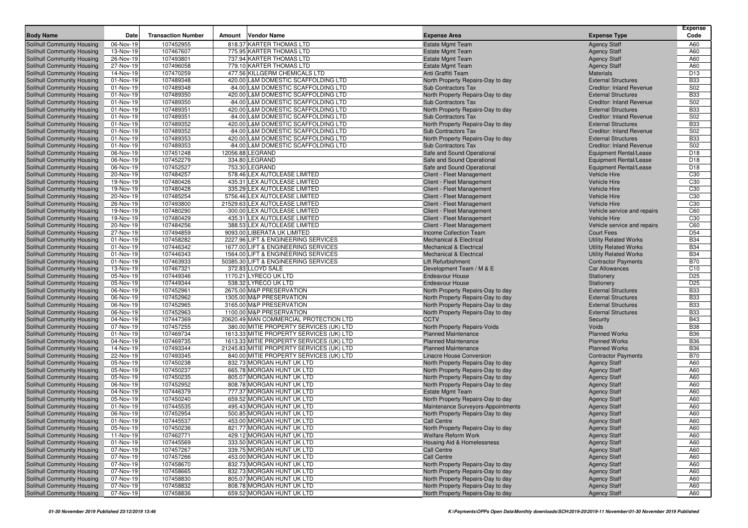| Body Name | Date | Transaction Number | Amount | Vendor Name | Expense Area | Expense Type | Expense Code |
|---|---|---|---|---|---|---|---|
| Solihull Community Housing | 06-Nov-19 | 107452955 | 818.37 | KARTER THOMAS LTD | Estate Mgmt Team | Agency Staff | A60 |
| Solihull Community Housing | 13-Nov-19 | 107467607 | 775.95 | KARTER THOMAS LTD | Estate Mgmt Team | Agency Staff | A60 |
| Solihull Community Housing | 26-Nov-19 | 107493801 | 737.94 | KARTER THOMAS LTD | Estate Mgmt Team | Agency Staff | A60 |
| Solihull Community Housing | 27-Nov-19 | 107496058 | 779.10 | KARTER THOMAS LTD | Estate Mgmt Team | Agency Staff | A60 |
| Solihull Community Housing | 14-Nov-19 | 107470259 | 477.56 | KILLGERM CHEMICALS LTD | Anti Graffiti Team | Materials | D13 |
| Solihull Community Housing | 01-Nov-19 | 107489348 | 420.00 | L&M DOMESTIC SCAFFOLDING LTD | North Property Repairs-Day to day | External Structures | B33 |
| Solihull Community Housing | 01-Nov-19 | 107489348 | -84.00 | L&M DOMESTIC SCAFFOLDING LTD | Sub Contractors Tax | Creditor: Inland Revenue | S02 |
| Solihull Community Housing | 01-Nov-19 | 107489350 | 420.00 | L&M DOMESTIC SCAFFOLDING LTD | North Property Repairs-Day to day | External Structures | B33 |
| Solihull Community Housing | 01-Nov-19 | 107489350 | -84.00 | L&M DOMESTIC SCAFFOLDING LTD | Sub Contractors Tax | Creditor: Inland Revenue | S02 |
| Solihull Community Housing | 01-Nov-19 | 107489351 | 420.00 | L&M DOMESTIC SCAFFOLDING LTD | North Property Repairs-Day to day | External Structures | B33 |
| Solihull Community Housing | 01-Nov-19 | 107489351 | -84.00 | L&M DOMESTIC SCAFFOLDING LTD | Sub Contractors Tax | Creditor: Inland Revenue | S02 |
| Solihull Community Housing | 01-Nov-19 | 107489352 | 420.00 | L&M DOMESTIC SCAFFOLDING LTD | North Property Repairs-Day to day | External Structures | B33 |
| Solihull Community Housing | 01-Nov-19 | 107489352 | -84.00 | L&M DOMESTIC SCAFFOLDING LTD | Sub Contractors Tax | Creditor: Inland Revenue | S02 |
| Solihull Community Housing | 01-Nov-19 | 107489353 | 420.00 | L&M DOMESTIC SCAFFOLDING LTD | North Property Repairs-Day to day | External Structures | B33 |
| Solihull Community Housing | 01-Nov-19 | 107489353 | -84.00 | L&M DOMESTIC SCAFFOLDING LTD | Sub Contractors Tax | Creditor: Inland Revenue | S02 |
| Solihull Community Housing | 06-Nov-19 | 107451248 | 12056.88 | LEGRAND | Safe and Sound Operational | Equipment Rental/Lease | D18 |
| Solihull Community Housing | 06-Nov-19 | 107452279 | 334.80 | LEGRAND | Safe and Sound Operational | Equipment Rental/Lease | D18 |
| Solihull Community Housing | 06-Nov-19 | 107452527 | 753.30 | LEGRAND | Safe and Sound Operational | Equipment Rental/Lease | D18 |
| Solihull Community Housing | 20-Nov-19 | 107484257 | 578.46 | LEX AUTOLEASE LIMITED | Client - Fleet Management | Vehicle Hire | C30 |
| Solihull Community Housing | 19-Nov-19 | 107480426 | 435.31 | LEX AUTOLEASE LIMITED | Client - Fleet Management | Vehicle Hire | C30 |
| Solihull Community Housing | 19-Nov-19 | 107480428 | 335.29 | LEX AUTOLEASE LIMITED | Client - Fleet Management | Vehicle Hire | C30 |
| Solihull Community Housing | 20-Nov-19 | 107485254 | 5756.46 | LEX AUTOLEASE LIMITED | Client - Fleet Management | Vehicle Hire | C30 |
| Solihull Community Housing | 26-Nov-19 | 107493800 | 21529.63 | LEX AUTOLEASE LIMITED | Client - Fleet Management | Vehicle Hire | C30 |
| Solihull Community Housing | 19-Nov-19 | 107480290 | -300.00 | LEX AUTOLEASE LIMITED | Client - Fleet Management | Vehicle service and repairs | C60 |
| Solihull Community Housing | 19-Nov-19 | 107480429 | 435.31 | LEX AUTOLEASE LIMITED | Client - Fleet Management | Vehicle Hire | C30 |
| Solihull Community Housing | 20-Nov-19 | 107484256 | 388.53 | LEX AUTOLEASE LIMITED | Client - Fleet Management | Vehicle service and repairs | C60 |
| Solihull Community Housing | 27-Nov-19 | 107494859 | 9093.00 | LIBERATA UK LIMITED | Income Collection Team | Court Fees | D54 |
| Solihull Community Housing | 01-Nov-19 | 107458282 | 2227.96 | LIFT & ENGINEERING SERVICES | Mechanical & Electrical | Utility Related Works | B34 |
| Solihull Community Housing | 01-Nov-19 | 107446342 | 1677.00 | LIFT & ENGINEERING SERVICES | Mechanical & Electrical | Utility Related Works | B34 |
| Solihull Community Housing | 01-Nov-19 | 107446343 | 1564.00 | LIFT & ENGINEERING SERVICES | Mechanical & Electrical | Utility Related Works | B34 |
| Solihull Community Housing | 01-Nov-19 | 107463933 | 50385.30 | LIFT & ENGINEERING SERVICES | Lift Refurbishment | Contractor Payments | B70 |
| Solihull Community Housing | 13-Nov-19 | 107467321 | 372.83 | LLOYD SALE | Development Team / M & E | Car Allowances | C10 |
| Solihull Community Housing | 05-Nov-19 | 107449346 | 1170.21 | LYRECO UK LTD | Endeavour House | Stationery | D25 |
| Solihull Community Housing | 05-Nov-19 | 107449344 | 538.32 | LYRECO UK LTD | Endeavour House | Stationery | D25 |
| Solihull Community Housing | 06-Nov-19 | 107452961 | 2675.00 | M&P PRESERVATION | North Property Repairs-Day to day | External Structures | B33 |
| Solihull Community Housing | 06-Nov-19 | 107452962 | 1305.00 | M&P PRESERVATION | North Property Repairs-Day to day | External Structures | B33 |
| Solihull Community Housing | 06-Nov-19 | 107452965 | 3165.00 | M&P PRESERVATION | North Property Repairs-Day to day | External Structures | B33 |
| Solihull Community Housing | 06-Nov-19 | 107452963 | 1100.00 | M&P PRESERVATION | North Property Repairs-Day to day | External Structures | B33 |
| Solihull Community Housing | 04-Nov-19 | 107447369 | 20620.49 | MAN COMMERCIAL PROTECTION LTD | CCTV | Security | B43 |
| Solihull Community Housing | 07-Nov-19 | 107457255 | 380.00 | MITIE PROPERTY SERVICES (UK) LTD | North Property Repairs-Voids | Voids | B38 |
| Solihull Community Housing | 01-Nov-19 | 107469734 | 1613.33 | MITIE PROPERTY SERVICES (UK) LTD | Planned Maintenance | Planned Works | B36 |
| Solihull Community Housing | 04-Nov-19 | 107469735 | 1613.33 | MITIE PROPERTY SERVICES (UK) LTD | Planned Maintenance | Planned Works | B36 |
| Solihull Community Housing | 14-Nov-19 | 107493344 | 21245.83 | MITIE PROPERTY SERVICES (UK) LTD | Planned Maintenance | Planned Works | B36 |
| Solihull Community Housing | 22-Nov-19 | 107493345 | 840.00 | MITIE PROPERTY SERVICES (UK) LTD | Linacre House Conversion | Contractor Payments | B70 |
| Solihull Community Housing | 05-Nov-19 | 107450238 | 832.73 | MORGAN HUNT UK LTD | North Property Repairs-Day to day | Agency Staff | A60 |
| Solihull Community Housing | 05-Nov-19 | 107450237 | 665.78 | MORGAN HUNT UK LTD | North Property Repairs-Day to day | Agency Staff | A60 |
| Solihull Community Housing | 05-Nov-19 | 107450235 | 805.07 | MORGAN HUNT UK LTD | North Property Repairs-Day to day | Agency Staff | A60 |
| Solihull Community Housing | 06-Nov-19 | 107452952 | 808.78 | MORGAN HUNT UK LTD | North Property Repairs-Day to day | Agency Staff | A60 |
| Solihull Community Housing | 04-Nov-19 | 107446379 | 777.37 | MORGAN HUNT UK LTD | Estate Mgmt Team | Agency Staff | A60 |
| Solihull Community Housing | 05-Nov-19 | 107450240 | 659.52 | MORGAN HUNT UK LTD | North Property Repairs-Day to day | Agency Staff | A60 |
| Solihull Community Housing | 01-Nov-19 | 107445535 | 495.43 | MORGAN HUNT UK LTD | Maintenance Surveyors-Appointments | Agency Staff | A60 |
| Solihull Community Housing | 06-Nov-19 | 107452954 | 500.85 | MORGAN HUNT UK LTD | North Property Repairs-Day to day | Agency Staff | A60 |
| Solihull Community Housing | 01-Nov-19 | 107445537 | 453.00 | MORGAN HUNT UK LTD | Call Centre | Agency Staff | A60 |
| Solihull Community Housing | 05-Nov-19 | 107450236 | 821.77 | MORGAN HUNT UK LTD | North Property Repairs-Day to day | Agency Staff | A60 |
| Solihull Community Housing | 11-Nov-19 | 107462771 | 429.12 | MORGAN HUNT UK LTD | Welfare Reform Work | Agency Staff | A60 |
| Solihull Community Housing | 01-Nov-19 | 107445569 | 333.50 | MORGAN HUNT UK LTD | Housing Aid & Homelessness | Agency Staff | A60 |
| Solihull Community Housing | 07-Nov-19 | 107457267 | 339.75 | MORGAN HUNT UK LTD | Call Centre | Agency Staff | A60 |
| Solihull Community Housing | 07-Nov-19 | 107457266 | 453.00 | MORGAN HUNT UK LTD | Call Centre | Agency Staff | A60 |
| Solihull Community Housing | 07-Nov-19 | 107458670 | 832.73 | MORGAN HUNT UK LTD | North Property Repairs-Day to day | Agency Staff | A60 |
| Solihull Community Housing | 07-Nov-19 | 107458665 | 832.73 | MORGAN HUNT UK LTD | North Property Repairs-Day to day | Agency Staff | A60 |
| Solihull Community Housing | 07-Nov-19 | 107458830 | 805.07 | MORGAN HUNT UK LTD | North Property Repairs-Day to day | Agency Staff | A60 |
| Solihull Community Housing | 07-Nov-19 | 107458832 | 808.78 | MORGAN HUNT UK LTD | North Property Repairs-Day to day | Agency Staff | A60 |
| Solihull Community Housing | 07-Nov-19 | 107458836 | 659.52 | MORGAN HUNT UK LTD | North Property Repairs-Day to day | Agency Staff | A60 |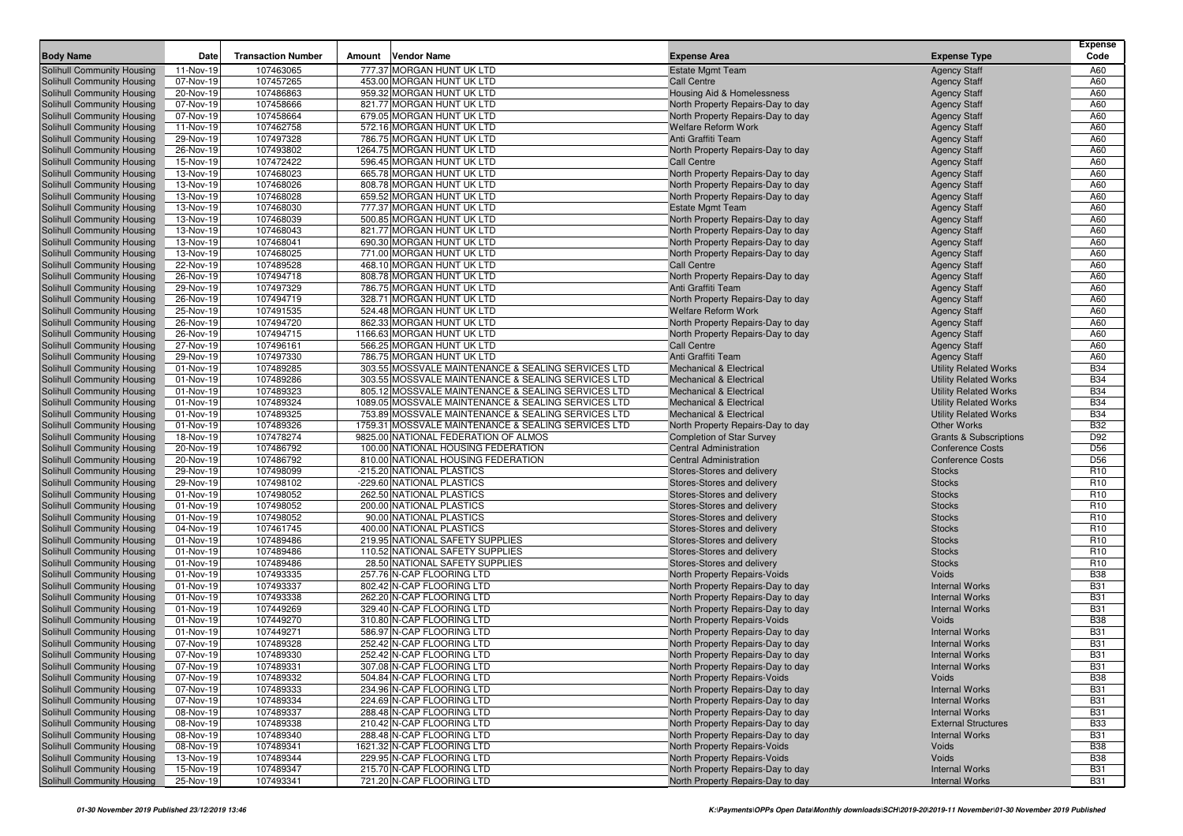| Body Name | Date | Transaction Number | Amount | Vendor Name | Expense Area | Expense Type | Expense Code |
|---|---|---|---|---|---|---|---|
| Solihull Community Housing | 11-Nov-19 | 107463065 | 777.37 | MORGAN HUNT UK LTD | Estate Mgmt Team | Agency Staff | A60 |
| Solihull Community Housing | 07-Nov-19 | 107457265 | 453.00 | MORGAN HUNT UK LTD | Call Centre | Agency Staff | A60 |
| Solihull Community Housing | 20-Nov-19 | 107486863 | 959.32 | MORGAN HUNT UK LTD | Housing Aid & Homelessness | Agency Staff | A60 |
| Solihull Community Housing | 07-Nov-19 | 107458666 | 821.77 | MORGAN HUNT UK LTD | North Property Repairs-Day to day | Agency Staff | A60 |
| Solihull Community Housing | 07-Nov-19 | 107458664 | 679.05 | MORGAN HUNT UK LTD | North Property Repairs-Day to day | Agency Staff | A60 |
| Solihull Community Housing | 11-Nov-19 | 107462758 | 572.16 | MORGAN HUNT UK LTD | Welfare Reform Work | Agency Staff | A60 |
| Solihull Community Housing | 29-Nov-19 | 107497328 | 786.75 | MORGAN HUNT UK LTD | Anti Graffiti Team | Agency Staff | A60 |
| Solihull Community Housing | 26-Nov-19 | 107493802 | 1264.75 | MORGAN HUNT UK LTD | North Property Repairs-Day to day | Agency Staff | A60 |
| Solihull Community Housing | 15-Nov-19 | 107472422 | 596.45 | MORGAN HUNT UK LTD | Call Centre | Agency Staff | A60 |
| Solihull Community Housing | 13-Nov-19 | 107468023 | 665.78 | MORGAN HUNT UK LTD | North Property Repairs-Day to day | Agency Staff | A60 |
| Solihull Community Housing | 13-Nov-19 | 107468026 | 808.78 | MORGAN HUNT UK LTD | North Property Repairs-Day to day | Agency Staff | A60 |
| Solihull Community Housing | 13-Nov-19 | 107468028 | 659.52 | MORGAN HUNT UK LTD | North Property Repairs-Day to day | Agency Staff | A60 |
| Solihull Community Housing | 13-Nov-19 | 107468030 | 777.37 | MORGAN HUNT UK LTD | Estate Mgmt Team | Agency Staff | A60 |
| Solihull Community Housing | 13-Nov-19 | 107468039 | 500.85 | MORGAN HUNT UK LTD | North Property Repairs-Day to day | Agency Staff | A60 |
| Solihull Community Housing | 13-Nov-19 | 107468043 | 821.77 | MORGAN HUNT UK LTD | North Property Repairs-Day to day | Agency Staff | A60 |
| Solihull Community Housing | 13-Nov-19 | 107468041 | 690.30 | MORGAN HUNT UK LTD | North Property Repairs-Day to day | Agency Staff | A60 |
| Solihull Community Housing | 13-Nov-19 | 107468025 | 771.00 | MORGAN HUNT UK LTD | North Property Repairs-Day to day | Agency Staff | A60 |
| Solihull Community Housing | 22-Nov-19 | 107489528 | 468.10 | MORGAN HUNT UK LTD | Call Centre | Agency Staff | A60 |
| Solihull Community Housing | 26-Nov-19 | 107494718 | 808.78 | MORGAN HUNT UK LTD | North Property Repairs-Day to day | Agency Staff | A60 |
| Solihull Community Housing | 29-Nov-19 | 107497329 | 786.75 | MORGAN HUNT UK LTD | Anti Graffiti Team | Agency Staff | A60 |
| Solihull Community Housing | 26-Nov-19 | 107494719 | 328.71 | MORGAN HUNT UK LTD | North Property Repairs-Day to day | Agency Staff | A60 |
| Solihull Community Housing | 25-Nov-19 | 107491535 | 524.48 | MORGAN HUNT UK LTD | Welfare Reform Work | Agency Staff | A60 |
| Solihull Community Housing | 26-Nov-19 | 107494720 | 862.33 | MORGAN HUNT UK LTD | North Property Repairs-Day to day | Agency Staff | A60 |
| Solihull Community Housing | 26-Nov-19 | 107494715 | 1166.63 | MORGAN HUNT UK LTD | North Property Repairs-Day to day | Agency Staff | A60 |
| Solihull Community Housing | 27-Nov-19 | 107496161 | 566.25 | MORGAN HUNT UK LTD | Call Centre | Agency Staff | A60 |
| Solihull Community Housing | 29-Nov-19 | 107497330 | 786.75 | MORGAN HUNT UK LTD | Anti Graffiti Team | Agency Staff | A60 |
| Solihull Community Housing | 01-Nov-19 | 107489285 | 303.55 | MOSSVALE MAINTENANCE & SEALING SERVICES LTD | Mechanical & Electrical | Utility Related Works | B34 |
| Solihull Community Housing | 01-Nov-19 | 107489286 | 303.55 | MOSSVALE MAINTENANCE & SEALING SERVICES LTD | Mechanical & Electrical | Utility Related Works | B34 |
| Solihull Community Housing | 01-Nov-19 | 107489323 | 805.12 | MOSSVALE MAINTENANCE & SEALING SERVICES LTD | Mechanical & Electrical | Utility Related Works | B34 |
| Solihull Community Housing | 01-Nov-19 | 107489324 | 1089.05 | MOSSVALE MAINTENANCE & SEALING SERVICES LTD | Mechanical & Electrical | Utility Related Works | B34 |
| Solihull Community Housing | 01-Nov-19 | 107489325 | 753.89 | MOSSVALE MAINTENANCE & SEALING SERVICES LTD | Mechanical & Electrical | Utility Related Works | B34 |
| Solihull Community Housing | 01-Nov-19 | 107489326 | 1759.31 | MOSSVALE MAINTENANCE & SEALING SERVICES LTD | North Property Repairs-Day to day | Other Works | B32 |
| Solihull Community Housing | 18-Nov-19 | 107478274 | 9825.00 | NATIONAL FEDERATION OF ALMOS | Completion of Star Survey | Grants & Subscriptions | D92 |
| Solihull Community Housing | 20-Nov-19 | 107486792 | 100.00 | NATIONAL HOUSING FEDERATION | Central Administration | Conference Costs | D56 |
| Solihull Community Housing | 20-Nov-19 | 107486792 | 810.00 | NATIONAL HOUSING FEDERATION | Central Administration | Conference Costs | D56 |
| Solihull Community Housing | 29-Nov-19 | 107498099 | -215.20 | NATIONAL PLASTICS | Stores-Stores and delivery | Stocks | R10 |
| Solihull Community Housing | 29-Nov-19 | 107498102 | -229.60 | NATIONAL PLASTICS | Stores-Stores and delivery | Stocks | R10 |
| Solihull Community Housing | 01-Nov-19 | 107498052 | 262.50 | NATIONAL PLASTICS | Stores-Stores and delivery | Stocks | R10 |
| Solihull Community Housing | 01-Nov-19 | 107498052 | 200.00 | NATIONAL PLASTICS | Stores-Stores and delivery | Stocks | R10 |
| Solihull Community Housing | 01-Nov-19 | 107498052 | 90.00 | NATIONAL PLASTICS | Stores-Stores and delivery | Stocks | R10 |
| Solihull Community Housing | 04-Nov-19 | 107461745 | 400.00 | NATIONAL PLASTICS | Stores-Stores and delivery | Stocks | R10 |
| Solihull Community Housing | 01-Nov-19 | 107489486 | 219.95 | NATIONAL SAFETY SUPPLIES | Stores-Stores and delivery | Stocks | R10 |
| Solihull Community Housing | 01-Nov-19 | 107489486 | 110.52 | NATIONAL SAFETY SUPPLIES | Stores-Stores and delivery | Stocks | R10 |
| Solihull Community Housing | 01-Nov-19 | 107489486 | 28.50 | NATIONAL SAFETY SUPPLIES | Stores-Stores and delivery | Stocks | R10 |
| Solihull Community Housing | 01-Nov-19 | 107493335 | 257.76 | N-CAP FLOORING LTD | North Property Repairs-Voids | Voids | B38 |
| Solihull Community Housing | 01-Nov-19 | 107493337 | 802.42 | N-CAP FLOORING LTD | North Property Repairs-Day to day | Internal Works | B31 |
| Solihull Community Housing | 01-Nov-19 | 107493338 | 262.20 | N-CAP FLOORING LTD | North Property Repairs-Day to day | Internal Works | B31 |
| Solihull Community Housing | 01-Nov-19 | 107449269 | 329.40 | N-CAP FLOORING LTD | North Property Repairs-Day to day | Internal Works | B31 |
| Solihull Community Housing | 01-Nov-19 | 107449270 | 310.80 | N-CAP FLOORING LTD | North Property Repairs-Voids | Voids | B38 |
| Solihull Community Housing | 01-Nov-19 | 107449271 | 586.97 | N-CAP FLOORING LTD | North Property Repairs-Day to day | Internal Works | B31 |
| Solihull Community Housing | 07-Nov-19 | 107489328 | 252.42 | N-CAP FLOORING LTD | North Property Repairs-Day to day | Internal Works | B31 |
| Solihull Community Housing | 07-Nov-19 | 107489330 | 252.42 | N-CAP FLOORING LTD | North Property Repairs-Day to day | Internal Works | B31 |
| Solihull Community Housing | 07-Nov-19 | 107489331 | 307.08 | N-CAP FLOORING LTD | North Property Repairs-Day to day | Internal Works | B31 |
| Solihull Community Housing | 07-Nov-19 | 107489332 | 504.84 | N-CAP FLOORING LTD | North Property Repairs-Voids | Voids | B38 |
| Solihull Community Housing | 07-Nov-19 | 107489333 | 234.96 | N-CAP FLOORING LTD | North Property Repairs-Day to day | Internal Works | B31 |
| Solihull Community Housing | 07-Nov-19 | 107489334 | 224.69 | N-CAP FLOORING LTD | North Property Repairs-Day to day | Internal Works | B31 |
| Solihull Community Housing | 08-Nov-19 | 107489337 | 288.48 | N-CAP FLOORING LTD | North Property Repairs-Day to day | Internal Works | B31 |
| Solihull Community Housing | 08-Nov-19 | 107489338 | 210.42 | N-CAP FLOORING LTD | North Property Repairs-Day to day | External Structures | B33 |
| Solihull Community Housing | 08-Nov-19 | 107489340 | 288.48 | N-CAP FLOORING LTD | North Property Repairs-Day to day | Internal Works | B31 |
| Solihull Community Housing | 08-Nov-19 | 107489341 | 1621.32 | N-CAP FLOORING LTD | North Property Repairs-Voids | Voids | B38 |
| Solihull Community Housing | 13-Nov-19 | 107489344 | 229.95 | N-CAP FLOORING LTD | North Property Repairs-Voids | Voids | B38 |
| Solihull Community Housing | 15-Nov-19 | 107489347 | 215.70 | N-CAP FLOORING LTD | North Property Repairs-Day to day | Internal Works | B31 |
| Solihull Community Housing | 25-Nov-19 | 107493341 | 721.20 | N-CAP FLOORING LTD | North Property Repairs-Day to day | Internal Works | B31 |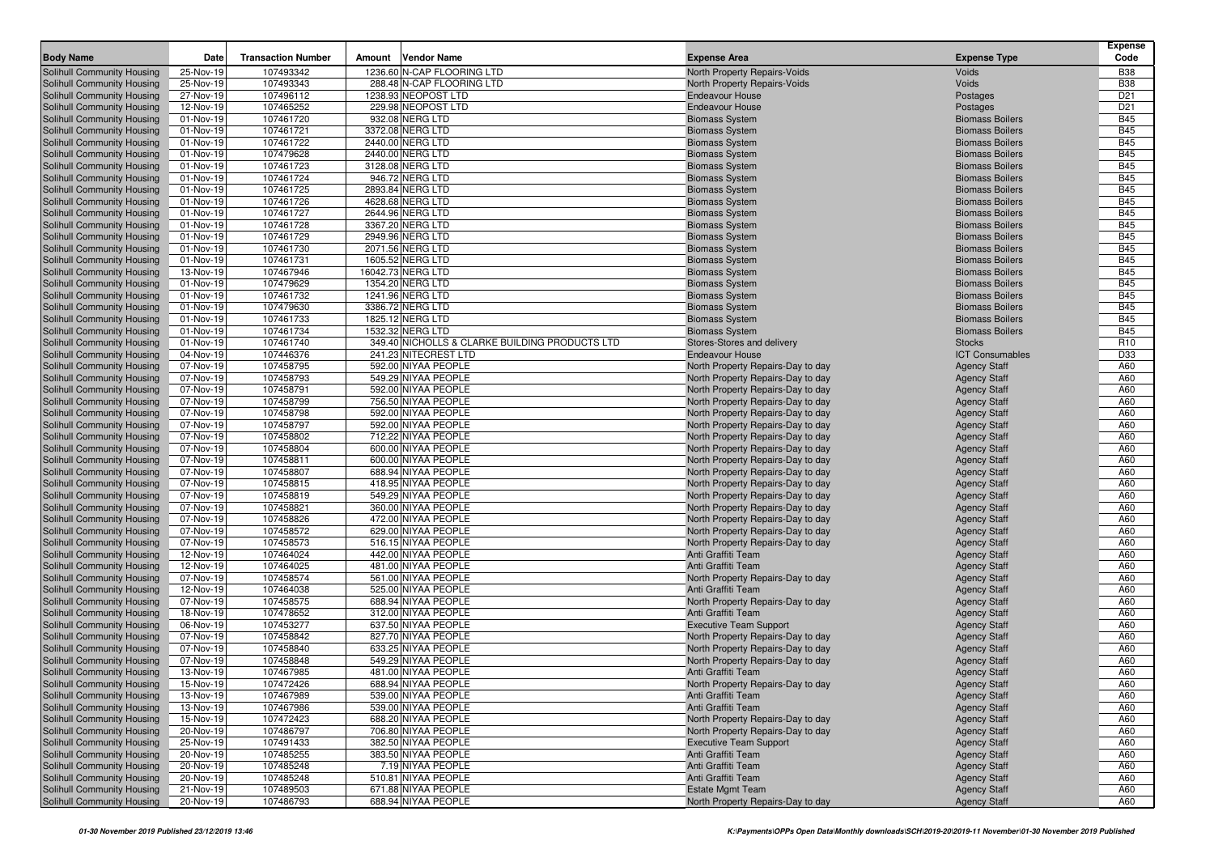| Body Name | Date | Transaction Number | Amount | Vendor Name | Expense Area | Expense Type | Expense Code |
|---|---|---|---|---|---|---|---|
| Solihull Community Housing | 25-Nov-19 | 107493342 | 1236.60 | N-CAP FLOORING LTD | North Property Repairs-Voids | Voids | B38 |
| Solihull Community Housing | 25-Nov-19 | 107493343 | 288.48 | N-CAP FLOORING LTD | North Property Repairs-Voids | Voids | B38 |
| Solihull Community Housing | 27-Nov-19 | 107496112 | 1238.93 | NEOPOST LTD | Endeavour House | Postages | D21 |
| Solihull Community Housing | 12-Nov-19 | 107465252 | 229.98 | NEOPOST LTD | Endeavour House | Postages | D21 |
| Solihull Community Housing | 01-Nov-19 | 107461720 | 932.08 | NERG LTD | Biomass System | Biomass Boilers | B45 |
| Solihull Community Housing | 01-Nov-19 | 107461721 | 3372.08 | NERG LTD | Biomass System | Biomass Boilers | B45 |
| Solihull Community Housing | 01-Nov-19 | 107461722 | 2440.00 | NERG LTD | Biomass System | Biomass Boilers | B45 |
| Solihull Community Housing | 01-Nov-19 | 107479628 | 2440.00 | NERG LTD | Biomass System | Biomass Boilers | B45 |
| Solihull Community Housing | 01-Nov-19 | 107461723 | 3128.08 | NERG LTD | Biomass System | Biomass Boilers | B45 |
| Solihull Community Housing | 01-Nov-19 | 107461724 | 946.72 | NERG LTD | Biomass System | Biomass Boilers | B45 |
| Solihull Community Housing | 01-Nov-19 | 107461725 | 2893.84 | NERG LTD | Biomass System | Biomass Boilers | B45 |
| Solihull Community Housing | 01-Nov-19 | 107461726 | 4628.68 | NERG LTD | Biomass System | Biomass Boilers | B45 |
| Solihull Community Housing | 01-Nov-19 | 107461727 | 2644.96 | NERG LTD | Biomass System | Biomass Boilers | B45 |
| Solihull Community Housing | 01-Nov-19 | 107461728 | 3367.20 | NERG LTD | Biomass System | Biomass Boilers | B45 |
| Solihull Community Housing | 01-Nov-19 | 107461729 | 2949.96 | NERG LTD | Biomass System | Biomass Boilers | B45 |
| Solihull Community Housing | 01-Nov-19 | 107461730 | 2071.56 | NERG LTD | Biomass System | Biomass Boilers | B45 |
| Solihull Community Housing | 01-Nov-19 | 107461731 | 1605.52 | NERG LTD | Biomass System | Biomass Boilers | B45 |
| Solihull Community Housing | 13-Nov-19 | 107467946 | 16042.73 | NERG LTD | Biomass System | Biomass Boilers | B45 |
| Solihull Community Housing | 01-Nov-19 | 107479629 | 1354.20 | NERG LTD | Biomass System | Biomass Boilers | B45 |
| Solihull Community Housing | 01-Nov-19 | 107461732 | 1241.96 | NERG LTD | Biomass System | Biomass Boilers | B45 |
| Solihull Community Housing | 01-Nov-19 | 107479630 | 3386.72 | NERG LTD | Biomass System | Biomass Boilers | B45 |
| Solihull Community Housing | 01-Nov-19 | 107461733 | 1825.12 | NERG LTD | Biomass System | Biomass Boilers | B45 |
| Solihull Community Housing | 01-Nov-19 | 107461734 | 1532.32 | NERG LTD | Biomass System | Biomass Boilers | B45 |
| Solihull Community Housing | 01-Nov-19 | 107461740 | 349.40 | NICHOLLS & CLARKE BUILDING PRODUCTS LTD | Stores-Stores and delivery | Stocks | R10 |
| Solihull Community Housing | 04-Nov-19 | 107446376 | 241.23 | NITECREST LTD | Endeavour House | ICT Consumables | D33 |
| Solihull Community Housing | 07-Nov-19 | 107458795 | 592.00 | NIYAA PEOPLE | North Property Repairs-Day to day | Agency Staff | A60 |
| Solihull Community Housing | 07-Nov-19 | 107458793 | 549.29 | NIYAA PEOPLE | North Property Repairs-Day to day | Agency Staff | A60 |
| Solihull Community Housing | 07-Nov-19 | 107458791 | 592.00 | NIYAA PEOPLE | North Property Repairs-Day to day | Agency Staff | A60 |
| Solihull Community Housing | 07-Nov-19 | 107458799 | 756.50 | NIYAA PEOPLE | North Property Repairs-Day to day | Agency Staff | A60 |
| Solihull Community Housing | 07-Nov-19 | 107458798 | 592.00 | NIYAA PEOPLE | North Property Repairs-Day to day | Agency Staff | A60 |
| Solihull Community Housing | 07-Nov-19 | 107458797 | 592.00 | NIYAA PEOPLE | North Property Repairs-Day to day | Agency Staff | A60 |
| Solihull Community Housing | 07-Nov-19 | 107458802 | 712.22 | NIYAA PEOPLE | North Property Repairs-Day to day | Agency Staff | A60 |
| Solihull Community Housing | 07-Nov-19 | 107458804 | 600.00 | NIYAA PEOPLE | North Property Repairs-Day to day | Agency Staff | A60 |
| Solihull Community Housing | 07-Nov-19 | 107458811 | 600.00 | NIYAA PEOPLE | North Property Repairs-Day to day | Agency Staff | A60 |
| Solihull Community Housing | 07-Nov-19 | 107458807 | 688.94 | NIYAA PEOPLE | North Property Repairs-Day to day | Agency Staff | A60 |
| Solihull Community Housing | 07-Nov-19 | 107458815 | 418.95 | NIYAA PEOPLE | North Property Repairs-Day to day | Agency Staff | A60 |
| Solihull Community Housing | 07-Nov-19 | 107458819 | 549.29 | NIYAA PEOPLE | North Property Repairs-Day to day | Agency Staff | A60 |
| Solihull Community Housing | 07-Nov-19 | 107458821 | 360.00 | NIYAA PEOPLE | North Property Repairs-Day to day | Agency Staff | A60 |
| Solihull Community Housing | 07-Nov-19 | 107458826 | 472.00 | NIYAA PEOPLE | North Property Repairs-Day to day | Agency Staff | A60 |
| Solihull Community Housing | 07-Nov-19 | 107458572 | 629.00 | NIYAA PEOPLE | North Property Repairs-Day to day | Agency Staff | A60 |
| Solihull Community Housing | 07-Nov-19 | 107458573 | 516.15 | NIYAA PEOPLE | North Property Repairs-Day to day | Agency Staff | A60 |
| Solihull Community Housing | 12-Nov-19 | 107464024 | 442.00 | NIYAA PEOPLE | Anti Graffiti Team | Agency Staff | A60 |
| Solihull Community Housing | 12-Nov-19 | 107464025 | 481.00 | NIYAA PEOPLE | Anti Graffiti Team | Agency Staff | A60 |
| Solihull Community Housing | 07-Nov-19 | 107458574 | 561.00 | NIYAA PEOPLE | North Property Repairs-Day to day | Agency Staff | A60 |
| Solihull Community Housing | 12-Nov-19 | 107464038 | 525.00 | NIYAA PEOPLE | Anti Graffiti Team | Agency Staff | A60 |
| Solihull Community Housing | 07-Nov-19 | 107458575 | 688.94 | NIYAA PEOPLE | North Property Repairs-Day to day | Agency Staff | A60 |
| Solihull Community Housing | 18-Nov-19 | 107478652 | 312.00 | NIYAA PEOPLE | Anti Graffiti Team | Agency Staff | A60 |
| Solihull Community Housing | 06-Nov-19 | 107453277 | 637.50 | NIYAA PEOPLE | Executive Team Support | Agency Staff | A60 |
| Solihull Community Housing | 07-Nov-19 | 107458842 | 827.70 | NIYAA PEOPLE | North Property Repairs-Day to day | Agency Staff | A60 |
| Solihull Community Housing | 07-Nov-19 | 107458840 | 633.25 | NIYAA PEOPLE | North Property Repairs-Day to day | Agency Staff | A60 |
| Solihull Community Housing | 07-Nov-19 | 107458848 | 549.29 | NIYAA PEOPLE | North Property Repairs-Day to day | Agency Staff | A60 |
| Solihull Community Housing | 13-Nov-19 | 107467985 | 481.00 | NIYAA PEOPLE | Anti Graffiti Team | Agency Staff | A60 |
| Solihull Community Housing | 15-Nov-19 | 107472426 | 688.94 | NIYAA PEOPLE | North Property Repairs-Day to day | Agency Staff | A60 |
| Solihull Community Housing | 13-Nov-19 | 107467989 | 539.00 | NIYAA PEOPLE | Anti Graffiti Team | Agency Staff | A60 |
| Solihull Community Housing | 13-Nov-19 | 107467986 | 539.00 | NIYAA PEOPLE | Anti Graffiti Team | Agency Staff | A60 |
| Solihull Community Housing | 15-Nov-19 | 107472423 | 688.20 | NIYAA PEOPLE | North Property Repairs-Day to day | Agency Staff | A60 |
| Solihull Community Housing | 20-Nov-19 | 107486797 | 706.80 | NIYAA PEOPLE | North Property Repairs-Day to day | Agency Staff | A60 |
| Solihull Community Housing | 25-Nov-19 | 107491433 | 382.50 | NIYAA PEOPLE | Executive Team Support | Agency Staff | A60 |
| Solihull Community Housing | 20-Nov-19 | 107485255 | 383.50 | NIYAA PEOPLE | Anti Graffiti Team | Agency Staff | A60 |
| Solihull Community Housing | 20-Nov-19 | 107485248 | 7.19 | NIYAA PEOPLE | Anti Graffiti Team | Agency Staff | A60 |
| Solihull Community Housing | 20-Nov-19 | 107485248 | 510.81 | NIYAA PEOPLE | Anti Graffiti Team | Agency Staff | A60 |
| Solihull Community Housing | 21-Nov-19 | 107489503 | 671.88 | NIYAA PEOPLE | Estate Mgmt Team | Agency Staff | A60 |
| Solihull Community Housing | 20-Nov-19 | 107486793 | 688.94 | NIYAA PEOPLE | North Property Repairs-Day to day | Agency Staff | A60 |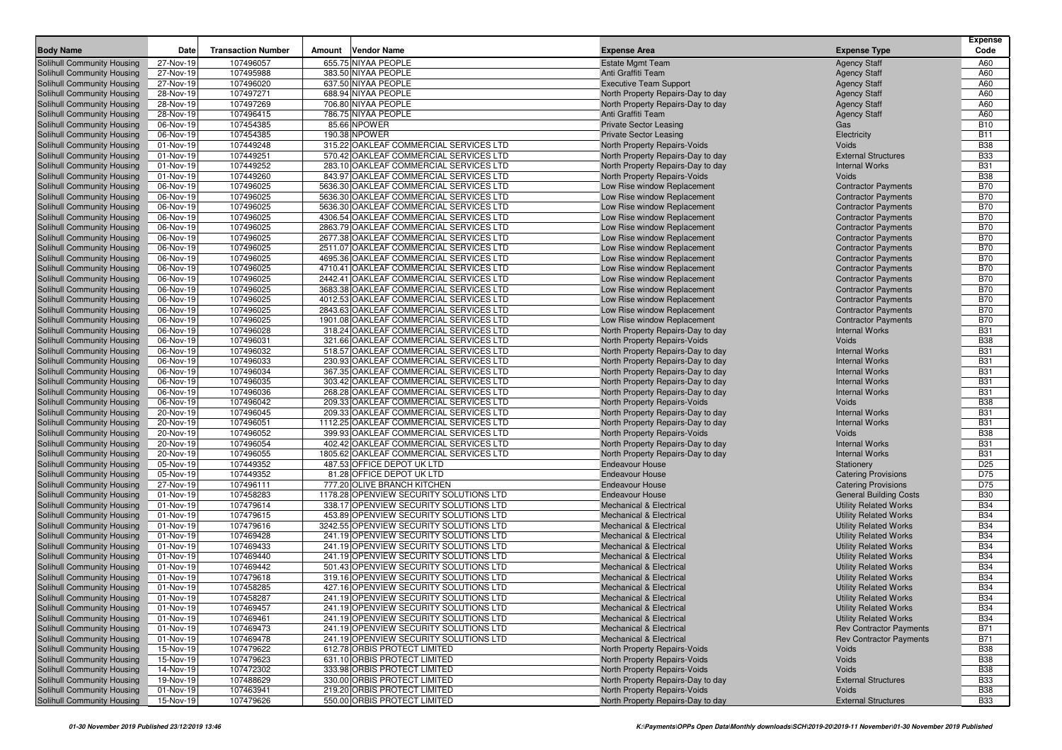| Body Name | Date | Transaction Number | Amount | Vendor Name | Expense Area | Expense Type | Expense Code |
|---|---|---|---|---|---|---|---|
| Solihull Community Housing | 27-Nov-19 | 107496057 | 655.75 | NIYAA PEOPLE | Estate Mgmt Team | Agency Staff | A60 |
| Solihull Community Housing | 27-Nov-19 | 107495988 | 383.50 | NIYAA PEOPLE | Anti Graffiti Team | Agency Staff | A60 |
| Solihull Community Housing | 27-Nov-19 | 107496020 | 637.50 | NIYAA PEOPLE | Executive Team Support | Agency Staff | A60 |
| Solihull Community Housing | 28-Nov-19 | 107497271 | 688.94 | NIYAA PEOPLE | North Property Repairs-Day to day | Agency Staff | A60 |
| Solihull Community Housing | 28-Nov-19 | 107497269 | 706.80 | NIYAA PEOPLE | North Property Repairs-Day to day | Agency Staff | A60 |
| Solihull Community Housing | 28-Nov-19 | 107496415 | 786.75 | NIYAA PEOPLE | Anti Graffiti Team | Agency Staff | A60 |
| Solihull Community Housing | 06-Nov-19 | 107454385 | 85.66 | NPOWER | Private Sector Leasing | Gas | B10 |
| Solihull Community Housing | 06-Nov-19 | 107454385 | 190.38 | NPOWER | Private Sector Leasing | Electricity | B11 |
| Solihull Community Housing | 01-Nov-19 | 107449248 | 315.22 | OAKLEAF COMMERCIAL SERVICES LTD | North Property Repairs-Voids | Voids | B38 |
| Solihull Community Housing | 01-Nov-19 | 107449251 | 570.42 | OAKLEAF COMMERCIAL SERVICES LTD | North Property Repairs-Day to day | External Structures | B33 |
| Solihull Community Housing | 01-Nov-19 | 107449252 | 283.10 | OAKLEAF COMMERCIAL SERVICES LTD | North Property Repairs-Day to day | Internal Works | B31 |
| Solihull Community Housing | 01-Nov-19 | 107449260 | 843.97 | OAKLEAF COMMERCIAL SERVICES LTD | North Property Repairs-Voids | Voids | B38 |
| Solihull Community Housing | 06-Nov-19 | 107496025 | 5636.30 | OAKLEAF COMMERCIAL SERVICES LTD | Low Rise window Replacement | Contractor Payments | B70 |
| Solihull Community Housing | 06-Nov-19 | 107496025 | 5636.30 | OAKLEAF COMMERCIAL SERVICES LTD | Low Rise window Replacement | Contractor Payments | B70 |
| Solihull Community Housing | 06-Nov-19 | 107496025 | 5636.30 | OAKLEAF COMMERCIAL SERVICES LTD | Low Rise window Replacement | Contractor Payments | B70 |
| Solihull Community Housing | 06-Nov-19 | 107496025 | 4306.54 | OAKLEAF COMMERCIAL SERVICES LTD | Low Rise window Replacement | Contractor Payments | B70 |
| Solihull Community Housing | 06-Nov-19 | 107496025 | 2863.79 | OAKLEAF COMMERCIAL SERVICES LTD | Low Rise window Replacement | Contractor Payments | B70 |
| Solihull Community Housing | 06-Nov-19 | 107496025 | 2677.38 | OAKLEAF COMMERCIAL SERVICES LTD | Low Rise window Replacement | Contractor Payments | B70 |
| Solihull Community Housing | 06-Nov-19 | 107496025 | 2511.07 | OAKLEAF COMMERCIAL SERVICES LTD | Low Rise window Replacement | Contractor Payments | B70 |
| Solihull Community Housing | 06-Nov-19 | 107496025 | 4695.36 | OAKLEAF COMMERCIAL SERVICES LTD | Low Rise window Replacement | Contractor Payments | B70 |
| Solihull Community Housing | 06-Nov-19 | 107496025 | 4710.41 | OAKLEAF COMMERCIAL SERVICES LTD | Low Rise window Replacement | Contractor Payments | B70 |
| Solihull Community Housing | 06-Nov-19 | 107496025 | 2442.41 | OAKLEAF COMMERCIAL SERVICES LTD | Low Rise window Replacement | Contractor Payments | B70 |
| Solihull Community Housing | 06-Nov-19 | 107496025 | 3683.38 | OAKLEAF COMMERCIAL SERVICES LTD | Low Rise window Replacement | Contractor Payments | B70 |
| Solihull Community Housing | 06-Nov-19 | 107496025 | 4012.53 | OAKLEAF COMMERCIAL SERVICES LTD | Low Rise window Replacement | Contractor Payments | B70 |
| Solihull Community Housing | 06-Nov-19 | 107496025 | 2843.63 | OAKLEAF COMMERCIAL SERVICES LTD | Low Rise window Replacement | Contractor Payments | B70 |
| Solihull Community Housing | 06-Nov-19 | 107496025 | 1901.08 | OAKLEAF COMMERCIAL SERVICES LTD | Low Rise window Replacement | Contractor Payments | B70 |
| Solihull Community Housing | 06-Nov-19 | 107496028 | 318.24 | OAKLEAF COMMERCIAL SERVICES LTD | North Property Repairs-Day to day | Internal Works | B31 |
| Solihull Community Housing | 06-Nov-19 | 107496031 | 321.66 | OAKLEAF COMMERCIAL SERVICES LTD | North Property Repairs-Voids | Voids | B38 |
| Solihull Community Housing | 06-Nov-19 | 107496032 | 518.57 | OAKLEAF COMMERCIAL SERVICES LTD | North Property Repairs-Day to day | Internal Works | B31 |
| Solihull Community Housing | 06-Nov-19 | 107496033 | 230.93 | OAKLEAF COMMERCIAL SERVICES LTD | North Property Repairs-Day to day | Internal Works | B31 |
| Solihull Community Housing | 06-Nov-19 | 107496034 | 367.35 | OAKLEAF COMMERCIAL SERVICES LTD | North Property Repairs-Day to day | Internal Works | B31 |
| Solihull Community Housing | 06-Nov-19 | 107496035 | 303.42 | OAKLEAF COMMERCIAL SERVICES LTD | North Property Repairs-Day to day | Internal Works | B31 |
| Solihull Community Housing | 06-Nov-19 | 107496036 | 268.28 | OAKLEAF COMMERCIAL SERVICES LTD | North Property Repairs-Day to day | Internal Works | B31 |
| Solihull Community Housing | 06-Nov-19 | 107496042 | 209.33 | OAKLEAF COMMERCIAL SERVICES LTD | North Property Repairs-Voids | Voids | B38 |
| Solihull Community Housing | 20-Nov-19 | 107496045 | 209.33 | OAKLEAF COMMERCIAL SERVICES LTD | North Property Repairs-Day to day | Internal Works | B31 |
| Solihull Community Housing | 20-Nov-19 | 107496051 | 1112.25 | OAKLEAF COMMERCIAL SERVICES LTD | North Property Repairs-Day to day | Internal Works | B31 |
| Solihull Community Housing | 20-Nov-19 | 107496052 | 399.93 | OAKLEAF COMMERCIAL SERVICES LTD | North Property Repairs-Voids | Voids | B38 |
| Solihull Community Housing | 20-Nov-19 | 107496054 | 402.42 | OAKLEAF COMMERCIAL SERVICES LTD | North Property Repairs-Day to day | Internal Works | B31 |
| Solihull Community Housing | 20-Nov-19 | 107496055 | 1805.62 | OAKLEAF COMMERCIAL SERVICES LTD | North Property Repairs-Day to day | Internal Works | B31 |
| Solihull Community Housing | 05-Nov-19 | 107449352 | 487.53 | OFFICE DEPOT UK LTD | Endeavour House | Stationery | D25 |
| Solihull Community Housing | 05-Nov-19 | 107449352 | 81.28 | OFFICE DEPOT UK LTD | Endeavour House | Catering Provisions | D75 |
| Solihull Community Housing | 27-Nov-19 | 107496111 | 777.20 | OLIVE BRANCH KITCHEN | Endeavour House | Catering Provisions | D75 |
| Solihull Community Housing | 01-Nov-19 | 107458283 | 1178.28 | OPENVIEW SECURITY SOLUTIONS LTD | Endeavour House | General Building Costs | B30 |
| Solihull Community Housing | 01-Nov-19 | 107479614 | 338.17 | OPENVIEW SECURITY SOLUTIONS LTD | Mechanical & Electrical | Utility Related Works | B34 |
| Solihull Community Housing | 01-Nov-19 | 107479615 | 453.89 | OPENVIEW SECURITY SOLUTIONS LTD | Mechanical & Electrical | Utility Related Works | B34 |
| Solihull Community Housing | 01-Nov-19 | 107479616 | 3242.55 | OPENVIEW SECURITY SOLUTIONS LTD | Mechanical & Electrical | Utility Related Works | B34 |
| Solihull Community Housing | 01-Nov-19 | 107469428 | 241.19 | OPENVIEW SECURITY SOLUTIONS LTD | Mechanical & Electrical | Utility Related Works | B34 |
| Solihull Community Housing | 01-Nov-19 | 107469433 | 241.19 | OPENVIEW SECURITY SOLUTIONS LTD | Mechanical & Electrical | Utility Related Works | B34 |
| Solihull Community Housing | 01-Nov-19 | 107469440 | 241.19 | OPENVIEW SECURITY SOLUTIONS LTD | Mechanical & Electrical | Utility Related Works | B34 |
| Solihull Community Housing | 01-Nov-19 | 107469442 | 501.43 | OPENVIEW SECURITY SOLUTIONS LTD | Mechanical & Electrical | Utility Related Works | B34 |
| Solihull Community Housing | 01-Nov-19 | 107479618 | 319.16 | OPENVIEW SECURITY SOLUTIONS LTD | Mechanical & Electrical | Utility Related Works | B34 |
| Solihull Community Housing | 01-Nov-19 | 107458285 | 427.16 | OPENVIEW SECURITY SOLUTIONS LTD | Mechanical & Electrical | Utility Related Works | B34 |
| Solihull Community Housing | 01-Nov-19 | 107458287 | 241.19 | OPENVIEW SECURITY SOLUTIONS LTD | Mechanical & Electrical | Utility Related Works | B34 |
| Solihull Community Housing | 01-Nov-19 | 107469457 | 241.19 | OPENVIEW SECURITY SOLUTIONS LTD | Mechanical & Electrical | Utility Related Works | B34 |
| Solihull Community Housing | 01-Nov-19 | 107469461 | 241.19 | OPENVIEW SECURITY SOLUTIONS LTD | Mechanical & Electrical | Utility Related Works | B34 |
| Solihull Community Housing | 01-Nov-19 | 107469473 | 241.19 | OPENVIEW SECURITY SOLUTIONS LTD | Mechanical & Electrical | Rev Contractor Payments | B71 |
| Solihull Community Housing | 01-Nov-19 | 107469478 | 241.19 | OPENVIEW SECURITY SOLUTIONS LTD | Mechanical & Electrical | Rev Contractor Payments | B71 |
| Solihull Community Housing | 15-Nov-19 | 107479622 | 612.78 | ORBIS PROTECT LIMITED | North Property Repairs-Voids | Voids | B38 |
| Solihull Community Housing | 15-Nov-19 | 107479623 | 631.10 | ORBIS PROTECT LIMITED | North Property Repairs-Voids | Voids | B38 |
| Solihull Community Housing | 14-Nov-19 | 107472302 | 333.98 | ORBIS PROTECT LIMITED | North Property Repairs-Voids | Voids | B38 |
| Solihull Community Housing | 19-Nov-19 | 107488629 | 330.00 | ORBIS PROTECT LIMITED | North Property Repairs-Day to day | External Structures | B33 |
| Solihull Community Housing | 01-Nov-19 | 107463941 | 219.20 | ORBIS PROTECT LIMITED | North Property Repairs-Voids | Voids | B38 |
| Solihull Community Housing | 15-Nov-19 | 107479626 | 550.00 | ORBIS PROTECT LIMITED | North Property Repairs-Day to day | External Structures | B33 |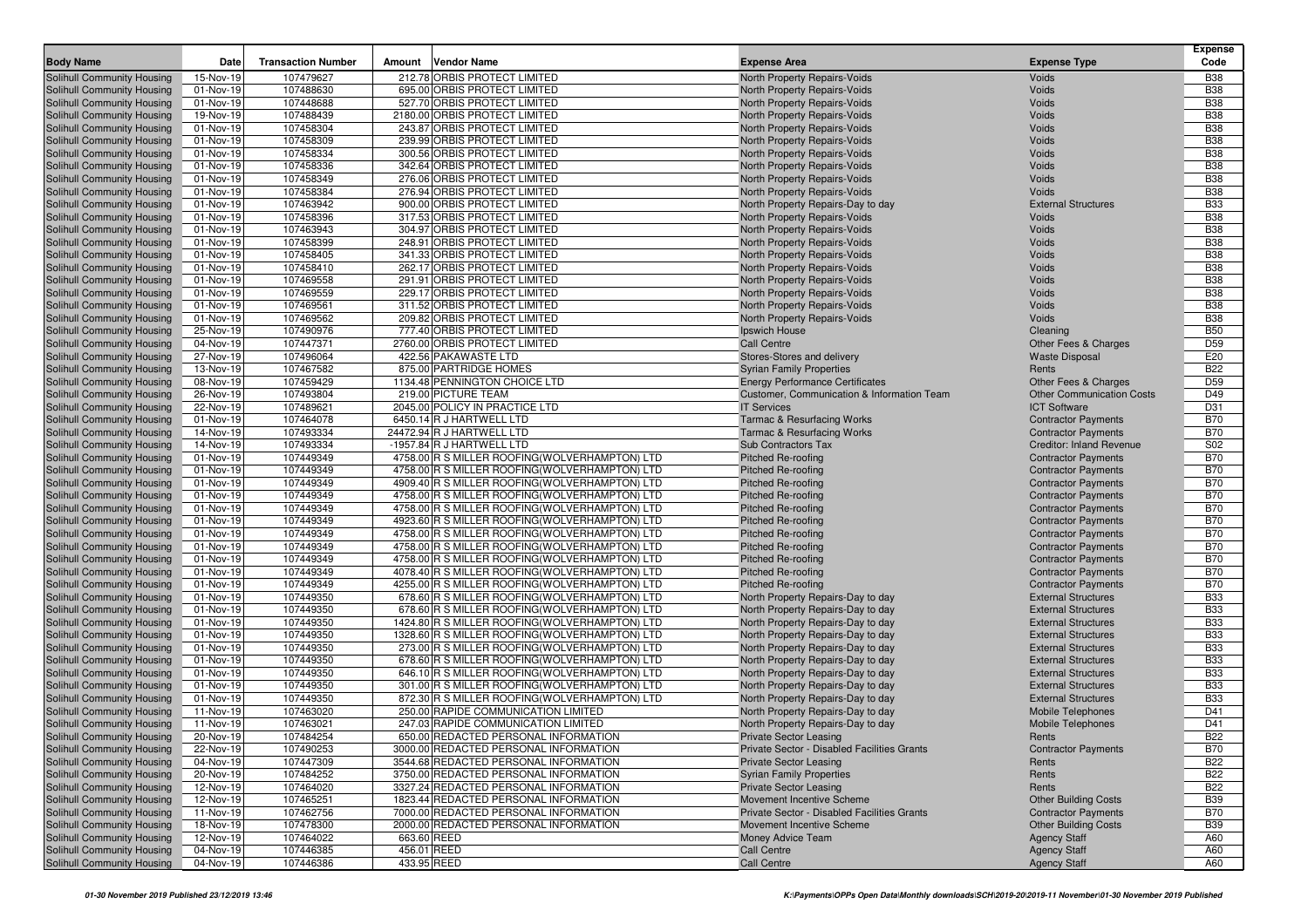| Body Name | Date | Transaction Number | Amount | Vendor Name | Expense Area | Expense Type | Expense Code |
|---|---|---|---|---|---|---|---|
| Solihull Community Housing | 15-Nov-19 | 107479627 | 212.78 | ORBIS PROTECT LIMITED | North Property Repairs-Voids | Voids | B38 |
| Solihull Community Housing | 01-Nov-19 | 107488630 | 695.00 | ORBIS PROTECT LIMITED | North Property Repairs-Voids | Voids | B38 |
| Solihull Community Housing | 01-Nov-19 | 107448688 | 527.70 | ORBIS PROTECT LIMITED | North Property Repairs-Voids | Voids | B38 |
| Solihull Community Housing | 19-Nov-19 | 107488439 | 2180.00 | ORBIS PROTECT LIMITED | North Property Repairs-Voids | Voids | B38 |
| Solihull Community Housing | 01-Nov-19 | 107458304 | 243.87 | ORBIS PROTECT LIMITED | North Property Repairs-Voids | Voids | B38 |
| Solihull Community Housing | 01-Nov-19 | 107458309 | 239.99 | ORBIS PROTECT LIMITED | North Property Repairs-Voids | Voids | B38 |
| Solihull Community Housing | 01-Nov-19 | 107458334 | 300.56 | ORBIS PROTECT LIMITED | North Property Repairs-Voids | Voids | B38 |
| Solihull Community Housing | 01-Nov-19 | 107458336 | 342.64 | ORBIS PROTECT LIMITED | North Property Repairs-Voids | Voids | B38 |
| Solihull Community Housing | 01-Nov-19 | 107458349 | 276.06 | ORBIS PROTECT LIMITED | North Property Repairs-Voids | Voids | B38 |
| Solihull Community Housing | 01-Nov-19 | 107458384 | 276.94 | ORBIS PROTECT LIMITED | North Property Repairs-Voids | Voids | B38 |
| Solihull Community Housing | 01-Nov-19 | 107463942 | 900.00 | ORBIS PROTECT LIMITED | North Property Repairs-Day to day | External Structures | B33 |
| Solihull Community Housing | 01-Nov-19 | 107458396 | 317.53 | ORBIS PROTECT LIMITED | North Property Repairs-Voids | Voids | B38 |
| Solihull Community Housing | 01-Nov-19 | 107463943 | 304.97 | ORBIS PROTECT LIMITED | North Property Repairs-Voids | Voids | B38 |
| Solihull Community Housing | 01-Nov-19 | 107458399 | 248.91 | ORBIS PROTECT LIMITED | North Property Repairs-Voids | Voids | B38 |
| Solihull Community Housing | 01-Nov-19 | 107458405 | 341.33 | ORBIS PROTECT LIMITED | North Property Repairs-Voids | Voids | B38 |
| Solihull Community Housing | 01-Nov-19 | 107458410 | 262.17 | ORBIS PROTECT LIMITED | North Property Repairs-Voids | Voids | B38 |
| Solihull Community Housing | 01-Nov-19 | 107469558 | 291.91 | ORBIS PROTECT LIMITED | North Property Repairs-Voids | Voids | B38 |
| Solihull Community Housing | 01-Nov-19 | 107469559 | 229.17 | ORBIS PROTECT LIMITED | North Property Repairs-Voids | Voids | B38 |
| Solihull Community Housing | 01-Nov-19 | 107469561 | 311.52 | ORBIS PROTECT LIMITED | North Property Repairs-Voids | Voids | B38 |
| Solihull Community Housing | 01-Nov-19 | 107469562 | 209.82 | ORBIS PROTECT LIMITED | North Property Repairs-Voids | Voids | B38 |
| Solihull Community Housing | 25-Nov-19 | 107490976 | 777.40 | ORBIS PROTECT LIMITED | Ipswich House | Cleaning | B50 |
| Solihull Community Housing | 04-Nov-19 | 107447371 | 2760.00 | ORBIS PROTECT LIMITED | Call Centre | Other Fees & Charges | D59 |
| Solihull Community Housing | 27-Nov-19 | 107496064 | 422.56 | PAKAWASTE LTD | Stores-Stores and delivery | Waste Disposal | E20 |
| Solihull Community Housing | 13-Nov-19 | 107467582 | 875.00 | PARTRIDGE HOMES | Syrian Family Properties | Rents | B22 |
| Solihull Community Housing | 08-Nov-19 | 107459429 | 1134.48 | PENNINGTON CHOICE LTD | Energy Performance Certificates | Other Fees & Charges | D59 |
| Solihull Community Housing | 26-Nov-19 | 107493804 | 219.00 | PICTURE TEAM | Customer, Communication & Information Team | Other Communication Costs | D49 |
| Solihull Community Housing | 22-Nov-19 | 107489621 | 2045.00 | POLICY IN PRACTICE LTD | IT Services | ICT Software | D31 |
| Solihull Community Housing | 01-Nov-19 | 107464078 | 6450.14 | R J HARTWELL LTD | Tarmac & Resurfacing Works | Contractor Payments | B70 |
| Solihull Community Housing | 14-Nov-19 | 107493334 | 24472.94 | R J HARTWELL LTD | Tarmac & Resurfacing Works | Contractor Payments | B70 |
| Solihull Community Housing | 14-Nov-19 | 107493334 | -1957.84 | R J HARTWELL LTD | Sub Contractors Tax | Creditor: Inland Revenue | S02 |
| Solihull Community Housing | 01-Nov-19 | 107449349 | 4758.00 | R S MILLER ROOFING(WOLVERHAMPTON) LTD | Pitched Re-roofing | Contractor Payments | B70 |
| Solihull Community Housing | 01-Nov-19 | 107449349 | 4758.00 | R S MILLER ROOFING(WOLVERHAMPTON) LTD | Pitched Re-roofing | Contractor Payments | B70 |
| Solihull Community Housing | 01-Nov-19 | 107449349 | 4909.40 | R S MILLER ROOFING(WOLVERHAMPTON) LTD | Pitched Re-roofing | Contractor Payments | B70 |
| Solihull Community Housing | 01-Nov-19 | 107449349 | 4758.00 | R S MILLER ROOFING(WOLVERHAMPTON) LTD | Pitched Re-roofing | Contractor Payments | B70 |
| Solihull Community Housing | 01-Nov-19 | 107449349 | 4758.00 | R S MILLER ROOFING(WOLVERHAMPTON) LTD | Pitched Re-roofing | Contractor Payments | B70 |
| Solihull Community Housing | 01-Nov-19 | 107449349 | 4923.60 | R S MILLER ROOFING(WOLVERHAMPTON) LTD | Pitched Re-roofing | Contractor Payments | B70 |
| Solihull Community Housing | 01-Nov-19 | 107449349 | 4758.00 | R S MILLER ROOFING(WOLVERHAMPTON) LTD | Pitched Re-roofing | Contractor Payments | B70 |
| Solihull Community Housing | 01-Nov-19 | 107449349 | 4758.00 | R S MILLER ROOFING(WOLVERHAMPTON) LTD | Pitched Re-roofing | Contractor Payments | B70 |
| Solihull Community Housing | 01-Nov-19 | 107449349 | 4758.00 | R S MILLER ROOFING(WOLVERHAMPTON) LTD | Pitched Re-roofing | Contractor Payments | B70 |
| Solihull Community Housing | 01-Nov-19 | 107449349 | 4078.40 | R S MILLER ROOFING(WOLVERHAMPTON) LTD | Pitched Re-roofing | Contractor Payments | B70 |
| Solihull Community Housing | 01-Nov-19 | 107449349 | 4255.00 | R S MILLER ROOFING(WOLVERHAMPTON) LTD | Pitched Re-roofing | Contractor Payments | B70 |
| Solihull Community Housing | 01-Nov-19 | 107449350 | 678.60 | R S MILLER ROOFING(WOLVERHAMPTON) LTD | North Property Repairs-Day to day | External Structures | B33 |
| Solihull Community Housing | 01-Nov-19 | 107449350 | 678.60 | R S MILLER ROOFING(WOLVERHAMPTON) LTD | North Property Repairs-Day to day | External Structures | B33 |
| Solihull Community Housing | 01-Nov-19 | 107449350 | 1424.80 | R S MILLER ROOFING(WOLVERHAMPTON) LTD | North Property Repairs-Day to day | External Structures | B33 |
| Solihull Community Housing | 01-Nov-19 | 107449350 | 1328.60 | R S MILLER ROOFING(WOLVERHAMPTON) LTD | North Property Repairs-Day to day | External Structures | B33 |
| Solihull Community Housing | 01-Nov-19 | 107449350 | 273.00 | R S MILLER ROOFING(WOLVERHAMPTON) LTD | North Property Repairs-Day to day | External Structures | B33 |
| Solihull Community Housing | 01-Nov-19 | 107449350 | 678.60 | R S MILLER ROOFING(WOLVERHAMPTON) LTD | North Property Repairs-Day to day | External Structures | B33 |
| Solihull Community Housing | 01-Nov-19 | 107449350 | 646.10 | R S MILLER ROOFING(WOLVERHAMPTON) LTD | North Property Repairs-Day to day | External Structures | B33 |
| Solihull Community Housing | 01-Nov-19 | 107449350 | 301.00 | R S MILLER ROOFING(WOLVERHAMPTON) LTD | North Property Repairs-Day to day | External Structures | B33 |
| Solihull Community Housing | 01-Nov-19 | 107449350 | 872.30 | R S MILLER ROOFING(WOLVERHAMPTON) LTD | North Property Repairs-Day to day | External Structures | B33 |
| Solihull Community Housing | 11-Nov-19 | 107463020 | 250.00 | RAPIDE COMMUNICATION LIMITED | North Property Repairs-Day to day | Mobile Telephones | D41 |
| Solihull Community Housing | 11-Nov-19 | 107463021 | 247.03 | RAPIDE COMMUNICATION LIMITED | North Property Repairs-Day to day | Mobile Telephones | D41 |
| Solihull Community Housing | 20-Nov-19 | 107484254 | 650.00 | REDACTED PERSONAL INFORMATION | Private Sector Leasing | Rents | B22 |
| Solihull Community Housing | 22-Nov-19 | 107490253 | 3000.00 | REDACTED PERSONAL INFORMATION | Private Sector - Disabled Facilities Grants | Contractor Payments | B70 |
| Solihull Community Housing | 04-Nov-19 | 107447309 | 3544.68 | REDACTED PERSONAL INFORMATION | Private Sector Leasing | Rents | B22 |
| Solihull Community Housing | 20-Nov-19 | 107484252 | 3750.00 | REDACTED PERSONAL INFORMATION | Syrian Family Properties | Rents | B22 |
| Solihull Community Housing | 12-Nov-19 | 107464020 | 3327.24 | REDACTED PERSONAL INFORMATION | Private Sector Leasing | Rents | B22 |
| Solihull Community Housing | 12-Nov-19 | 107465251 | 1823.44 | REDACTED PERSONAL INFORMATION | Movement Incentive Scheme | Other Building Costs | B39 |
| Solihull Community Housing | 11-Nov-19 | 107462756 | 7000.00 | REDACTED PERSONAL INFORMATION | Private Sector - Disabled Facilities Grants | Contractor Payments | B70 |
| Solihull Community Housing | 18-Nov-19 | 107478300 | 2000.00 | REDACTED PERSONAL INFORMATION | Movement Incentive Scheme | Other Building Costs | B39 |
| Solihull Community Housing | 12-Nov-19 | 107464022 | 663.60 | REED | Money Advice Team | Agency Staff | A60 |
| Solihull Community Housing | 04-Nov-19 | 107446385 | 456.01 | REED | Call Centre | Agency Staff | A60 |
| Solihull Community Housing | 04-Nov-19 | 107446386 | 433.95 | REED | Call Centre | Agency Staff | A60 |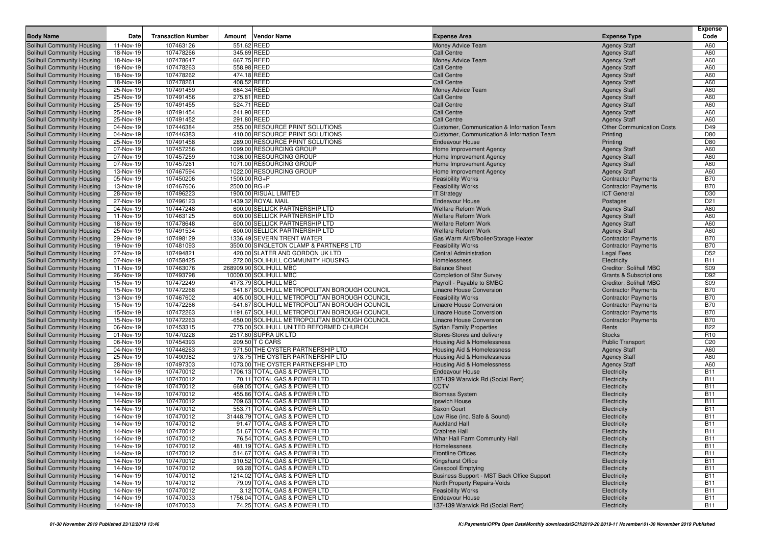| Body Name | Date | Transaction Number | Amount | Vendor Name | Expense Area | Expense Type | Expense Code |
|---|---|---|---|---|---|---|---|
| Solihull Community Housing | 11-Nov-19 | 107463126 | 551.62 | REED | Money Advice Team | Agency Staff | A60 |
| Solihull Community Housing | 18-Nov-19 | 107478266 | 345.69 | REED | Call Centre | Agency Staff | A60 |
| Solihull Community Housing | 18-Nov-19 | 107478647 | 667.75 | REED | Money Advice Team | Agency Staff | A60 |
| Solihull Community Housing | 18-Nov-19 | 107478263 | 558.98 | REED | Call Centre | Agency Staff | A60 |
| Solihull Community Housing | 18-Nov-19 | 107478262 | 474.18 | REED | Call Centre | Agency Staff | A60 |
| Solihull Community Housing | 18-Nov-19 | 107478261 | 408.52 | REED | Call Centre | Agency Staff | A60 |
| Solihull Community Housing | 25-Nov-19 | 107491459 | 684.34 | REED | Money Advice Team | Agency Staff | A60 |
| Solihull Community Housing | 25-Nov-19 | 107491456 | 275.81 | REED | Call Centre | Agency Staff | A60 |
| Solihull Community Housing | 25-Nov-19 | 107491455 | 524.71 | REED | Call Centre | Agency Staff | A60 |
| Solihull Community Housing | 25-Nov-19 | 107491454 | 241.90 | REED | Call Centre | Agency Staff | A60 |
| Solihull Community Housing | 25-Nov-19 | 107491452 | 291.80 | REED | Call Centre | Agency Staff | A60 |
| Solihull Community Housing | 04-Nov-19 | 107446384 | 255.00 | RESOURCE PRINT SOLUTIONS | Customer, Communication & Information Team | Other Communication Costs | D49 |
| Solihull Community Housing | 04-Nov-19 | 107446383 | 410.00 | RESOURCE PRINT SOLUTIONS | Customer, Communication & Information Team | Printing | D80 |
| Solihull Community Housing | 25-Nov-19 | 107491458 | 289.00 | RESOURCE PRINT SOLUTIONS | Endeavour House | Printing | D80 |
| Solihull Community Housing | 07-Nov-19 | 107457256 | 1099.00 | RESOURCING GROUP | Home Improvement Agency | Agency Staff | A60 |
| Solihull Community Housing | 07-Nov-19 | 107457259 | 1036.00 | RESOURCING GROUP | Home Improvement Agency | Agency Staff | A60 |
| Solihull Community Housing | 07-Nov-19 | 107457261 | 1071.00 | RESOURCING GROUP | Home Improvement Agency | Agency Staff | A60 |
| Solihull Community Housing | 13-Nov-19 | 107467594 | 1022.00 | RESOURCING GROUP | Home Improvement Agency | Agency Staff | A60 |
| Solihull Community Housing | 05-Nov-19 | 107450206 | 1500.00 | RG+P | Feasibility Works | Contractor Payments | B70 |
| Solihull Community Housing | 13-Nov-19 | 107467606 | 2500.00 | RG+P | Feasibility Works | Contractor Payments | B70 |
| Solihull Community Housing | 28-Nov-19 | 107496223 | 1900.00 | RISUAL LIMITED | IT Strategy | ICT General | D30 |
| Solihull Community Housing | 27-Nov-19 | 107496123 | 1439.32 | ROYAL MAIL | Endeavour House | Postages | D21 |
| Solihull Community Housing | 04-Nov-19 | 107447248 | 600.00 | SELLICK PARTNERSHIP LTD | Welfare Reform Work | Agency Staff | A60 |
| Solihull Community Housing | 11-Nov-19 | 107463125 | 600.00 | SELLICK PARTNERSHIP LTD | Welfare Reform Work | Agency Staff | A60 |
| Solihull Community Housing | 18-Nov-19 | 107478648 | 600.00 | SELLICK PARTNERSHIP LTD | Welfare Reform Work | Agency Staff | A60 |
| Solihull Community Housing | 25-Nov-19 | 107491534 | 600.00 | SELLICK PARTNERSHIP LTD | Welfare Reform Work | Agency Staff | A60 |
| Solihull Community Housing | 29-Nov-19 | 107498129 | 1336.49 | SEVERN TRENT WATER | Gas Warm Air/B'boiler/Storage Heater | Contractor Payments | B70 |
| Solihull Community Housing | 19-Nov-19 | 107481093 | 3500.00 | SINGLETON CLAMP & PARTNERS LTD | Feasibility Works | Contractor Payments | B70 |
| Solihull Community Housing | 27-Nov-19 | 107494821 | 420.00 | SLATER AND GORDON UK LTD | Central Administration | Legal Fees | D52 |
| Solihull Community Housing | 07-Nov-19 | 107458425 | 272.00 | SOLIHULL COMMUNITY HOUSING | Homelessness | Electricity | B11 |
| Solihull Community Housing | 11-Nov-19 | 107463076 | 268909.90 | SOLIHULL MBC | Balance Sheet | Creditor: Solihull MBC | S09 |
| Solihull Community Housing | 26-Nov-19 | 107493798 | 10000.00 | SOLIHULL MBC | Completion of Star Survey | Grants & Subscriptions | D92 |
| Solihull Community Housing | 15-Nov-19 | 107472249 | 4173.79 | SOLIHULL MBC | Payroll - Payable to SMBC | Creditor: Solihull MBC | S09 |
| Solihull Community Housing | 15-Nov-19 | 107472268 | 541.67 | SOLIHULL METROPOLITAN BOROUGH COUNCIL | Linacre House Conversion | Contractor Payments | B70 |
| Solihull Community Housing | 13-Nov-19 | 107467602 | 405.00 | SOLIHULL METROPOLITAN BOROUGH COUNCIL | Feasibility Works | Contractor Payments | B70 |
| Solihull Community Housing | 15-Nov-19 | 107472266 | -541.67 | SOLIHULL METROPOLITAN BOROUGH COUNCIL | Linacre House Conversion | Contractor Payments | B70 |
| Solihull Community Housing | 15-Nov-19 | 107472263 | 1191.67 | SOLIHULL METROPOLITAN BOROUGH COUNCIL | Linacre House Conversion | Contractor Payments | B70 |
| Solihull Community Housing | 15-Nov-19 | 107472263 | -650.00 | SOLIHULL METROPOLITAN BOROUGH COUNCIL | Linacre House Conversion | Contractor Payments | B70 |
| Solihull Community Housing | 06-Nov-19 | 107453315 | 775.00 | SOLIHULL UNITED REFORMED CHURCH | Syrian Family Properties | Rents | B22 |
| Solihull Community Housing | 01-Nov-19 | 107470228 | 2517.60 | SUPRA UK LTD | Stores-Stores and delivery | Stocks | R10 |
| Solihull Community Housing | 06-Nov-19 | 107454393 | 209.50 | T C CARS | Housing Aid & Homelessness | Public Transport | C20 |
| Solihull Community Housing | 04-Nov-19 | 107446263 | 971.50 | THE OYSTER PARTNERSHIP LTD | Housing Aid & Homelessness | Agency Staff | A60 |
| Solihull Community Housing | 25-Nov-19 | 107490982 | 978.75 | THE OYSTER PARTNERSHIP LTD | Housing Aid & Homelessness | Agency Staff | A60 |
| Solihull Community Housing | 28-Nov-19 | 107497303 | 1073.00 | THE OYSTER PARTNERSHIP LTD | Housing Aid & Homelessness | Agency Staff | A60 |
| Solihull Community Housing | 14-Nov-19 | 107470012 | 1706.13 | TOTAL GAS & POWER LTD | Endeavour House | Electricity | B11 |
| Solihull Community Housing | 14-Nov-19 | 107470012 | 70.11 | TOTAL GAS & POWER LTD | 137-139 Warwick Rd (Social Rent) | Electricity | B11 |
| Solihull Community Housing | 14-Nov-19 | 107470012 | 669.05 | TOTAL GAS & POWER LTD | CCTV | Electricity | B11 |
| Solihull Community Housing | 14-Nov-19 | 107470012 | 455.86 | TOTAL GAS & POWER LTD | Biomass System | Electricity | B11 |
| Solihull Community Housing | 14-Nov-19 | 107470012 | 709.63 | TOTAL GAS & POWER LTD | Ipswich House | Electricity | B11 |
| Solihull Community Housing | 14-Nov-19 | 107470012 | 553.71 | TOTAL GAS & POWER LTD | Saxon Court | Electricity | B11 |
| Solihull Community Housing | 14-Nov-19 | 107470012 | 31448.79 | TOTAL GAS & POWER LTD | Low Rise (inc. Safe & Sound) | Electricity | B11 |
| Solihull Community Housing | 14-Nov-19 | 107470012 | 91.47 | TOTAL GAS & POWER LTD | Auckland Hall | Electricity | B11 |
| Solihull Community Housing | 14-Nov-19 | 107470012 | 51.67 | TOTAL GAS & POWER LTD | Crabtree Hall | Electricity | B11 |
| Solihull Community Housing | 14-Nov-19 | 107470012 | 76.54 | TOTAL GAS & POWER LTD | Whar Hall Farm Community Hall | Electricity | B11 |
| Solihull Community Housing | 14-Nov-19 | 107470012 | 481.19 | TOTAL GAS & POWER LTD | Homelessness | Electricity | B11 |
| Solihull Community Housing | 14-Nov-19 | 107470012 | 514.67 | TOTAL GAS & POWER LTD | Frontline Offices | Electricity | B11 |
| Solihull Community Housing | 14-Nov-19 | 107470012 | 310.52 | TOTAL GAS & POWER LTD | Kingshurst Office | Electricity | B11 |
| Solihull Community Housing | 14-Nov-19 | 107470012 | 93.28 | TOTAL GAS & POWER LTD | Cesspool Emptying | Electricity | B11 |
| Solihull Community Housing | 14-Nov-19 | 107470012 | 1214.02 | TOTAL GAS & POWER LTD | Business Support - MST Back Office Support | Electricity | B11 |
| Solihull Community Housing | 14-Nov-19 | 107470012 | 79.09 | TOTAL GAS & POWER LTD | North Property Repairs-Voids | Electricity | B11 |
| Solihull Community Housing | 14-Nov-19 | 107470012 | 3.12 | TOTAL GAS & POWER LTD | Feasibility Works | Electricity | B11 |
| Solihull Community Housing | 14-Nov-19 | 107470033 | 1756.04 | TOTAL GAS & POWER LTD | Endeavour House | Electricity | B11 |
| Solihull Community Housing | 14-Nov-19 | 107470033 | 74.25 | TOTAL GAS & POWER LTD | 137-139 Warwick Rd (Social Rent) | Electricity | B11 |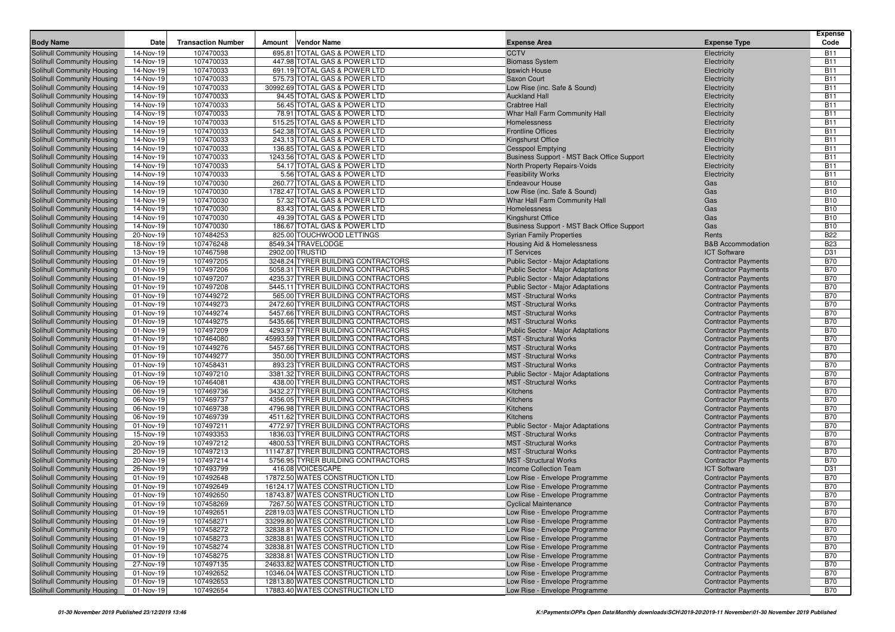| Body Name | Date | Transaction Number | Amount | Vendor Name | Expense Area | Expense Type | Expense Code |
|---|---|---|---|---|---|---|---|
| Solihull Community Housing | 14-Nov-19 | 107470033 | 695.81 | TOTAL GAS & POWER LTD | CCTV | Electricity | B11 |
| Solihull Community Housing | 14-Nov-19 | 107470033 | 447.98 | TOTAL GAS & POWER LTD | Biomass System | Electricity | B11 |
| Solihull Community Housing | 14-Nov-19 | 107470033 | 691.19 | TOTAL GAS & POWER LTD | Ipswich House | Electricity | B11 |
| Solihull Community Housing | 14-Nov-19 | 107470033 | 575.73 | TOTAL GAS & POWER LTD | Saxon Court | Electricity | B11 |
| Solihull Community Housing | 14-Nov-19 | 107470033 | 30992.69 | TOTAL GAS & POWER LTD | Low Rise (inc. Safe & Sound) | Electricity | B11 |
| Solihull Community Housing | 14-Nov-19 | 107470033 | 94.45 | TOTAL GAS & POWER LTD | Auckland Hall | Electricity | B11 |
| Solihull Community Housing | 14-Nov-19 | 107470033 | 56.45 | TOTAL GAS & POWER LTD | Crabtree Hall | Electricity | B11 |
| Solihull Community Housing | 14-Nov-19 | 107470033 | 78.91 | TOTAL GAS & POWER LTD | Whar Hall Farm Community Hall | Electricity | B11 |
| Solihull Community Housing | 14-Nov-19 | 107470033 | 515.25 | TOTAL GAS & POWER LTD | Homelessness | Electricity | B11 |
| Solihull Community Housing | 14-Nov-19 | 107470033 | 542.38 | TOTAL GAS & POWER LTD | Frontline Offices | Electricity | B11 |
| Solihull Community Housing | 14-Nov-19 | 107470033 | 243.13 | TOTAL GAS & POWER LTD | Kingshurst Office | Electricity | B11 |
| Solihull Community Housing | 14-Nov-19 | 107470033 | 136.85 | TOTAL GAS & POWER LTD | Cesspool Emptying | Electricity | B11 |
| Solihull Community Housing | 14-Nov-19 | 107470033 | 1243.56 | TOTAL GAS & POWER LTD | Business Support - MST Back Office Support | Electricity | B11 |
| Solihull Community Housing | 14-Nov-19 | 107470033 | 54.17 | TOTAL GAS & POWER LTD | North Property Repairs-Voids | Electricity | B11 |
| Solihull Community Housing | 14-Nov-19 | 107470033 | 5.56 | TOTAL GAS & POWER LTD | Feasibility Works | Electricity | B11 |
| Solihull Community Housing | 14-Nov-19 | 107470030 | 260.77 | TOTAL GAS & POWER LTD | Endeavour House | Gas | B10 |
| Solihull Community Housing | 14-Nov-19 | 107470030 | 1782.47 | TOTAL GAS & POWER LTD | Low Rise (inc. Safe & Sound) | Gas | B10 |
| Solihull Community Housing | 14-Nov-19 | 107470030 | 57.32 | TOTAL GAS & POWER LTD | Whar Hall Farm Community Hall | Gas | B10 |
| Solihull Community Housing | 14-Nov-19 | 107470030 | 83.43 | TOTAL GAS & POWER LTD | Homelessness | Gas | B10 |
| Solihull Community Housing | 14-Nov-19 | 107470030 | 49.39 | TOTAL GAS & POWER LTD | Kingshurst Office | Gas | B10 |
| Solihull Community Housing | 14-Nov-19 | 107470030 | 186.67 | TOTAL GAS & POWER LTD | Business Support - MST Back Office Support | Gas | B10 |
| Solihull Community Housing | 20-Nov-19 | 107484253 | 825.00 | TOUCHWOOD LETTINGS | Syrian Family Properties | Rents | B22 |
| Solihull Community Housing | 18-Nov-19 | 107476248 | 8549.34 | TRAVELODGE | Housing Aid & Homelessness | B&B Accommodation | B23 |
| Solihull Community Housing | 13-Nov-19 | 107467598 | 2902.00 | TRUSTID | IT Services | ICT Software | D31 |
| Solihull Community Housing | 01-Nov-19 | 107497205 | 3248.24 | TYRER BUILDING CONTRACTORS | Public Sector - Major Adaptations | Contractor Payments | B70 |
| Solihull Community Housing | 01-Nov-19 | 107497206 | 5058.31 | TYRER BUILDING CONTRACTORS | Public Sector - Major Adaptations | Contractor Payments | B70 |
| Solihull Community Housing | 01-Nov-19 | 107497207 | 4235.37 | TYRER BUILDING CONTRACTORS | Public Sector - Major Adaptations | Contractor Payments | B70 |
| Solihull Community Housing | 01-Nov-19 | 107497208 | 5445.11 | TYRER BUILDING CONTRACTORS | Public Sector - Major Adaptations | Contractor Payments | B70 |
| Solihull Community Housing | 01-Nov-19 | 107449272 | 565.00 | TYRER BUILDING CONTRACTORS | MST -Structural Works | Contractor Payments | B70 |
| Solihull Community Housing | 01-Nov-19 | 107449273 | 2472.60 | TYRER BUILDING CONTRACTORS | MST -Structural Works | Contractor Payments | B70 |
| Solihull Community Housing | 01-Nov-19 | 107449274 | 5457.66 | TYRER BUILDING CONTRACTORS | MST -Structural Works | Contractor Payments | B70 |
| Solihull Community Housing | 01-Nov-19 | 107449275 | 5435.66 | TYRER BUILDING CONTRACTORS | MST -Structural Works | Contractor Payments | B70 |
| Solihull Community Housing | 01-Nov-19 | 107497209 | 4293.97 | TYRER BUILDING CONTRACTORS | Public Sector - Major Adaptations | Contractor Payments | B70 |
| Solihull Community Housing | 01-Nov-19 | 107464080 | 45993.59 | TYRER BUILDING CONTRACTORS | MST -Structural Works | Contractor Payments | B70 |
| Solihull Community Housing | 01-Nov-19 | 107449276 | 5457.66 | TYRER BUILDING CONTRACTORS | MST -Structural Works | Contractor Payments | B70 |
| Solihull Community Housing | 01-Nov-19 | 107449277 | 350.00 | TYRER BUILDING CONTRACTORS | MST -Structural Works | Contractor Payments | B70 |
| Solihull Community Housing | 01-Nov-19 | 107458431 | 893.23 | TYRER BUILDING CONTRACTORS | MST -Structural Works | Contractor Payments | B70 |
| Solihull Community Housing | 01-Nov-19 | 107497210 | 3381.32 | TYRER BUILDING CONTRACTORS | Public Sector - Major Adaptations | Contractor Payments | B70 |
| Solihull Community Housing | 06-Nov-19 | 107464081 | 438.00 | TYRER BUILDING CONTRACTORS | MST -Structural Works | Contractor Payments | B70 |
| Solihull Community Housing | 06-Nov-19 | 107469736 | 3432.27 | TYRER BUILDING CONTRACTORS | Kitchens | Contractor Payments | B70 |
| Solihull Community Housing | 06-Nov-19 | 107469737 | 4356.05 | TYRER BUILDING CONTRACTORS | Kitchens | Contractor Payments | B70 |
| Solihull Community Housing | 06-Nov-19 | 107469738 | 4796.98 | TYRER BUILDING CONTRACTORS | Kitchens | Contractor Payments | B70 |
| Solihull Community Housing | 06-Nov-19 | 107469739 | 4511.62 | TYRER BUILDING CONTRACTORS | Kitchens | Contractor Payments | B70 |
| Solihull Community Housing | 01-Nov-19 | 107497211 | 4772.97 | TYRER BUILDING CONTRACTORS | Public Sector - Major Adaptations | Contractor Payments | B70 |
| Solihull Community Housing | 15-Nov-19 | 107493353 | 1836.03 | TYRER BUILDING CONTRACTORS | MST -Structural Works | Contractor Payments | B70 |
| Solihull Community Housing | 20-Nov-19 | 107497212 | 4800.53 | TYRER BUILDING CONTRACTORS | MST -Structural Works | Contractor Payments | B70 |
| Solihull Community Housing | 20-Nov-19 | 107497213 | 11147.87 | TYRER BUILDING CONTRACTORS | MST -Structural Works | Contractor Payments | B70 |
| Solihull Community Housing | 20-Nov-19 | 107497214 | 5756.95 | TYRER BUILDING CONTRACTORS | MST -Structural Works | Contractor Payments | B70 |
| Solihull Community Housing | 26-Nov-19 | 107493799 | 416.08 | VOICESCAPE | Income Collection Team | ICT Software | D31 |
| Solihull Community Housing | 01-Nov-19 | 107492648 | 17872.50 | WATES CONSTRUCTION LTD | Low Rise - Envelope Programme | Contractor Payments | B70 |
| Solihull Community Housing | 01-Nov-19 | 107492649 | 16124.17 | WATES CONSTRUCTION LTD | Low Rise - Envelope Programme | Contractor Payments | B70 |
| Solihull Community Housing | 01-Nov-19 | 107492650 | 18743.87 | WATES CONSTRUCTION LTD | Low Rise - Envelope Programme | Contractor Payments | B70 |
| Solihull Community Housing | 01-Nov-19 | 107458269 | 7267.50 | WATES CONSTRUCTION LTD | Cyclical Maintenance | Contractor Payments | B70 |
| Solihull Community Housing | 01-Nov-19 | 107492651 | 22819.03 | WATES CONSTRUCTION LTD | Low Rise - Envelope Programme | Contractor Payments | B70 |
| Solihull Community Housing | 01-Nov-19 | 107458271 | 33299.80 | WATES CONSTRUCTION LTD | Low Rise - Envelope Programme | Contractor Payments | B70 |
| Solihull Community Housing | 01-Nov-19 | 107458272 | 32838.81 | WATES CONSTRUCTION LTD | Low Rise - Envelope Programme | Contractor Payments | B70 |
| Solihull Community Housing | 01-Nov-19 | 107458273 | 32838.81 | WATES CONSTRUCTION LTD | Low Rise - Envelope Programme | Contractor Payments | B70 |
| Solihull Community Housing | 01-Nov-19 | 107458274 | 32838.81 | WATES CONSTRUCTION LTD | Low Rise - Envelope Programme | Contractor Payments | B70 |
| Solihull Community Housing | 01-Nov-19 | 107458275 | 32838.81 | WATES CONSTRUCTION LTD | Low Rise - Envelope Programme | Contractor Payments | B70 |
| Solihull Community Housing | 27-Nov-19 | 107497135 | 24633.82 | WATES CONSTRUCTION LTD | Low Rise - Envelope Programme | Contractor Payments | B70 |
| Solihull Community Housing | 01-Nov-19 | 107492652 | 10346.04 | WATES CONSTRUCTION LTD | Low Rise - Envelope Programme | Contractor Payments | B70 |
| Solihull Community Housing | 01-Nov-19 | 107492653 | 12813.80 | WATES CONSTRUCTION LTD | Low Rise - Envelope Programme | Contractor Payments | B70 |
| Solihull Community Housing | 01-Nov-19 | 107492654 | 17883.40 | WATES CONSTRUCTION LTD | Low Rise - Envelope Programme | Contractor Payments | B70 |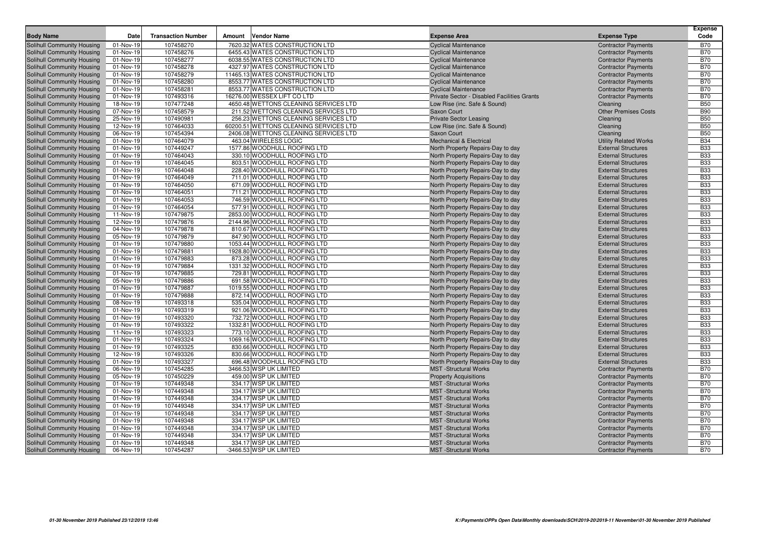| Body Name | Date | Transaction Number | Amount | Vendor Name | Expense Area | Expense Type | Expense Code |
|---|---|---|---|---|---|---|---|
| Solihull Community Housing | 01-Nov-19 | 107458270 | 7620.32 | WATES CONSTRUCTION LTD | Cyclical Maintenance | Contractor Payments | B70 |
| Solihull Community Housing | 01-Nov-19 | 107458276 | 6455.43 | WATES CONSTRUCTION LTD | Cyclical Maintenance | Contractor Payments | B70 |
| Solihull Community Housing | 01-Nov-19 | 107458277 | 6038.55 | WATES CONSTRUCTION LTD | Cyclical Maintenance | Contractor Payments | B70 |
| Solihull Community Housing | 01-Nov-19 | 107458278 | 4327.97 | WATES CONSTRUCTION LTD | Cyclical Maintenance | Contractor Payments | B70 |
| Solihull Community Housing | 01-Nov-19 | 107458279 | 11465.13 | WATES CONSTRUCTION LTD | Cyclical Maintenance | Contractor Payments | B70 |
| Solihull Community Housing | 01-Nov-19 | 107458280 | 8553.77 | WATES CONSTRUCTION LTD | Cyclical Maintenance | Contractor Payments | B70 |
| Solihull Community Housing | 01-Nov-19 | 107458281 | 8553.77 | WATES CONSTRUCTION LTD | Cyclical Maintenance | Contractor Payments | B70 |
| Solihull Community Housing | 01-Nov-19 | 107493316 | 16276.00 | WESSEX LIFT CO LTD | Private Sector - Disabled Facilities Grants | Contractor Payments | B70 |
| Solihull Community Housing | 18-Nov-19 | 107477248 | 4650.48 | WETTONS CLEANING SERVICES LTD | Low Rise (inc. Safe & Sound) | Cleaning | B50 |
| Solihull Community Housing | 07-Nov-19 | 107458579 | 211.52 | WETTONS CLEANING SERVICES LTD | Saxon Court | Other Premises Costs | B90 |
| Solihull Community Housing | 25-Nov-19 | 107490981 | 256.23 | WETTONS CLEANING SERVICES LTD | Private Sector Leasing | Cleaning | B50 |
| Solihull Community Housing | 12-Nov-19 | 107464033 | 60200.51 | WETTONS CLEANING SERVICES LTD | Low Rise (inc. Safe & Sound) | Cleaning | B50 |
| Solihull Community Housing | 06-Nov-19 | 107454394 | 2406.08 | WETTONS CLEANING SERVICES LTD | Saxon Court | Cleaning | B50 |
| Solihull Community Housing | 01-Nov-19 | 107464079 | 463.04 | WIRELESS LOGIC | Mechanical & Electrical | Utility Related Works | B34 |
| Solihull Community Housing | 01-Nov-19 | 107449247 | 1577.86 | WOODHULL ROOFING LTD | North Property Repairs-Day to day | External Structures | B33 |
| Solihull Community Housing | 01-Nov-19 | 107464043 | 330.10 | WOODHULL ROOFING LTD | North Property Repairs-Day to day | External Structures | B33 |
| Solihull Community Housing | 01-Nov-19 | 107464045 | 803.51 | WOODHULL ROOFING LTD | North Property Repairs-Day to day | External Structures | B33 |
| Solihull Community Housing | 01-Nov-19 | 107464048 | 228.40 | WOODHULL ROOFING LTD | North Property Repairs-Day to day | External Structures | B33 |
| Solihull Community Housing | 01-Nov-19 | 107464049 | 711.01 | WOODHULL ROOFING LTD | North Property Repairs-Day to day | External Structures | B33 |
| Solihull Community Housing | 01-Nov-19 | 107464050 | 671.09 | WOODHULL ROOFING LTD | North Property Repairs-Day to day | External Structures | B33 |
| Solihull Community Housing | 01-Nov-19 | 107464051 | 711.21 | WOODHULL ROOFING LTD | North Property Repairs-Day to day | External Structures | B33 |
| Solihull Community Housing | 01-Nov-19 | 107464053 | 746.59 | WOODHULL ROOFING LTD | North Property Repairs-Day to day | External Structures | B33 |
| Solihull Community Housing | 01-Nov-19 | 107464054 | 577.91 | WOODHULL ROOFING LTD | North Property Repairs-Day to day | External Structures | B33 |
| Solihull Community Housing | 11-Nov-19 | 107479875 | 2853.00 | WOODHULL ROOFING LTD | North Property Repairs-Day to day | External Structures | B33 |
| Solihull Community Housing | 12-Nov-19 | 107479876 | 2144.96 | WOODHULL ROOFING LTD | North Property Repairs-Day to day | External Structures | B33 |
| Solihull Community Housing | 04-Nov-19 | 107479878 | 810.67 | WOODHULL ROOFING LTD | North Property Repairs-Day to day | External Structures | B33 |
| Solihull Community Housing | 05-Nov-19 | 107479879 | 847.90 | WOODHULL ROOFING LTD | North Property Repairs-Day to day | External Structures | B33 |
| Solihull Community Housing | 01-Nov-19 | 107479880 | 1053.44 | WOODHULL ROOFING LTD | North Property Repairs-Day to day | External Structures | B33 |
| Solihull Community Housing | 01-Nov-19 | 107479881 | 1928.80 | WOODHULL ROOFING LTD | North Property Repairs-Day to day | External Structures | B33 |
| Solihull Community Housing | 01-Nov-19 | 107479883 | 873.28 | WOODHULL ROOFING LTD | North Property Repairs-Day to day | External Structures | B33 |
| Solihull Community Housing | 01-Nov-19 | 107479884 | 1331.32 | WOODHULL ROOFING LTD | North Property Repairs-Day to day | External Structures | B33 |
| Solihull Community Housing | 01-Nov-19 | 107479885 | 729.81 | WOODHULL ROOFING LTD | North Property Repairs-Day to day | External Structures | B33 |
| Solihull Community Housing | 05-Nov-19 | 107479886 | 691.58 | WOODHULL ROOFING LTD | North Property Repairs-Day to day | External Structures | B33 |
| Solihull Community Housing | 01-Nov-19 | 107479887 | 1019.55 | WOODHULL ROOFING LTD | North Property Repairs-Day to day | External Structures | B33 |
| Solihull Community Housing | 01-Nov-19 | 107479888 | 872.14 | WOODHULL ROOFING LTD | North Property Repairs-Day to day | External Structures | B33 |
| Solihull Community Housing | 08-Nov-19 | 107493318 | 535.04 | WOODHULL ROOFING LTD | North Property Repairs-Day to day | External Structures | B33 |
| Solihull Community Housing | 01-Nov-19 | 107493319 | 921.06 | WOODHULL ROOFING LTD | North Property Repairs-Day to day | External Structures | B33 |
| Solihull Community Housing | 01-Nov-19 | 107493320 | 732.72 | WOODHULL ROOFING LTD | North Property Repairs-Day to day | External Structures | B33 |
| Solihull Community Housing | 01-Nov-19 | 107493322 | 1332.81 | WOODHULL ROOFING LTD | North Property Repairs-Day to day | External Structures | B33 |
| Solihull Community Housing | 11-Nov-19 | 107493323 | 773.10 | WOODHULL ROOFING LTD | North Property Repairs-Day to day | External Structures | B33 |
| Solihull Community Housing | 01-Nov-19 | 107493324 | 1069.16 | WOODHULL ROOFING LTD | North Property Repairs-Day to day | External Structures | B33 |
| Solihull Community Housing | 01-Nov-19 | 107493325 | 830.66 | WOODHULL ROOFING LTD | North Property Repairs-Day to day | External Structures | B33 |
| Solihull Community Housing | 12-Nov-19 | 107493326 | 830.66 | WOODHULL ROOFING LTD | North Property Repairs-Day to day | External Structures | B33 |
| Solihull Community Housing | 01-Nov-19 | 107493327 | 696.48 | WOODHULL ROOFING LTD | North Property Repairs-Day to day | External Structures | B33 |
| Solihull Community Housing | 06-Nov-19 | 107454285 | 3466.53 | WSP UK LIMITED | MST -Structural Works | Contractor Payments | B70 |
| Solihull Community Housing | 05-Nov-19 | 107450229 | 459.00 | WSP UK LIMITED | Property Acquisitions | Contractor Payments | B70 |
| Solihull Community Housing | 01-Nov-19 | 107449348 | 334.17 | WSP UK LIMITED | MST -Structural Works | Contractor Payments | B70 |
| Solihull Community Housing | 01-Nov-19 | 107449348 | 334.17 | WSP UK LIMITED | MST -Structural Works | Contractor Payments | B70 |
| Solihull Community Housing | 01-Nov-19 | 107449348 | 334.17 | WSP UK LIMITED | MST -Structural Works | Contractor Payments | B70 |
| Solihull Community Housing | 01-Nov-19 | 107449348 | 334.17 | WSP UK LIMITED | MST -Structural Works | Contractor Payments | B70 |
| Solihull Community Housing | 01-Nov-19 | 107449348 | 334.17 | WSP UK LIMITED | MST -Structural Works | Contractor Payments | B70 |
| Solihull Community Housing | 01-Nov-19 | 107449348 | 334.17 | WSP UK LIMITED | MST -Structural Works | Contractor Payments | B70 |
| Solihull Community Housing | 01-Nov-19 | 107449348 | 334.17 | WSP UK LIMITED | MST -Structural Works | Contractor Payments | B70 |
| Solihull Community Housing | 01-Nov-19 | 107449348 | 334.17 | WSP UK LIMITED | MST -Structural Works | Contractor Payments | B70 |
| Solihull Community Housing | 01-Nov-19 | 107449348 | 334.17 | WSP UK LIMITED | MST -Structural Works | Contractor Payments | B70 |
| Solihull Community Housing | 06-Nov-19 | 107454287 | -3466.53 | WSP UK LIMITED | MST -Structural Works | Contractor Payments | B70 |